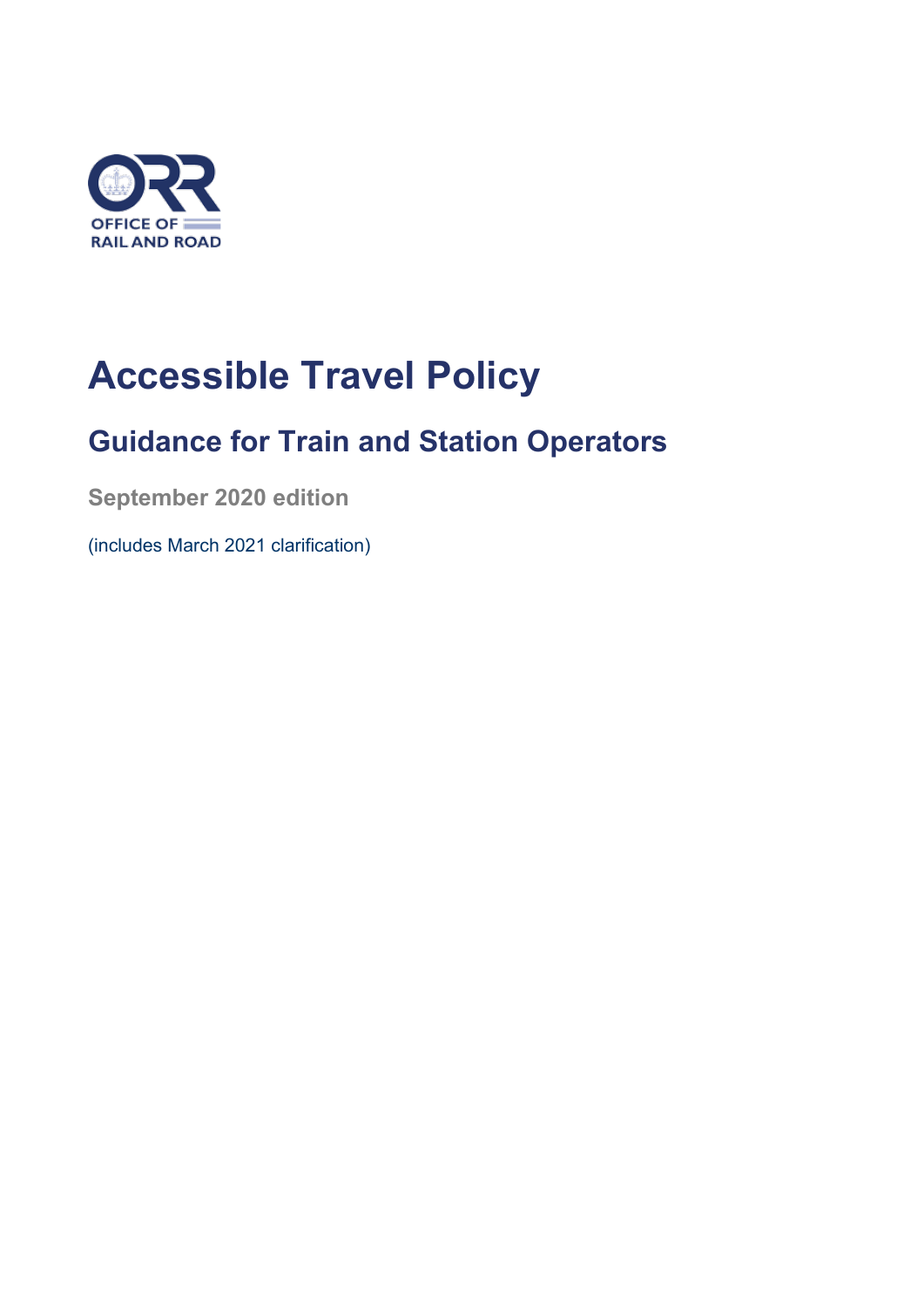OFFICE OF RAIL AND ROAD

# Accessible Travel Policy

## Guidance for Train and Station Operators

**September 2020 edition**

(includes March 2021 clarification)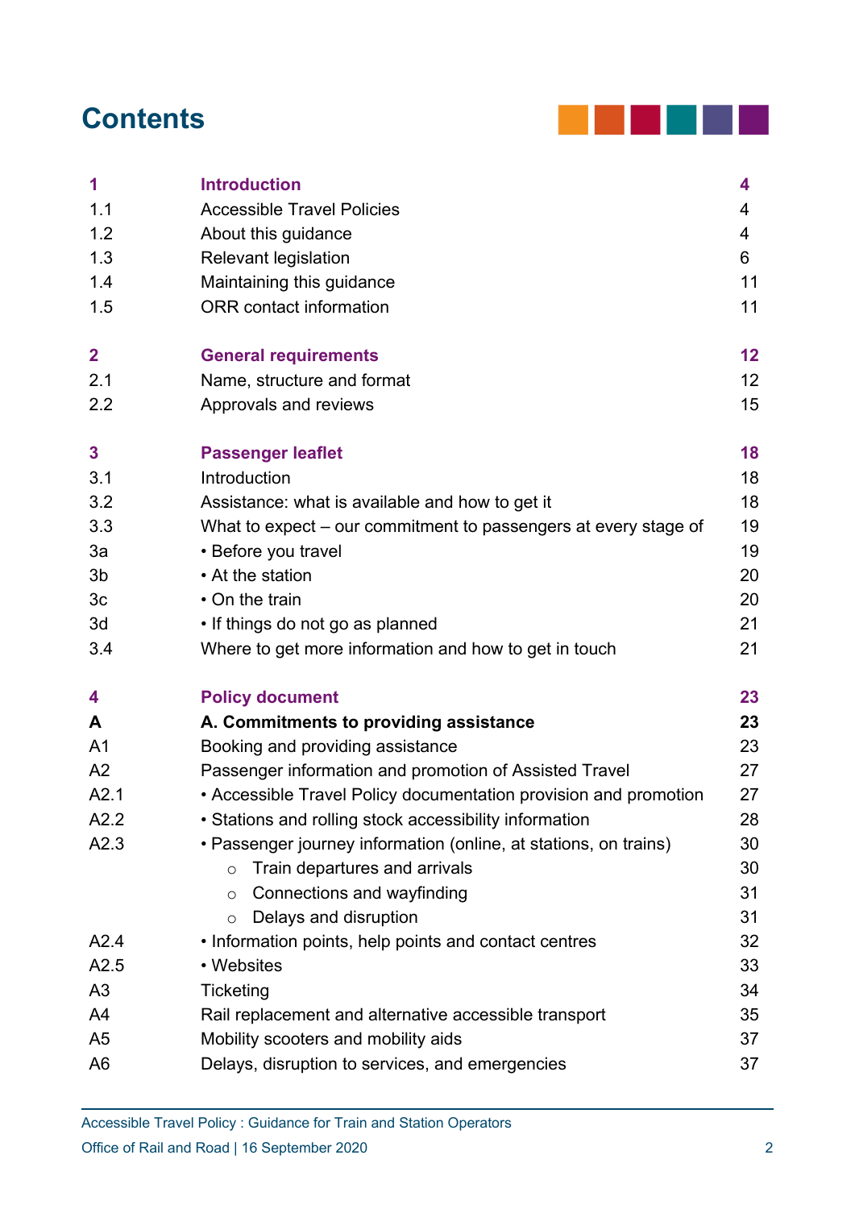# Contents

| | | |
|---|---|---|
| **1** | **Introduction** | **4** |
| 1.1 | Accessible Travel Policies | 4 |
| 1.2 | About this guidance | 4 |
| 1.3 | Relevant legislation | 6 |
| 1.4 | Maintaining this guidance | 11 |
| 1.5 | ORR contact information | 11 |
| **2** | **General requirements** | **12** |
| 2.1 | Name, structure and format | 12 |
| 2.2 | Approvals and reviews | 15 |
| **3** | **Passenger leaflet** | **18** |
| 3.1 | Introduction | 18 |
| 3.2 | Assistance: what is available and how to get it | 18 |
| 3.3 | What to expect – our commitment to passengers at every stage of | 19 |
| 3a | • Before you travel | 19 |
| 3b | • At the station | 20 |
| 3c | • On the train | 20 |
| 3d | • If things do not go as planned | 21 |
| 3.4 | Where to get more information and how to get in touch | 21 |
| **4** | **Policy document** | **23** |
| **A** | **A. Commitments to providing assistance** | **23** |
| A1 | Booking and providing assistance | 23 |
| A2 | Passenger information and promotion of Assisted Travel | 27 |
| A2.1 | • Accessible Travel Policy documentation provision and promotion | 27 |
| A2.2 | • Stations and rolling stock accessibility information | 28 |
| A2.3 | • Passenger journey information (online, at stations, on trains) | 30 |
| | ○ Train departures and arrivals | 30 |
| | ○ Connections and wayfinding | 31 |
| | ○ Delays and disruption | 31 |
| A2.4 | • Information points, help points and contact centres | 32 |
| A2.5 | • Websites | 33 |
| A3 | Ticketing | 34 |
| A4 | Rail replacement and alternative accessible transport | 35 |
| A5 | Mobility scooters and mobility aids | 37 |
| A6 | Delays, disruption to services, and emergencies | 37 |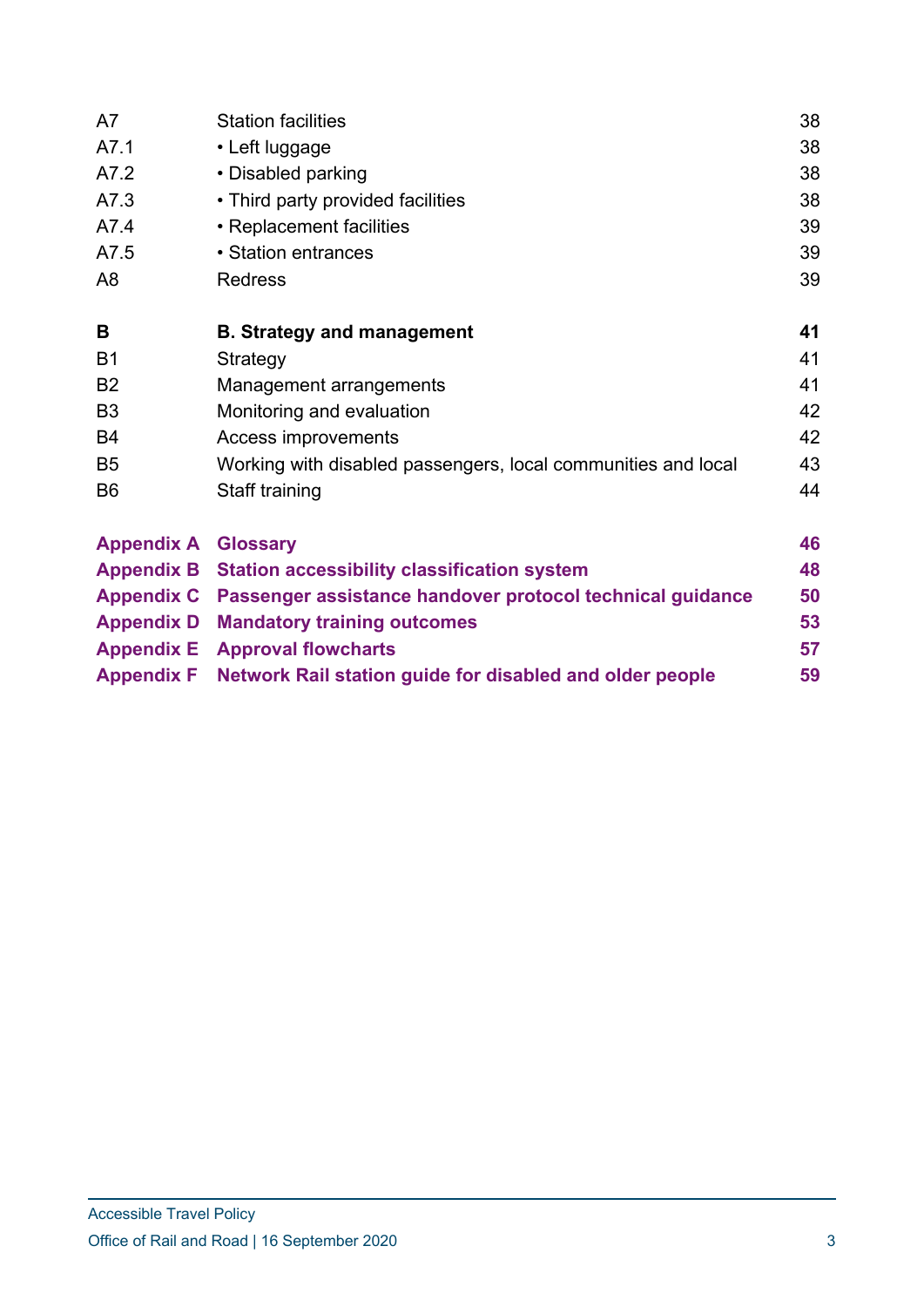| | | |
|---|---|---|
| A7 | Station facilities | 38 |
| A7.1 | • Left luggage | 38 |
| A7.2 | • Disabled parking | 38 |
| A7.3 | • Third party provided facilities | 38 |
| A7.4 | • Replacement facilities | 39 |
| A7.5 | • Station entrances | 39 |
| A8 | Redress | 39 |
| **B** | **B. Strategy and management** | **41** |
| B1 | Strategy | 41 |
| B2 | Management arrangements | 41 |
| B3 | Monitoring and evaluation | 42 |
| B4 | Access improvements | 42 |
| B5 | Working with disabled passengers, local communities and local | 43 |
| B6 | Staff training | 44 |
| **Appendix A** | **Glossary** | **46** |
| **Appendix B** | **Station accessibility classification system** | **48** |
| **Appendix C** | **Passenger assistance handover protocol technical guidance** | **50** |
| **Appendix D** | **Mandatory training outcomes** | **53** |
| **Appendix E** | **Approval flowcharts** | **57** |
| **Appendix F** | **Network Rail station guide for disabled and older people** | **59** |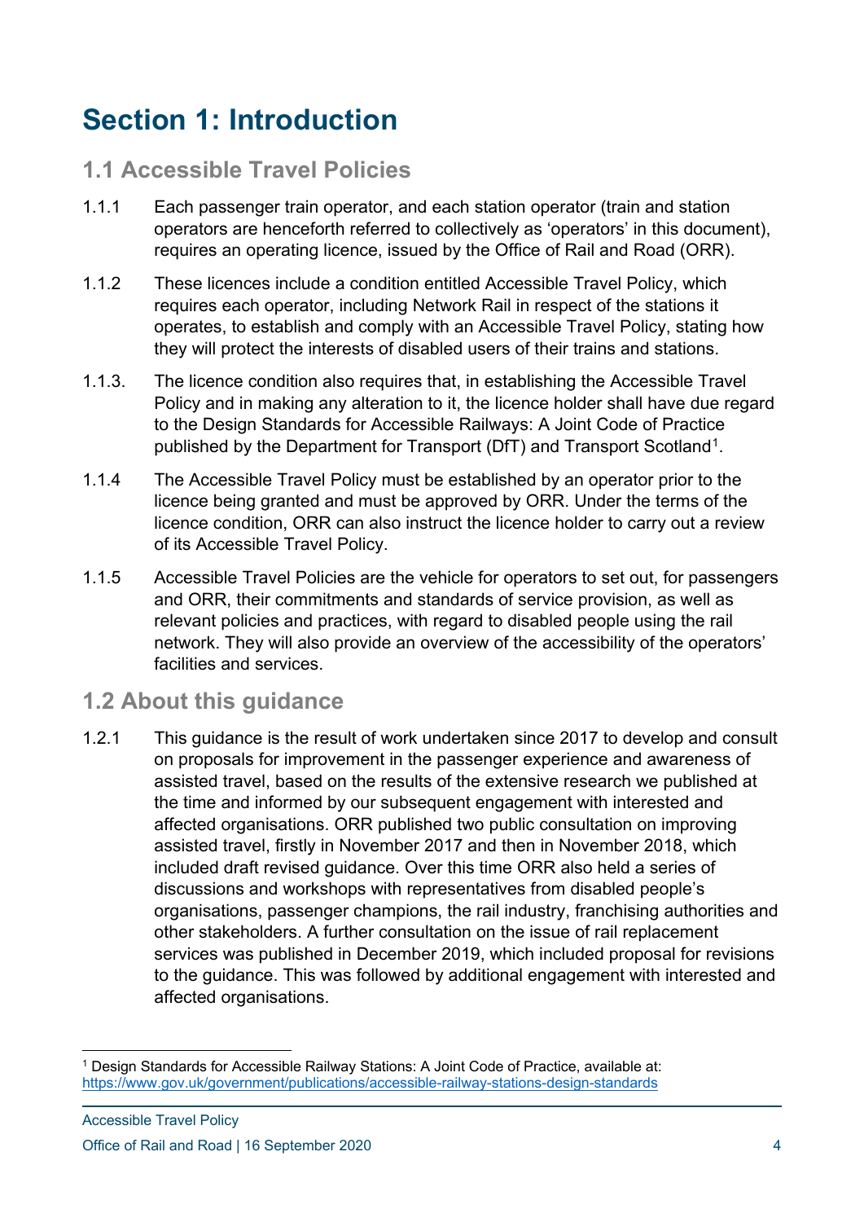# Section 1: Introduction

## 1.1 Accessible Travel Policies

1.1.1 Each passenger train operator, and each station operator (train and station operators are henceforth referred to collectively as 'operators' in this document), requires an operating licence, issued by the Office of Rail and Road (ORR).

1.1.2 These licences include a condition entitled Accessible Travel Policy, which requires each operator, including Network Rail in respect of the stations it operates, to establish and comply with an Accessible Travel Policy, stating how they will protect the interests of disabled users of their trains and stations.

1.1.3. The licence condition also requires that, in establishing the Accessible Travel Policy and in making any alteration to it, the licence holder shall have due regard to the Design Standards for Accessible Railways: A Joint Code of Practice published by the Department for Transport (DfT) and Transport Scotland[1].

1.1.4 The Accessible Travel Policy must be established by an operator prior to the licence being granted and must be approved by ORR. Under the terms of the licence condition, ORR can also instruct the licence holder to carry out a review of its Accessible Travel Policy.

1.1.5 Accessible Travel Policies are the vehicle for operators to set out, for passengers and ORR, their commitments and standards of service provision, as well as relevant policies and practices, with regard to disabled people using the rail network. They will also provide an overview of the accessibility of the operators' facilities and services.

## 1.2 About this guidance

1.2.1 This guidance is the result of work undertaken since 2017 to develop and consult on proposals for improvement in the passenger experience and awareness of assisted travel, based on the results of the extensive research we published at the time and informed by our subsequent engagement with interested and affected organisations. ORR published two public consultation on improving assisted travel, firstly in November 2017 and then in November 2018, which included draft revised guidance. Over this time ORR also held a series of discussions and workshops with representatives from disabled people's organisations, passenger champions, the rail industry, franchising authorities and other stakeholders. A further consultation on the issue of rail replacement services was published in December 2019, which included proposal for revisions to the guidance. This was followed by additional engagement with interested and affected organisations.

---

[1] Design Standards for Accessible Railway Stations: A Joint Code of Practice, available at: https://www.gov.uk/government/publications/accessible-railway-stations-design-standards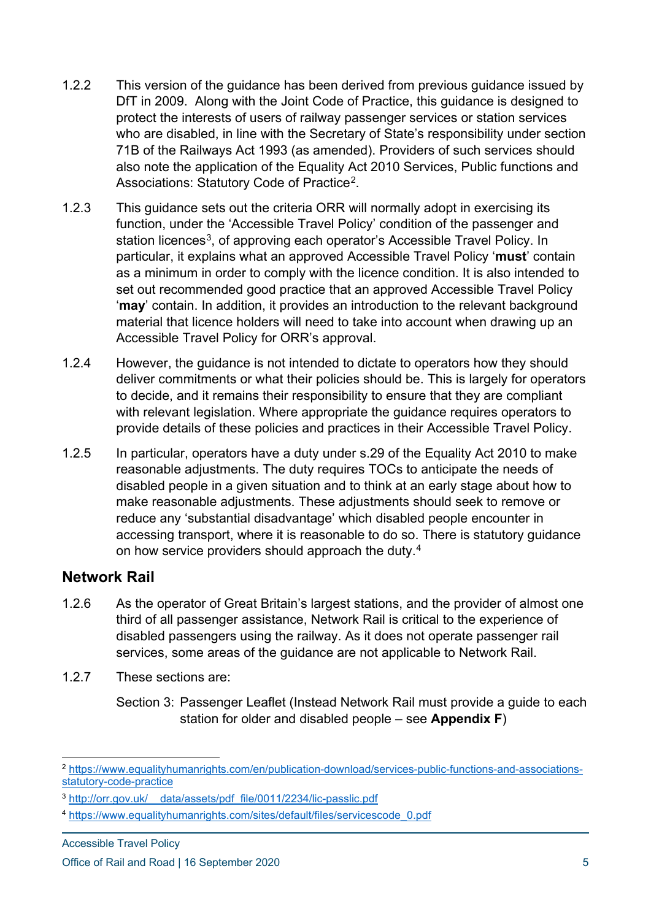1.2.2 This version of the guidance has been derived from previous guidance issued by DfT in 2009. Along with the Joint Code of Practice, this guidance is designed to protect the interests of users of railway passenger services or station services who are disabled, in line with the Secretary of State's responsibility under section 71B of the Railways Act 1993 (as amended). Providers of such services should also note the application of the Equality Act 2010 Services, Public functions and Associations: Statutory Code of Practice[2].

1.2.3 This guidance sets out the criteria ORR will normally adopt in exercising its function, under the 'Accessible Travel Policy' condition of the passenger and station licences[3], of approving each operator's Accessible Travel Policy. In particular, it explains what an approved Accessible Travel Policy '**must**' contain as a minimum in order to comply with the licence condition. It is also intended to set out recommended good practice that an approved Accessible Travel Policy '**may**' contain. In addition, it provides an introduction to the relevant background material that licence holders will need to take into account when drawing up an Accessible Travel Policy for ORR's approval.

1.2.4 However, the guidance is not intended to dictate to operators how they should deliver commitments or what their policies should be. This is largely for operators to decide, and it remains their responsibility to ensure that they are compliant with relevant legislation. Where appropriate the guidance requires operators to provide details of these policies and practices in their Accessible Travel Policy.

1.2.5 In particular, operators have a duty under s.29 of the Equality Act 2010 to make reasonable adjustments. The duty requires TOCs to anticipate the needs of disabled people in a given situation and to think at an early stage about how to make reasonable adjustments. These adjustments should seek to remove or reduce any 'substantial disadvantage' which disabled people encounter in accessing transport, where it is reasonable to do so. There is statutory guidance on how service providers should approach the duty.[4]

## Network Rail

1.2.6 As the operator of Great Britain's largest stations, and the provider of almost one third of all passenger assistance, Network Rail is critical to the experience of disabled passengers using the railway. As it does not operate passenger rail services, some areas of the guidance are not applicable to Network Rail.

1.2.7 These sections are:

Section 3: Passenger Leaflet (Instead Network Rail must provide a guide to each station for older and disabled people – see **Appendix F**)

---

[2] https://www.equalityhumanrights.com/en/publication-download/services-public-functions-and-associations-statutory-code-practice

[3] http://orr.gov.uk/__data/assets/pdf_file/0011/2234/lic-passlic.pdf

[4] https://www.equalityhumanrights.com/sites/default/files/servicescode_0.pdf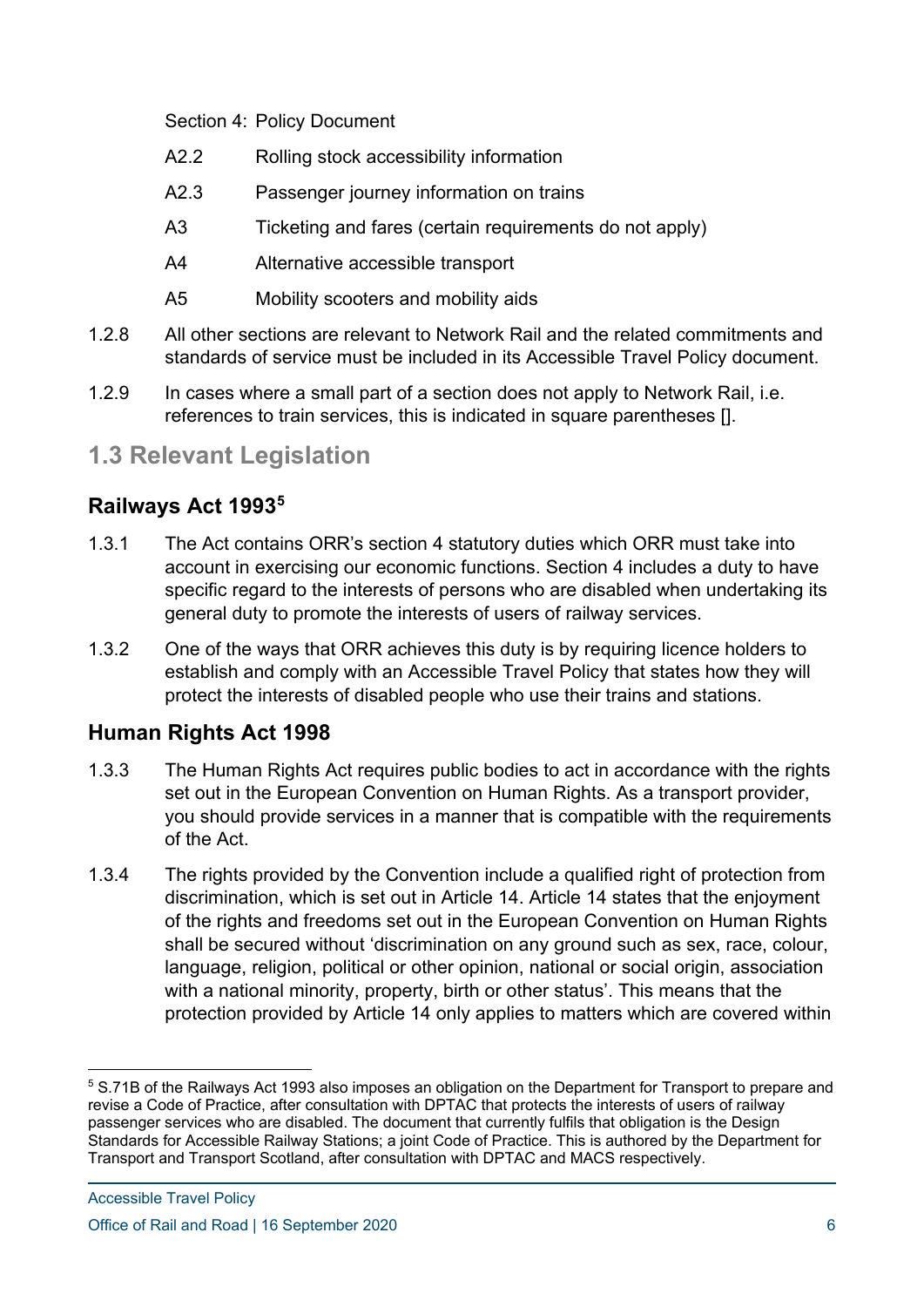Section 4: Policy Document

| | |
|---|---|
| A2.2 | Rolling stock accessibility information |
| A2.3 | Passenger journey information on trains |
| A3 | Ticketing and fares (certain requirements do not apply) |
| A4 | Alternative accessible transport |
| A5 | Mobility scooters and mobility aids |

1.2.8 All other sections are relevant to Network Rail and the related commitments and standards of service must be included in its Accessible Travel Policy document.

1.2.9 In cases where a small part of a section does not apply to Network Rail, i.e. references to train services, this is indicated in square parentheses [].

## 1.3 Relevant Legislation

### Railways Act 1993[5]

1.3.1 The Act contains ORR's section 4 statutory duties which ORR must take into account in exercising our economic functions. Section 4 includes a duty to have specific regard to the interests of persons who are disabled when undertaking its general duty to promote the interests of users of railway services.

1.3.2 One of the ways that ORR achieves this duty is by requiring licence holders to establish and comply with an Accessible Travel Policy that states how they will protect the interests of disabled people who use their trains and stations.

### Human Rights Act 1998

1.3.3 The Human Rights Act requires public bodies to act in accordance with the rights set out in the European Convention on Human Rights. As a transport provider, you should provide services in a manner that is compatible with the requirements of the Act.

1.3.4 The rights provided by the Convention include a qualified right of protection from discrimination, which is set out in Article 14. Article 14 states that the enjoyment of the rights and freedoms set out in the European Convention on Human Rights shall be secured without 'discrimination on any ground such as sex, race, colour, language, religion, political or other opinion, national or social origin, association with a national minority, property, birth or other status'. This means that the protection provided by Article 14 only applies to matters which are covered within

[5] S.71B of the Railways Act 1993 also imposes an obligation on the Department for Transport to prepare and revise a Code of Practice, after consultation with DPTAC that protects the interests of users of railway passenger services who are disabled. The document that currently fulfils that obligation is the Design Standards for Accessible Railway Stations; a joint Code of Practice. This is authored by the Department for Transport and Transport Scotland, after consultation with DPTAC and MACS respectively.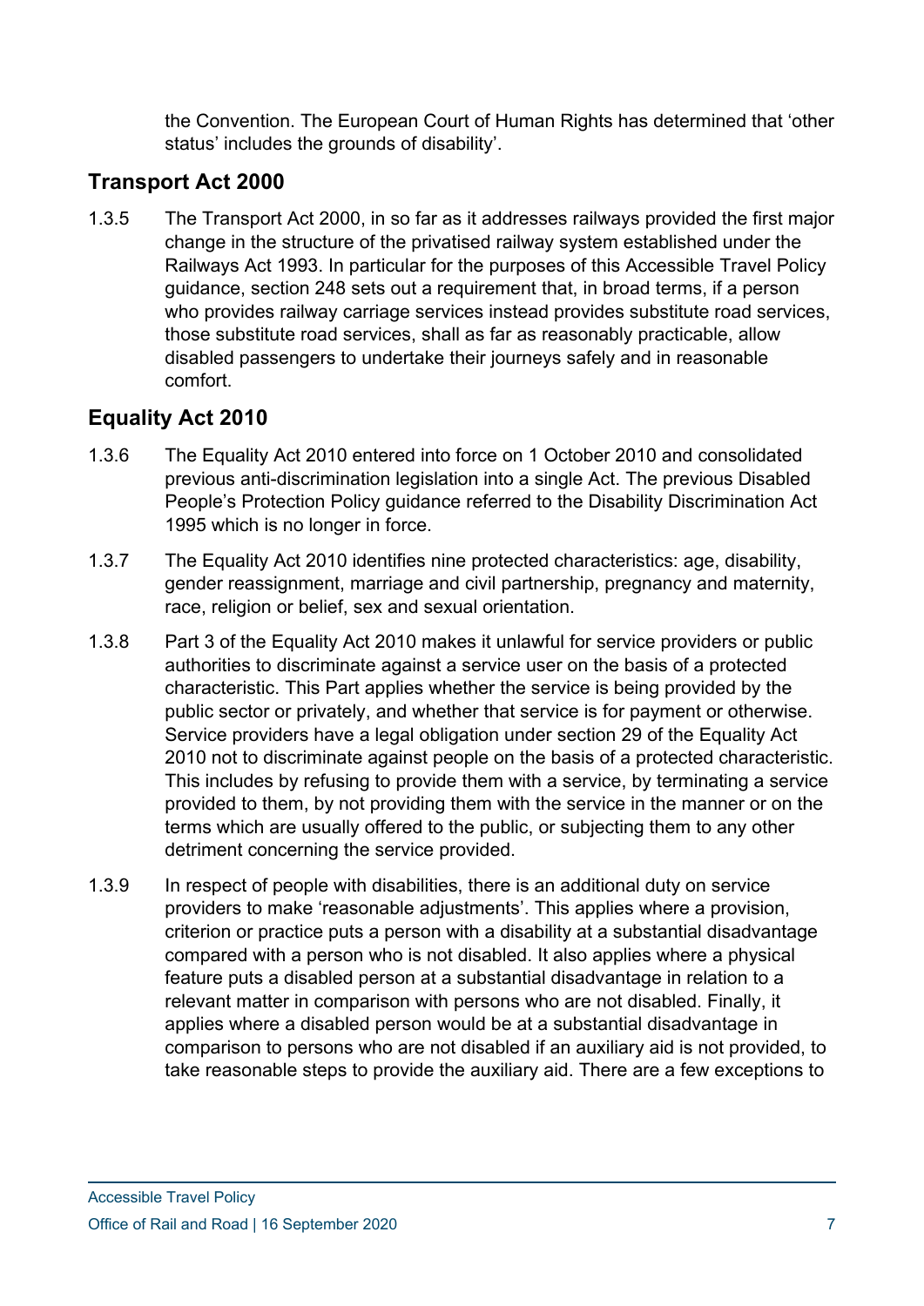the Convention. The European Court of Human Rights has determined that 'other status' includes the grounds of disability'.

## Transport Act 2000

1.3.5 The Transport Act 2000, in so far as it addresses railways provided the first major change in the structure of the privatised railway system established under the Railways Act 1993. In particular for the purposes of this Accessible Travel Policy guidance, section 248 sets out a requirement that, in broad terms, if a person who provides railway carriage services instead provides substitute road services, those substitute road services, shall as far as reasonably practicable, allow disabled passengers to undertake their journeys safely and in reasonable comfort.

## Equality Act 2010

1.3.6 The Equality Act 2010 entered into force on 1 October 2010 and consolidated previous anti-discrimination legislation into a single Act. The previous Disabled People's Protection Policy guidance referred to the Disability Discrimination Act 1995 which is no longer in force.

1.3.7 The Equality Act 2010 identifies nine protected characteristics: age, disability, gender reassignment, marriage and civil partnership, pregnancy and maternity, race, religion or belief, sex and sexual orientation.

1.3.8 Part 3 of the Equality Act 2010 makes it unlawful for service providers or public authorities to discriminate against a service user on the basis of a protected characteristic. This Part applies whether the service is being provided by the public sector or privately, and whether that service is for payment or otherwise. Service providers have a legal obligation under section 29 of the Equality Act 2010 not to discriminate against people on the basis of a protected characteristic. This includes by refusing to provide them with a service, by terminating a service provided to them, by not providing them with the service in the manner or on the terms which are usually offered to the public, or subjecting them to any other detriment concerning the service provided.

1.3.9 In respect of people with disabilities, there is an additional duty on service providers to make 'reasonable adjustments'. This applies where a provision, criterion or practice puts a person with a disability at a substantial disadvantage compared with a person who is not disabled. It also applies where a physical feature puts a disabled person at a substantial disadvantage in relation to a relevant matter in comparison with persons who are not disabled. Finally, it applies where a disabled person would be at a substantial disadvantage in comparison to persons who are not disabled if an auxiliary aid is not provided, to take reasonable steps to provide the auxiliary aid. There are a few exceptions to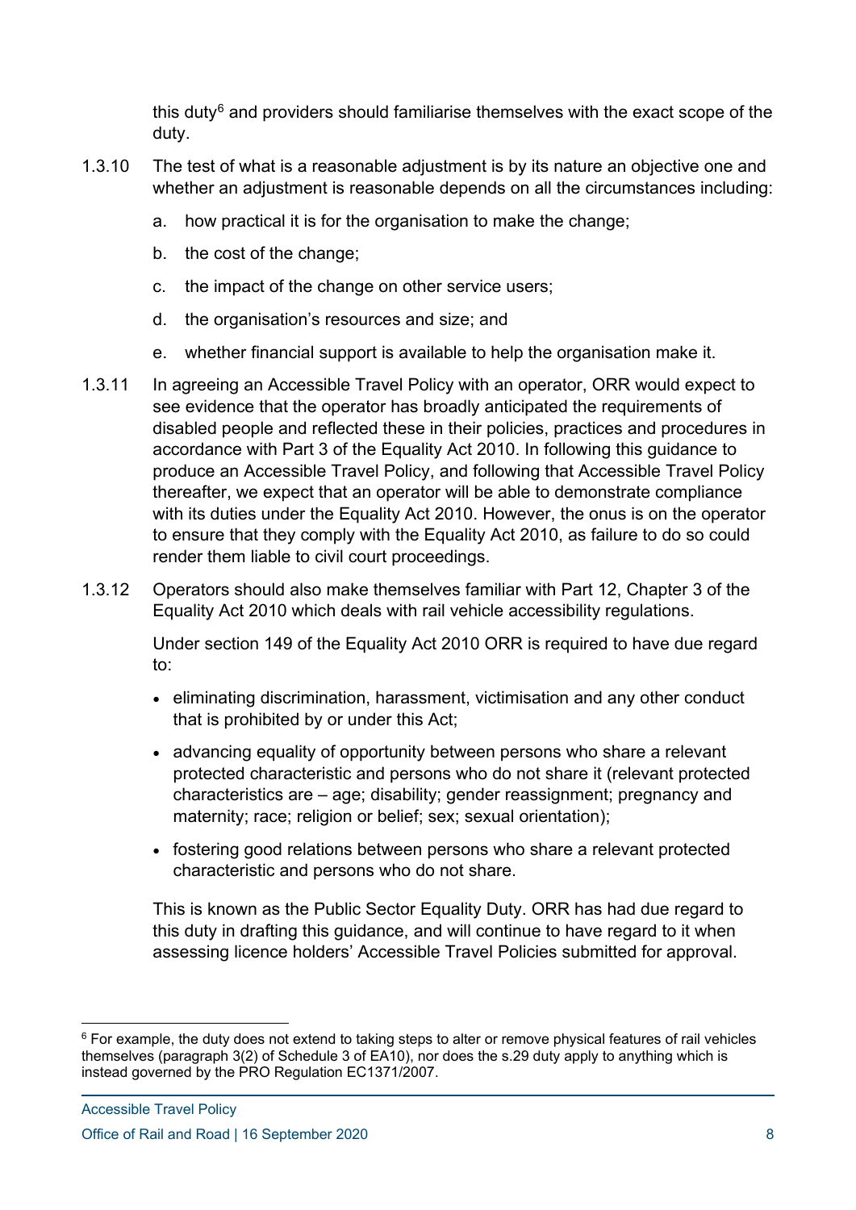this duty[6] and providers should familiarise themselves with the exact scope of the duty.

1.3.10 The test of what is a reasonable adjustment is by its nature an objective one and whether an adjustment is reasonable depends on all the circumstances including:

   a. how practical it is for the organisation to make the change;

   b. the cost of the change;

   c. the impact of the change on other service users;

   d. the organisation's resources and size; and

   e. whether financial support is available to help the organisation make it.

1.3.11 In agreeing an Accessible Travel Policy with an operator, ORR would expect to see evidence that the operator has broadly anticipated the requirements of disabled people and reflected these in their policies, practices and procedures in accordance with Part 3 of the Equality Act 2010. In following this guidance to produce an Accessible Travel Policy, and following that Accessible Travel Policy thereafter, we expect that an operator will be able to demonstrate compliance with its duties under the Equality Act 2010. However, the onus is on the operator to ensure that they comply with the Equality Act 2010, as failure to do so could render them liable to civil court proceedings.

1.3.12 Operators should also make themselves familiar with Part 12, Chapter 3 of the Equality Act 2010 which deals with rail vehicle accessibility regulations.

Under section 149 of the Equality Act 2010 ORR is required to have due regard to:

- eliminating discrimination, harassment, victimisation and any other conduct that is prohibited by or under this Act;
- advancing equality of opportunity between persons who share a relevant protected characteristic and persons who do not share it (relevant protected characteristics are – age; disability; gender reassignment; pregnancy and maternity; race; religion or belief; sex; sexual orientation);
- fostering good relations between persons who share a relevant protected characteristic and persons who do not share.

This is known as the Public Sector Equality Duty. ORR has had due regard to this duty in drafting this guidance, and will continue to have regard to it when assessing licence holders' Accessible Travel Policies submitted for approval.

[6] For example, the duty does not extend to taking steps to alter or remove physical features of rail vehicles themselves (paragraph 3(2) of Schedule 3 of EA10), nor does the s.29 duty apply to anything which is instead governed by the PRO Regulation EC1371/2007.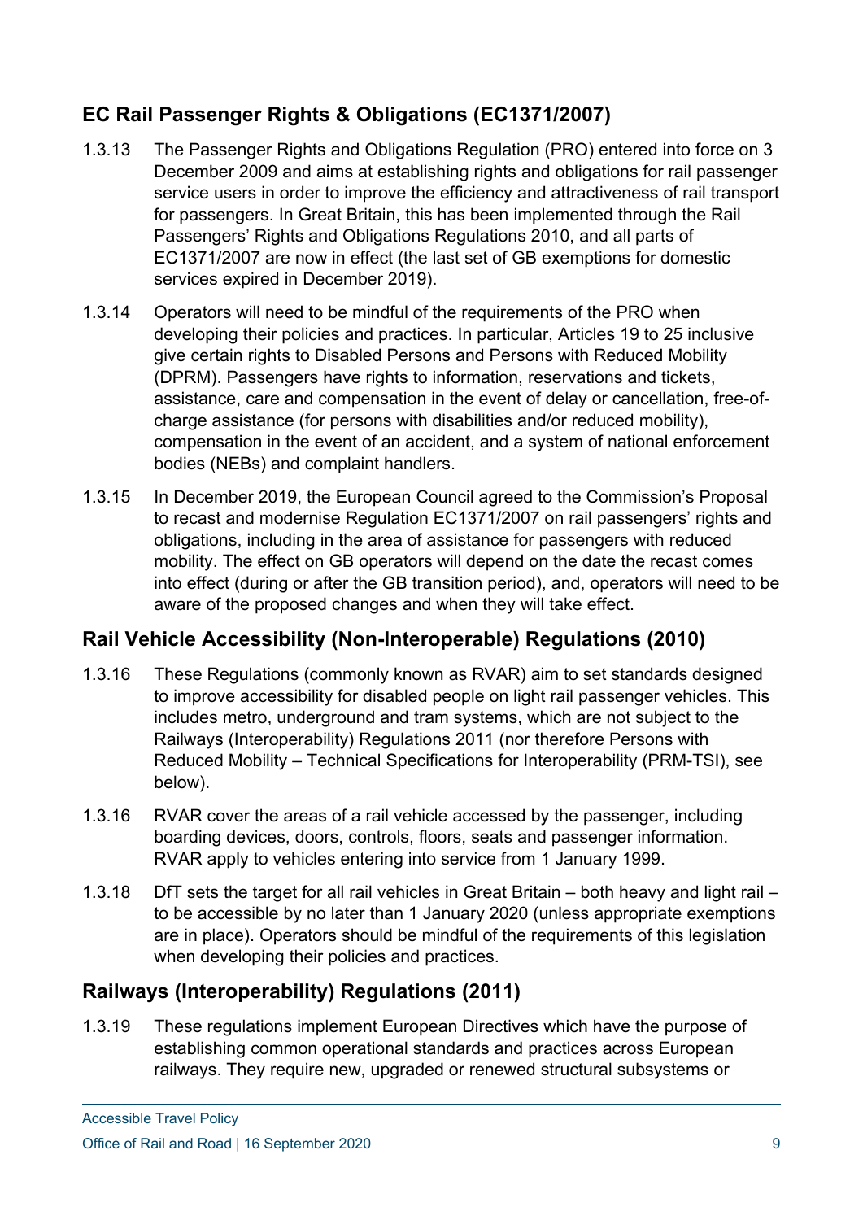## EC Rail Passenger Rights & Obligations (EC1371/2007)

1.3.13 The Passenger Rights and Obligations Regulation (PRO) entered into force on 3 December 2009 and aims at establishing rights and obligations for rail passenger service users in order to improve the efficiency and attractiveness of rail transport for passengers. In Great Britain, this has been implemented through the Rail Passengers' Rights and Obligations Regulations 2010, and all parts of EC1371/2007 are now in effect (the last set of GB exemptions for domestic services expired in December 2019).

1.3.14 Operators will need to be mindful of the requirements of the PRO when developing their policies and practices. In particular, Articles 19 to 25 inclusive give certain rights to Disabled Persons and Persons with Reduced Mobility (DPRM). Passengers have rights to information, reservations and tickets, assistance, care and compensation in the event of delay or cancellation, free-of-charge assistance (for persons with disabilities and/or reduced mobility), compensation in the event of an accident, and a system of national enforcement bodies (NEBs) and complaint handlers.

1.3.15 In December 2019, the European Council agreed to the Commission's Proposal to recast and modernise Regulation EC1371/2007 on rail passengers' rights and obligations, including in the area of assistance for passengers with reduced mobility. The effect on GB operators will depend on the date the recast comes into effect (during or after the GB transition period), and, operators will need to be aware of the proposed changes and when they will take effect.

## Rail Vehicle Accessibility (Non-Interoperable) Regulations (2010)

1.3.16 These Regulations (commonly known as RVAR) aim to set standards designed to improve accessibility for disabled people on light rail passenger vehicles. This includes metro, underground and tram systems, which are not subject to the Railways (Interoperability) Regulations 2011 (nor therefore Persons with Reduced Mobility – Technical Specifications for Interoperability (PRM-TSI), see below).

1.3.16 RVAR cover the areas of a rail vehicle accessed by the passenger, including boarding devices, doors, controls, floors, seats and passenger information. RVAR apply to vehicles entering into service from 1 January 1999.

1.3.18 DfT sets the target for all rail vehicles in Great Britain – both heavy and light rail – to be accessible by no later than 1 January 2020 (unless appropriate exemptions are in place). Operators should be mindful of the requirements of this legislation when developing their policies and practices.

## Railways (Interoperability) Regulations (2011)

1.3.19 These regulations implement European Directives which have the purpose of establishing common operational standards and practices across European railways. They require new, upgraded or renewed structural subsystems or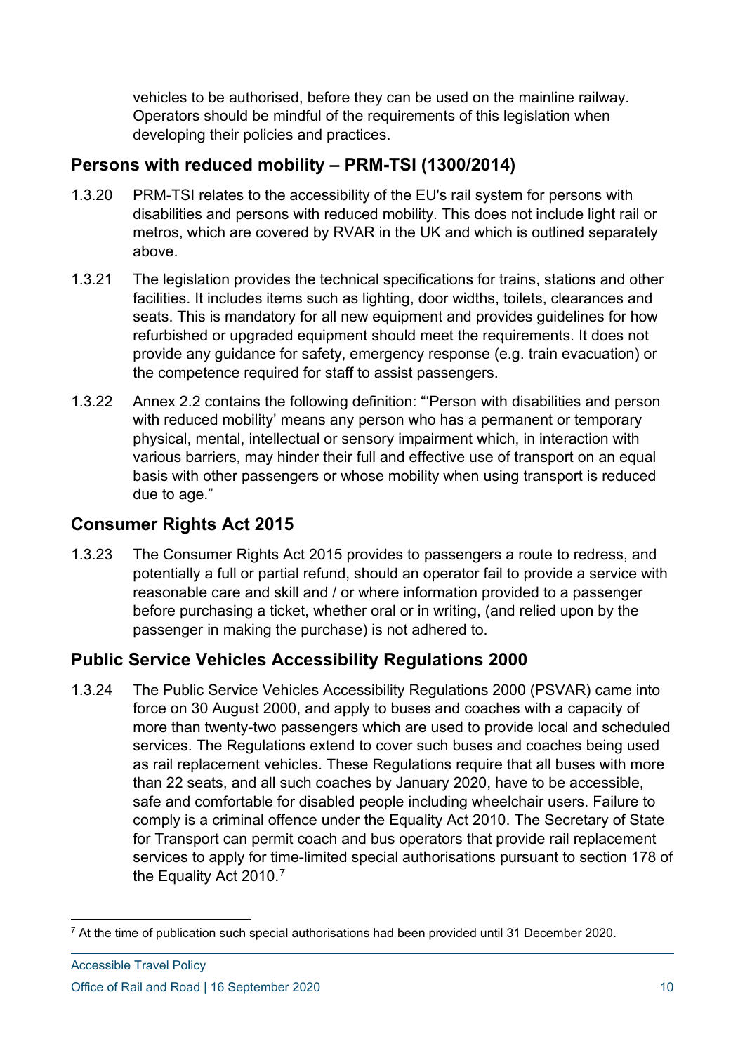vehicles to be authorised, before they can be used on the mainline railway. Operators should be mindful of the requirements of this legislation when developing their policies and practices.

## Persons with reduced mobility – PRM-TSI (1300/2014)

1.3.20 PRM-TSI relates to the accessibility of the EU's rail system for persons with disabilities and persons with reduced mobility. This does not include light rail or metros, which are covered by RVAR in the UK and which is outlined separately above.

1.3.21 The legislation provides the technical specifications for trains, stations and other facilities. It includes items such as lighting, door widths, toilets, clearances and seats. This is mandatory for all new equipment and provides guidelines for how refurbished or upgraded equipment should meet the requirements. It does not provide any guidance for safety, emergency response (e.g. train evacuation) or the competence required for staff to assist passengers.

1.3.22 Annex 2.2 contains the following definition: "'Person with disabilities and person with reduced mobility' means any person who has a permanent or temporary physical, mental, intellectual or sensory impairment which, in interaction with various barriers, may hinder their full and effective use of transport on an equal basis with other passengers or whose mobility when using transport is reduced due to age."

## Consumer Rights Act 2015

1.3.23 The Consumer Rights Act 2015 provides to passengers a route to redress, and potentially a full or partial refund, should an operator fail to provide a service with reasonable care and skill and / or where information provided to a passenger before purchasing a ticket, whether oral or in writing, (and relied upon by the passenger in making the purchase) is not adhered to.

## Public Service Vehicles Accessibility Regulations 2000

1.3.24 The Public Service Vehicles Accessibility Regulations 2000 (PSVAR) came into force on 30 August 2000, and apply to buses and coaches with a capacity of more than twenty-two passengers which are used to provide local and scheduled services. The Regulations extend to cover such buses and coaches being used as rail replacement vehicles. These Regulations require that all buses with more than 22 seats, and all such coaches by January 2020, have to be accessible, safe and comfortable for disabled people including wheelchair users. Failure to comply is a criminal offence under the Equality Act 2010. The Secretary of State for Transport can permit coach and bus operators that provide rail replacement services to apply for time-limited special authorisations pursuant to section 178 of the Equality Act 2010.[7]

[7] At the time of publication such special authorisations had been provided until 31 December 2020.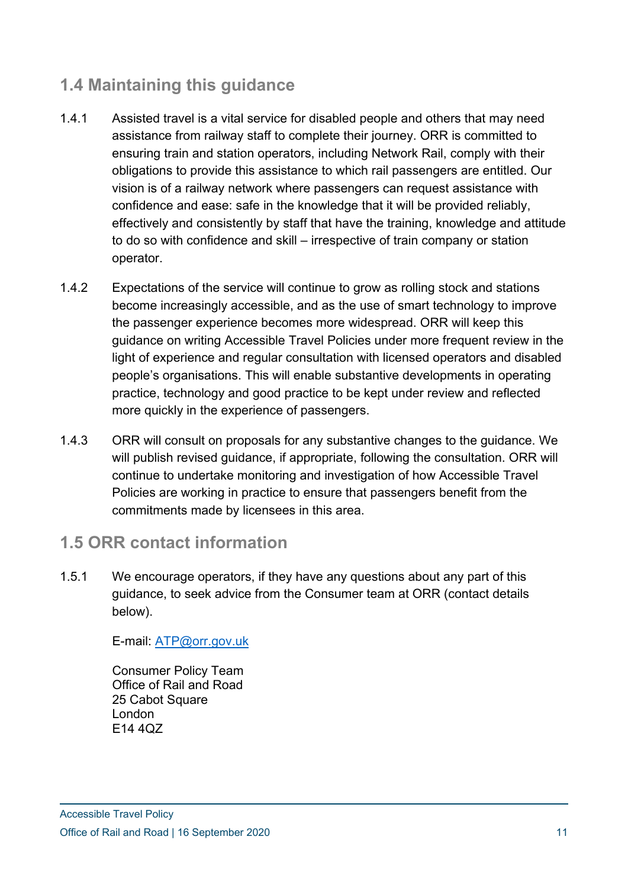## 1.4 Maintaining this guidance

1.4.1 Assisted travel is a vital service for disabled people and others that may need assistance from railway staff to complete their journey. ORR is committed to ensuring train and station operators, including Network Rail, comply with their obligations to provide this assistance to which rail passengers are entitled. Our vision is of a railway network where passengers can request assistance with confidence and ease: safe in the knowledge that it will be provided reliably, effectively and consistently by staff that have the training, knowledge and attitude to do so with confidence and skill – irrespective of train company or station operator.

1.4.2 Expectations of the service will continue to grow as rolling stock and stations become increasingly accessible, and as the use of smart technology to improve the passenger experience becomes more widespread. ORR will keep this guidance on writing Accessible Travel Policies under more frequent review in the light of experience and regular consultation with licensed operators and disabled people's organisations. This will enable substantive developments in operating practice, technology and good practice to be kept under review and reflected more quickly in the experience of passengers.

1.4.3 ORR will consult on proposals for any substantive changes to the guidance. We will publish revised guidance, if appropriate, following the consultation. ORR will continue to undertake monitoring and investigation of how Accessible Travel Policies are working in practice to ensure that passengers benefit from the commitments made by licensees in this area.

## 1.5 ORR contact information

1.5.1 We encourage operators, if they have any questions about any part of this guidance, to seek advice from the Consumer team at ORR (contact details below).

E-mail: [ATP@orr.gov.uk](mailto:ATP@orr.gov.uk)

Consumer Policy Team
Office of Rail and Road
25 Cabot Square
London
E14 4QZ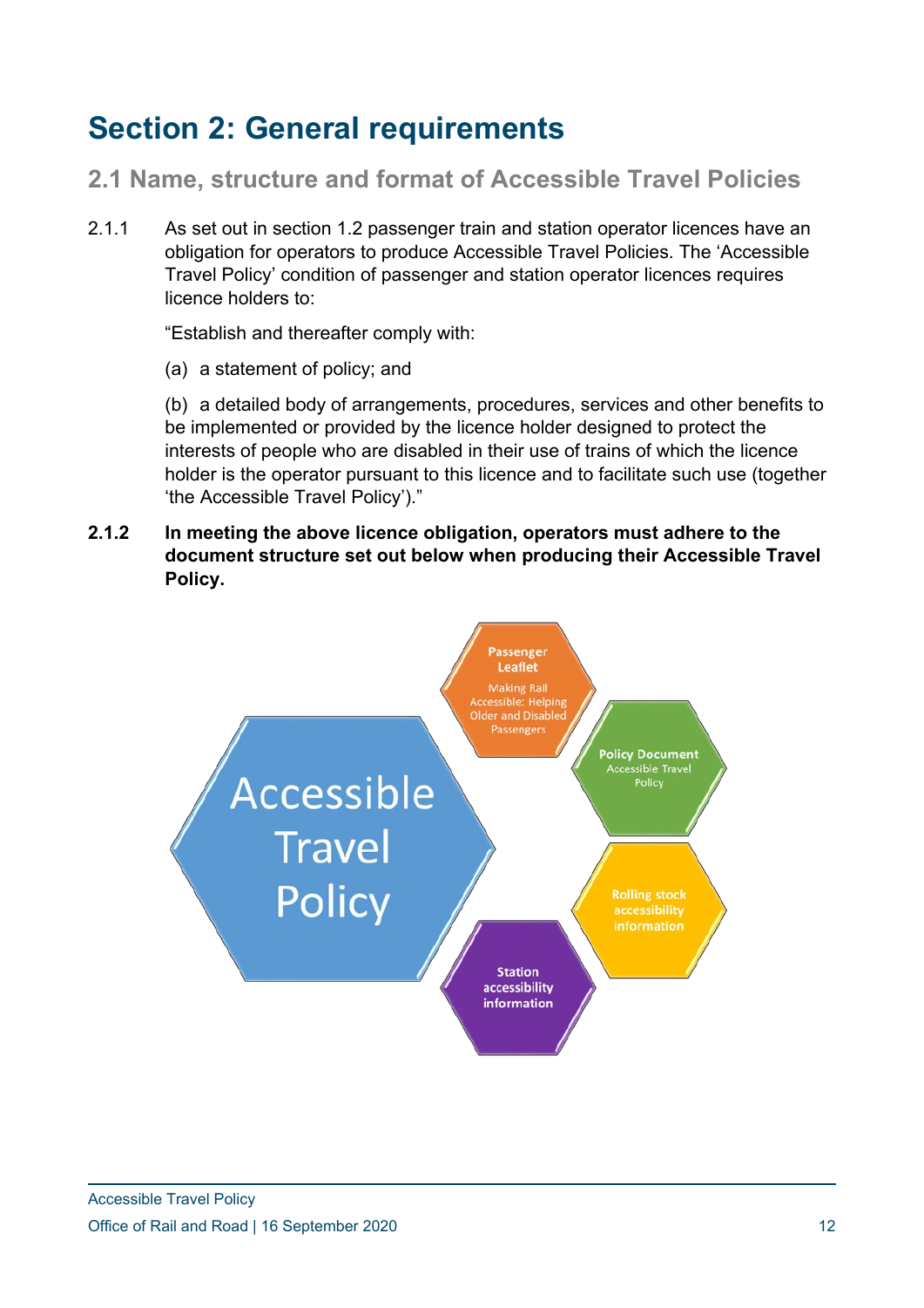# Section 2: General requirements

## 2.1 Name, structure and format of Accessible Travel Policies

2.1.1 As set out in section 1.2 passenger train and station operator licences have an obligation for operators to produce Accessible Travel Policies. The 'Accessible Travel Policy' condition of passenger and station operator licences requires licence holders to:

"Establish and thereafter comply with:

(a) a statement of policy; and

(b) a detailed body of arrangements, procedures, services and other benefits to be implemented or provided by the licence holder designed to protect the interests of people who are disabled in their use of trains of which the licence holder is the operator pursuant to this licence and to facilitate such use (together 'the Accessible Travel Policy')."

**2.1.2 In meeting the above licence obligation, operators must adhere to the document structure set out below when producing their Accessible Travel Policy.**

Accessible Travel Policy

Passenger Leaflet
Making Rail Accessible: Helping Older and Disabled Passengers

Policy Document
Accessible Travel Policy

Rolling stock accessibility information

Station accessibility information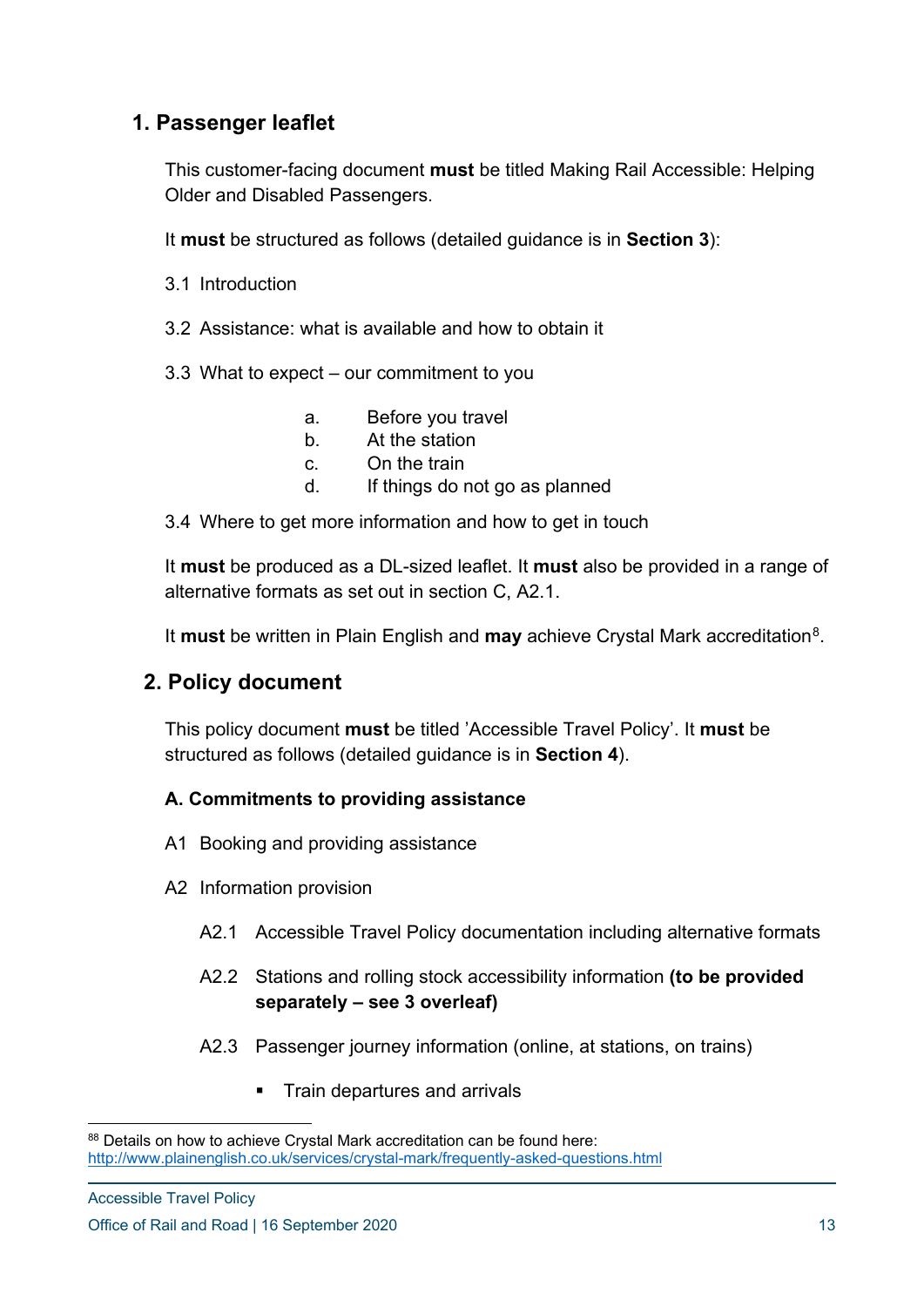## 1. Passenger leaflet

This customer-facing document **must** be titled Making Rail Accessible: Helping Older and Disabled Passengers.

It **must** be structured as follows (detailed guidance is in **Section 3**):

3.1 Introduction

3.2 Assistance: what is available and how to obtain it

3.3 What to expect – our commitment to you

a. Before you travel
b. At the station
c. On the train
d. If things do not go as planned

3.4 Where to get more information and how to get in touch

It **must** be produced as a DL-sized leaflet. It **must** also be provided in a range of alternative formats as set out in section C, A2.1.

It **must** be written in Plain English and **may** achieve Crystal Mark accreditation[8].

## 2. Policy document

This policy document **must** be titled 'Accessible Travel Policy'. It **must** be structured as follows (detailed guidance is in **Section 4**).

**A. Commitments to providing assistance**

A1 Booking and providing assistance

A2 Information provision

A2.1 Accessible Travel Policy documentation including alternative formats

A2.2 Stations and rolling stock accessibility information **(to be provided separately – see 3 overleaf)**

A2.3 Passenger journey information (online, at stations, on trains)

- Train departures and arrivals

[8] Details on how to achieve Crystal Mark accreditation can be found here: http://www.plainenglish.co.uk/services/crystal-mark/frequently-asked-questions.html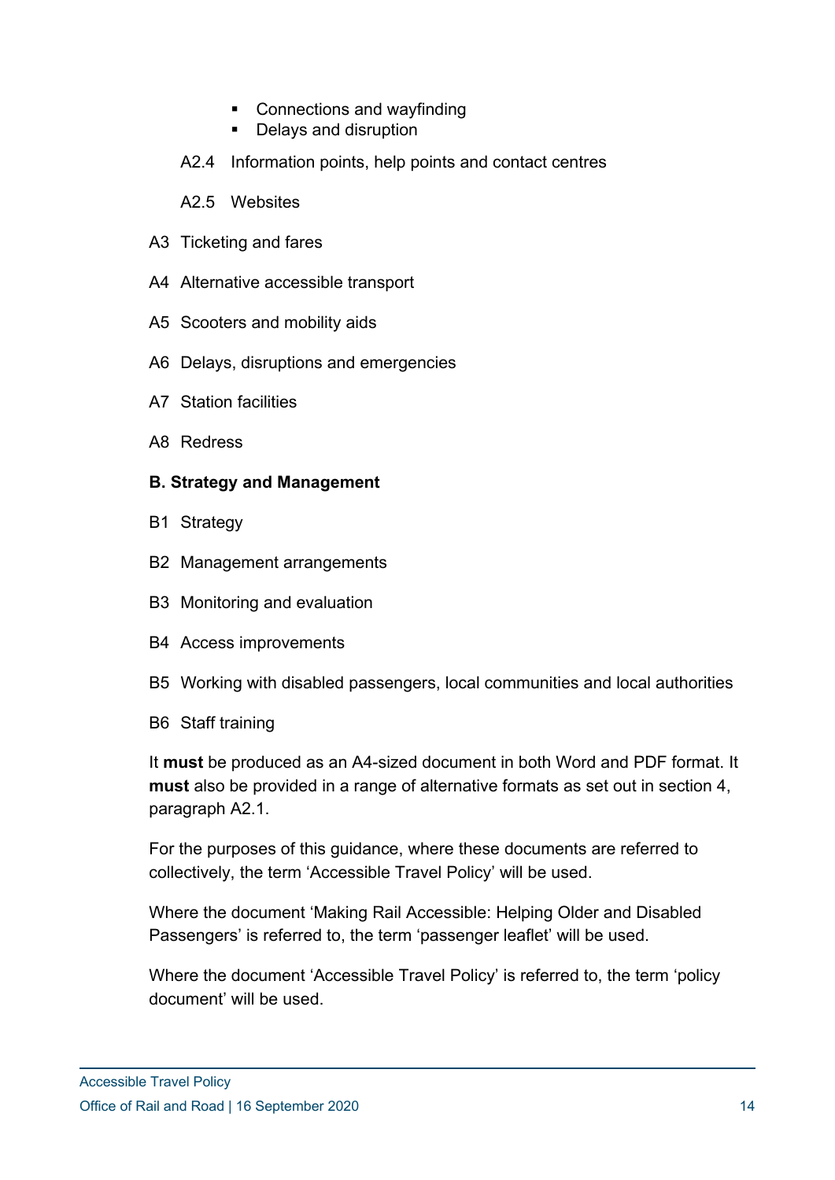- Connections and wayfinding
- Delays and disruption

A2.4 Information points, help points and contact centres

A2.5 Websites

A3 Ticketing and fares

A4 Alternative accessible transport

A5 Scooters and mobility aids

A6 Delays, disruptions and emergencies

A7 Station facilities

A8 Redress

**B. Strategy and Management**

B1 Strategy

B2 Management arrangements

B3 Monitoring and evaluation

B4 Access improvements

B5 Working with disabled passengers, local communities and local authorities

B6 Staff training

It **must** be produced as an A4-sized document in both Word and PDF format. It **must** also be provided in a range of alternative formats as set out in section 4, paragraph A2.1.

For the purposes of this guidance, where these documents are referred to collectively, the term 'Accessible Travel Policy' will be used.

Where the document 'Making Rail Accessible: Helping Older and Disabled Passengers' is referred to, the term 'passenger leaflet' will be used.

Where the document 'Accessible Travel Policy' is referred to, the term 'policy document' will be used.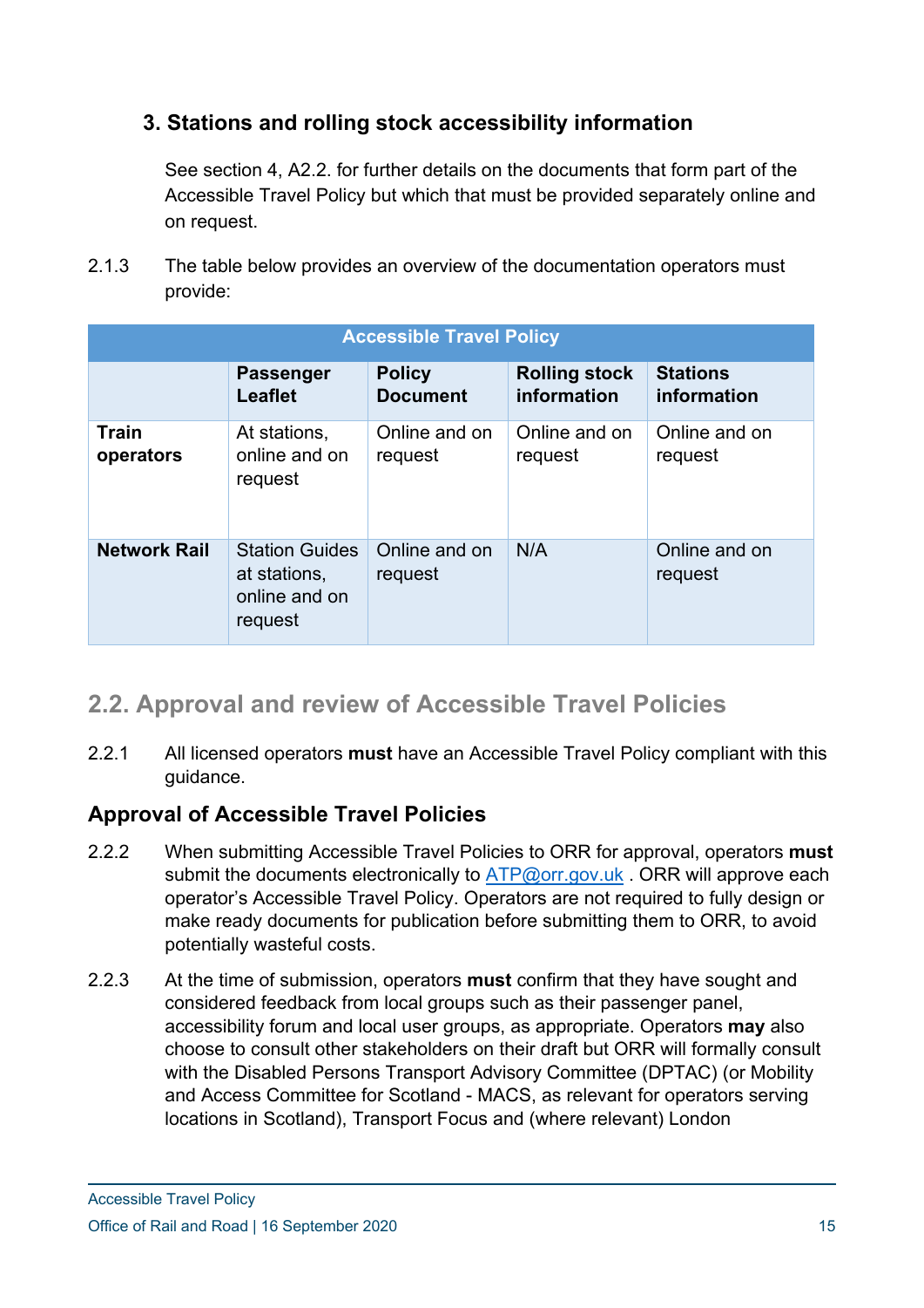### 3. Stations and rolling stock accessibility information

See section 4, A2.2. for further details on the documents that form part of the Accessible Travel Policy but which that must be provided separately online and on request.

2.1.3 The table below provides an overview of the documentation operators must provide:

| Accessible Travel Policy | | | | |
|---|---|---|---|---|
| | **Passenger Leaflet** | **Policy Document** | **Rolling stock information** | **Stations information** |
| **Train operators** | At stations, online and on request | Online and on request | Online and on request | Online and on request |
| **Network Rail** | Station Guides at stations, online and on request | Online and on request | N/A | Online and on request |

## 2.2. Approval and review of Accessible Travel Policies

2.2.1 All licensed operators **must** have an Accessible Travel Policy compliant with this guidance.

### Approval of Accessible Travel Policies

2.2.2 When submitting Accessible Travel Policies to ORR for approval, operators **must** submit the documents electronically to ATP@orr.gov.uk . ORR will approve each operator's Accessible Travel Policy. Operators are not required to fully design or make ready documents for publication before submitting them to ORR, to avoid potentially wasteful costs.

2.2.3 At the time of submission, operators **must** confirm that they have sought and considered feedback from local groups such as their passenger panel, accessibility forum and local user groups, as appropriate. Operators **may** also choose to consult other stakeholders on their draft but ORR will formally consult with the Disabled Persons Transport Advisory Committee (DPTAC) (or Mobility and Access Committee for Scotland - MACS, as relevant for operators serving locations in Scotland), Transport Focus and (where relevant) London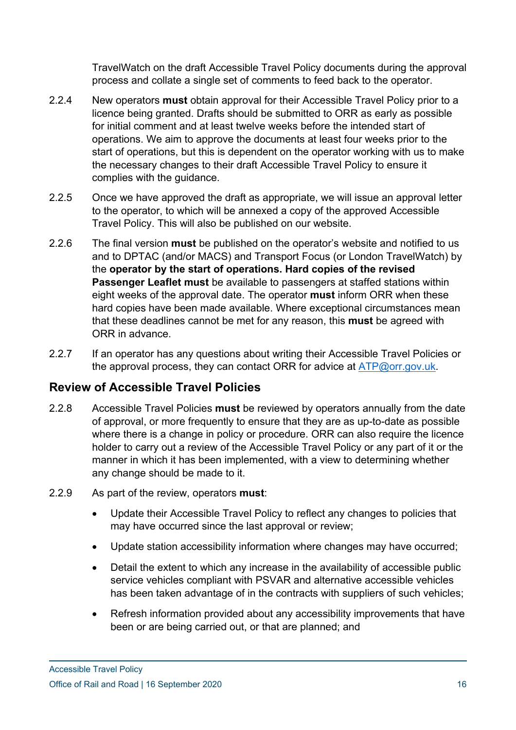TravelWatch on the draft Accessible Travel Policy documents during the approval process and collate a single set of comments to feed back to the operator.

2.2.4 New operators **must** obtain approval for their Accessible Travel Policy prior to a licence being granted. Drafts should be submitted to ORR as early as possible for initial comment and at least twelve weeks before the intended start of operations. We aim to approve the documents at least four weeks prior to the start of operations, but this is dependent on the operator working with us to make the necessary changes to their draft Accessible Travel Policy to ensure it complies with the guidance.

2.2.5 Once we have approved the draft as appropriate, we will issue an approval letter to the operator, to which will be annexed a copy of the approved Accessible Travel Policy. This will also be published on our website.

2.2.6 The final version **must** be published on the operator's website and notified to us and to DPTAC (and/or MACS) and Transport Focus (or London TravelWatch) by the **operator by the start of operations. Hard copies of the revised Passenger Leaflet must** be available to passengers at staffed stations within eight weeks of the approval date. The operator **must** inform ORR when these hard copies have been made available. Where exceptional circumstances mean that these deadlines cannot be met for any reason, this **must** be agreed with ORR in advance.

2.2.7 If an operator has any questions about writing their Accessible Travel Policies or the approval process, they can contact ORR for advice at ATP@orr.gov.uk.

## Review of Accessible Travel Policies

2.2.8 Accessible Travel Policies **must** be reviewed by operators annually from the date of approval, or more frequently to ensure that they are as up-to-date as possible where there is a change in policy or procedure. ORR can also require the licence holder to carry out a review of the Accessible Travel Policy or any part of it or the manner in which it has been implemented, with a view to determining whether any change should be made to it.

2.2.9 As part of the review, operators **must**:

- Update their Accessible Travel Policy to reflect any changes to policies that may have occurred since the last approval or review;
- Update station accessibility information where changes may have occurred;
- Detail the extent to which any increase in the availability of accessible public service vehicles compliant with PSVAR and alternative accessible vehicles has been taken advantage of in the contracts with suppliers of such vehicles;
- Refresh information provided about any accessibility improvements that have been or are being carried out, or that are planned; and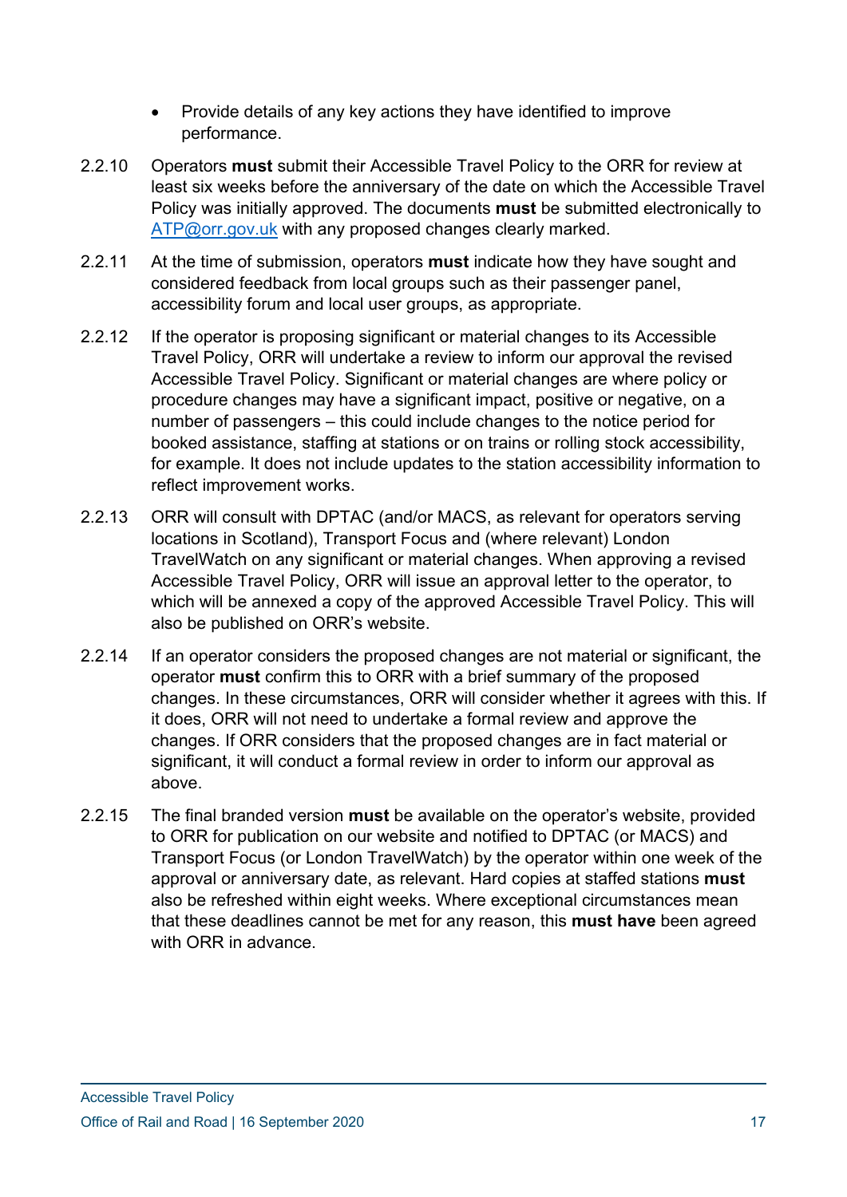- Provide details of any key actions they have identified to improve performance.

2.2.10 Operators **must** submit their Accessible Travel Policy to the ORR for review at least six weeks before the anniversary of the date on which the Accessible Travel Policy was initially approved. The documents **must** be submitted electronically to ATP@orr.gov.uk with any proposed changes clearly marked.

2.2.11 At the time of submission, operators **must** indicate how they have sought and considered feedback from local groups such as their passenger panel, accessibility forum and local user groups, as appropriate.

2.2.12 If the operator is proposing significant or material changes to its Accessible Travel Policy, ORR will undertake a review to inform our approval the revised Accessible Travel Policy. Significant or material changes are where policy or procedure changes may have a significant impact, positive or negative, on a number of passengers – this could include changes to the notice period for booked assistance, staffing at stations or on trains or rolling stock accessibility, for example. It does not include updates to the station accessibility information to reflect improvement works.

2.2.13 ORR will consult with DPTAC (and/or MACS, as relevant for operators serving locations in Scotland), Transport Focus and (where relevant) London TravelWatch on any significant or material changes. When approving a revised Accessible Travel Policy, ORR will issue an approval letter to the operator, to which will be annexed a copy of the approved Accessible Travel Policy. This will also be published on ORR's website.

2.2.14 If an operator considers the proposed changes are not material or significant, the operator **must** confirm this to ORR with a brief summary of the proposed changes. In these circumstances, ORR will consider whether it agrees with this. If it does, ORR will not need to undertake a formal review and approve the changes. If ORR considers that the proposed changes are in fact material or significant, it will conduct a formal review in order to inform our approval as above.

2.2.15 The final branded version **must** be available on the operator's website, provided to ORR for publication on our website and notified to DPTAC (or MACS) and Transport Focus (or London TravelWatch) by the operator within one week of the approval or anniversary date, as relevant. Hard copies at staffed stations **must** also be refreshed within eight weeks. Where exceptional circumstances mean that these deadlines cannot be met for any reason, this **must have** been agreed with ORR in advance.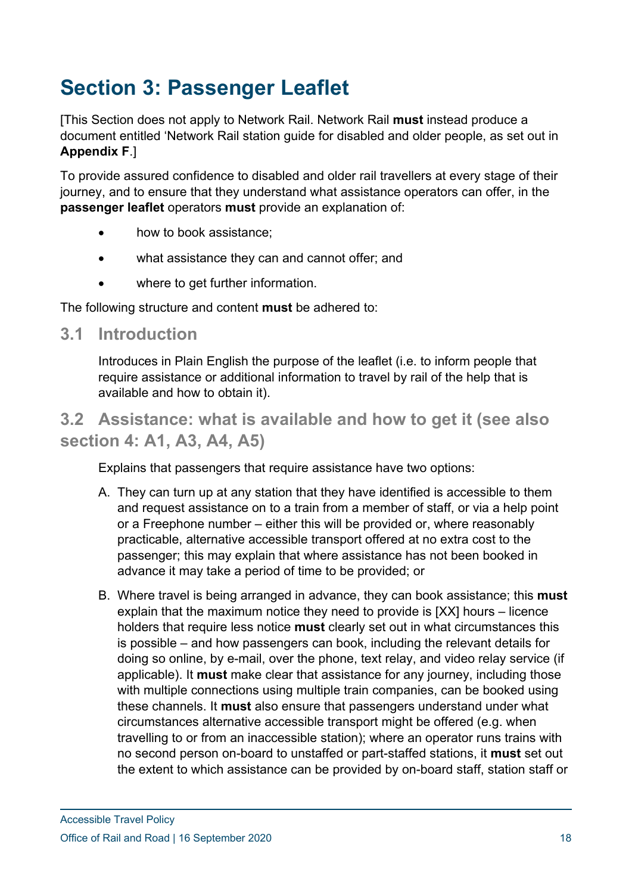# Section 3: Passenger Leaflet

[This Section does not apply to Network Rail. Network Rail **must** instead produce a document entitled 'Network Rail station guide for disabled and older people, as set out in **Appendix F**.]

To provide assured confidence to disabled and older rail travellers at every stage of their journey, and to ensure that they understand what assistance operators can offer, in the **passenger leaflet** operators **must** provide an explanation of:

- how to book assistance;
- what assistance they can and cannot offer; and
- where to get further information.

The following structure and content **must** be adhered to:

## 3.1 Introduction

Introduces in Plain English the purpose of the leaflet (i.e. to inform people that require assistance or additional information to travel by rail of the help that is available and how to obtain it).

## 3.2 Assistance: what is available and how to get it (see also section 4: A1, A3, A4, A5)

Explains that passengers that require assistance have two options:

A. They can turn up at any station that they have identified is accessible to them and request assistance on to a train from a member of staff, or via a help point or a Freephone number – either this will be provided or, where reasonably practicable, alternative accessible transport offered at no extra cost to the passenger; this may explain that where assistance has not been booked in advance it may take a period of time to be provided; or

B. Where travel is being arranged in advance, they can book assistance; this **must** explain that the maximum notice they need to provide is [XX] hours – licence holders that require less notice **must** clearly set out in what circumstances this is possible – and how passengers can book, including the relevant details for doing so online, by e-mail, over the phone, text relay, and video relay service (if applicable). It **must** make clear that assistance for any journey, including those with multiple connections using multiple train companies, can be booked using these channels. It **must** also ensure that passengers understand under what circumstances alternative accessible transport might be offered (e.g. when travelling to or from an inaccessible station); where an operator runs trains with no second person on-board to unstaffed or part-staffed stations, it **must** set out the extent to which assistance can be provided by on-board staff, station staff or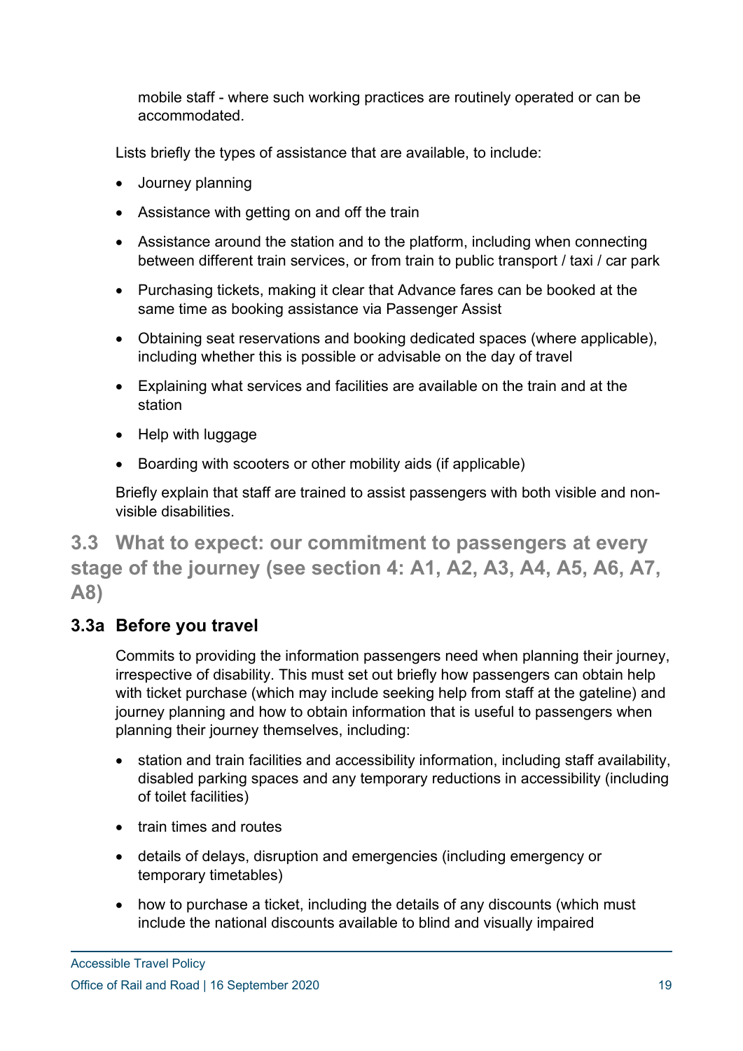mobile staff - where such working practices are routinely operated or can be accommodated.

Lists briefly the types of assistance that are available, to include:

- Journey planning
- Assistance with getting on and off the train
- Assistance around the station and to the platform, including when connecting between different train services, or from train to public transport / taxi / car park
- Purchasing tickets, making it clear that Advance fares can be booked at the same time as booking assistance via Passenger Assist
- Obtaining seat reservations and booking dedicated spaces (where applicable), including whether this is possible or advisable on the day of travel
- Explaining what services and facilities are available on the train and at the station
- Help with luggage
- Boarding with scooters or other mobility aids (if applicable)

Briefly explain that staff are trained to assist passengers with both visible and non-visible disabilities.

## 3.3 What to expect: our commitment to passengers at every stage of the journey (see section 4: A1, A2, A3, A4, A5, A6, A7, A8)

### 3.3a Before you travel

Commits to providing the information passengers need when planning their journey, irrespective of disability. This must set out briefly how passengers can obtain help with ticket purchase (which may include seeking help from staff at the gateline) and journey planning and how to obtain information that is useful to passengers when planning their journey themselves, including:

- station and train facilities and accessibility information, including staff availability, disabled parking spaces and any temporary reductions in accessibility (including of toilet facilities)
- train times and routes
- details of delays, disruption and emergencies (including emergency or temporary timetables)
- how to purchase a ticket, including the details of any discounts (which must include the national discounts available to blind and visually impaired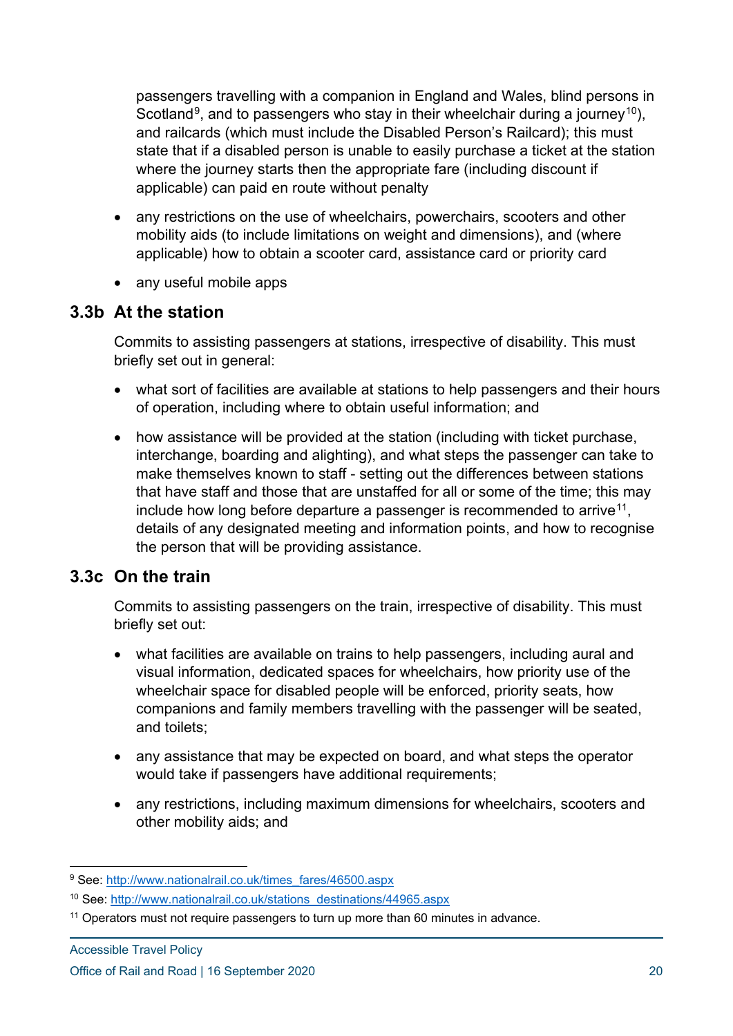passengers travelling with a companion in England and Wales, blind persons in Scotland[9], and to passengers who stay in their wheelchair during a journey[10]), and railcards (which must include the Disabled Person's Railcard); this must state that if a disabled person is unable to easily purchase a ticket at the station where the journey starts then the appropriate fare (including discount if applicable) can paid en route without penalty

- any restrictions on the use of wheelchairs, powerchairs, scooters and other mobility aids (to include limitations on weight and dimensions), and (where applicable) how to obtain a scooter card, assistance card or priority card
- any useful mobile apps

## 3.3b At the station

Commits to assisting passengers at stations, irrespective of disability. This must briefly set out in general:

- what sort of facilities are available at stations to help passengers and their hours of operation, including where to obtain useful information; and
- how assistance will be provided at the station (including with ticket purchase, interchange, boarding and alighting), and what steps the passenger can take to make themselves known to staff - setting out the differences between stations that have staff and those that are unstaffed for all or some of the time; this may include how long before departure a passenger is recommended to arrive[11], details of any designated meeting and information points, and how to recognise the person that will be providing assistance.

## 3.3c On the train

Commits to assisting passengers on the train, irrespective of disability. This must briefly set out:

- what facilities are available on trains to help passengers, including aural and visual information, dedicated spaces for wheelchairs, how priority use of the wheelchair space for disabled people will be enforced, priority seats, how companions and family members travelling with the passenger will be seated, and toilets;
- any assistance that may be expected on board, and what steps the operator would take if passengers have additional requirements;
- any restrictions, including maximum dimensions for wheelchairs, scooters and other mobility aids; and

---

[9] See: http://www.nationalrail.co.uk/times_fares/46500.aspx

[10] See: http://www.nationalrail.co.uk/stations_destinations/44965.aspx

[11] Operators must not require passengers to turn up more than 60 minutes in advance.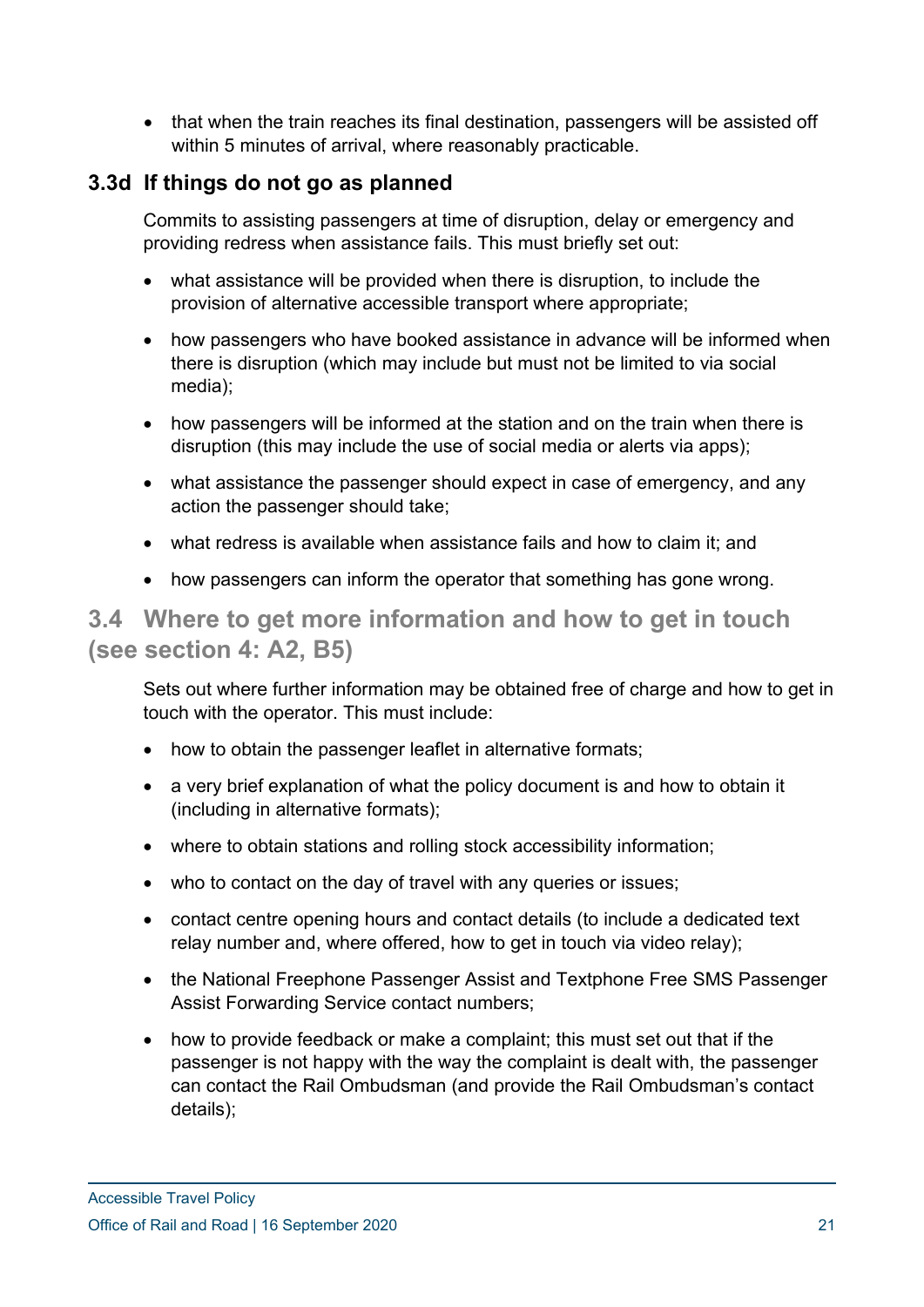- that when the train reaches its final destination, passengers will be assisted off within 5 minutes of arrival, where reasonably practicable.

### 3.3d If things do not go as planned

Commits to assisting passengers at time of disruption, delay or emergency and providing redress when assistance fails. This must briefly set out:

- what assistance will be provided when there is disruption, to include the provision of alternative accessible transport where appropriate;
- how passengers who have booked assistance in advance will be informed when there is disruption (which may include but must not be limited to via social media);
- how passengers will be informed at the station and on the train when there is disruption (this may include the use of social media or alerts via apps);
- what assistance the passenger should expect in case of emergency, and any action the passenger should take;
- what redress is available when assistance fails and how to claim it; and
- how passengers can inform the operator that something has gone wrong.

## 3.4 Where to get more information and how to get in touch (see section 4: A2, B5)

Sets out where further information may be obtained free of charge and how to get in touch with the operator. This must include:

- how to obtain the passenger leaflet in alternative formats;
- a very brief explanation of what the policy document is and how to obtain it (including in alternative formats);
- where to obtain stations and rolling stock accessibility information;
- who to contact on the day of travel with any queries or issues;
- contact centre opening hours and contact details (to include a dedicated text relay number and, where offered, how to get in touch via video relay);
- the National Freephone Passenger Assist and Textphone Free SMS Passenger Assist Forwarding Service contact numbers;
- how to provide feedback or make a complaint; this must set out that if the passenger is not happy with the way the complaint is dealt with, the passenger can contact the Rail Ombudsman (and provide the Rail Ombudsman's contact details);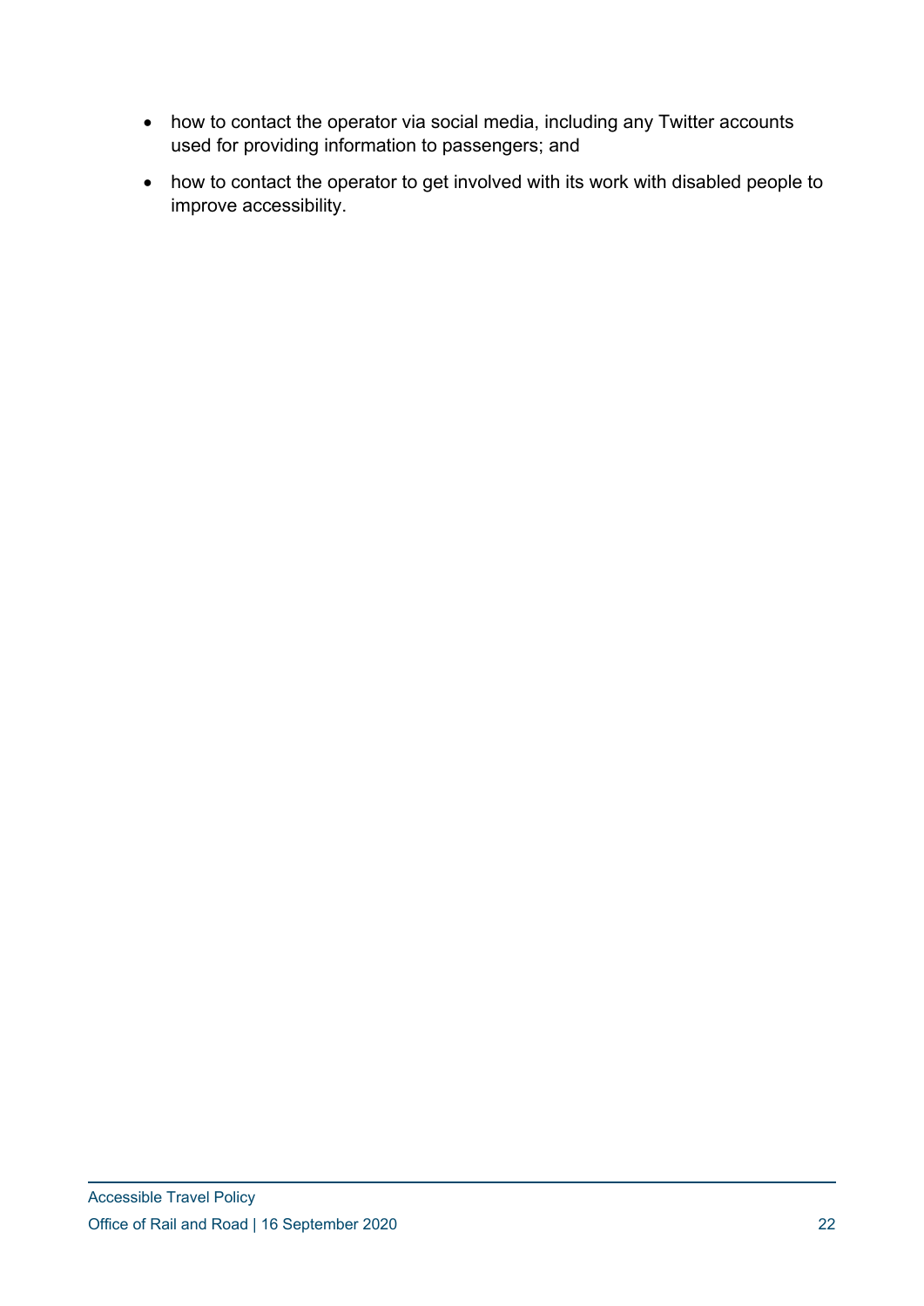- how to contact the operator via social media, including any Twitter accounts used for providing information to passengers; and
- how to contact the operator to get involved with its work with disabled people to improve accessibility.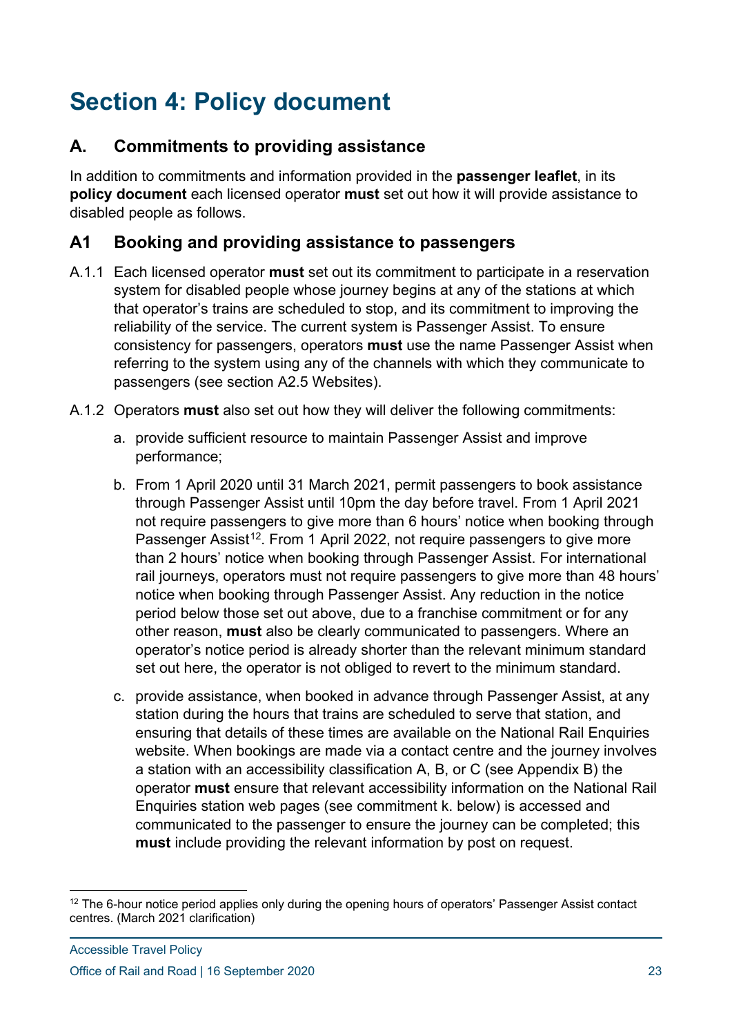# Section 4: Policy document

## A. Commitments to providing assistance

In addition to commitments and information provided in the **passenger leaflet**, in its **policy document** each licensed operator **must** set out how it will provide assistance to disabled people as follows.

## A1 Booking and providing assistance to passengers

A.1.1 Each licensed operator **must** set out its commitment to participate in a reservation system for disabled people whose journey begins at any of the stations at which that operator's trains are scheduled to stop, and its commitment to improving the reliability of the service. The current system is Passenger Assist. To ensure consistency for passengers, operators **must** use the name Passenger Assist when referring to the system using any of the channels with which they communicate to passengers (see section A2.5 Websites).

A.1.2 Operators **must** also set out how they will deliver the following commitments:

a. provide sufficient resource to maintain Passenger Assist and improve performance;

b. From 1 April 2020 until 31 March 2021, permit passengers to book assistance through Passenger Assist until 10pm the day before travel. From 1 April 2021 not require passengers to give more than 6 hours' notice when booking through Passenger Assist[12]. From 1 April 2022, not require passengers to give more than 2 hours' notice when booking through Passenger Assist. For international rail journeys, operators must not require passengers to give more than 48 hours' notice when booking through Passenger Assist. Any reduction in the notice period below those set out above, due to a franchise commitment or for any other reason, **must** also be clearly communicated to passengers. Where an operator's notice period is already shorter than the relevant minimum standard set out here, the operator is not obliged to revert to the minimum standard.

c. provide assistance, when booked in advance through Passenger Assist, at any station during the hours that trains are scheduled to serve that station, and ensuring that details of these times are available on the National Rail Enquiries website. When bookings are made via a contact centre and the journey involves a station with an accessibility classification A, B, or C (see Appendix B) the operator **must** ensure that relevant accessibility information on the National Rail Enquiries station web pages (see commitment k. below) is accessed and communicated to the passenger to ensure the journey can be completed; this **must** include providing the relevant information by post on request.

[12] The 6-hour notice period applies only during the opening hours of operators' Passenger Assist contact centres. (March 2021 clarification)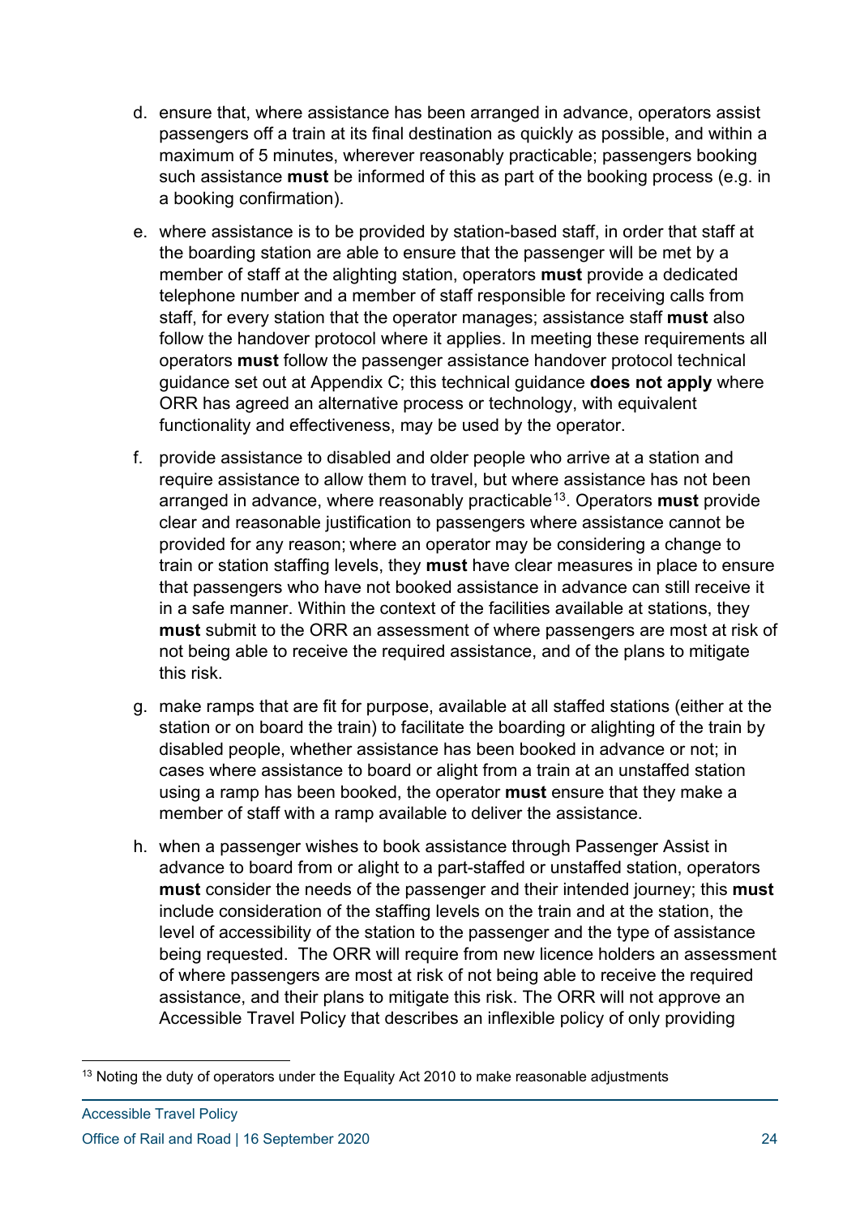d. ensure that, where assistance has been arranged in advance, operators assist passengers off a train at its final destination as quickly as possible, and within a maximum of 5 minutes, wherever reasonably practicable; passengers booking such assistance **must** be informed of this as part of the booking process (e.g. in a booking confirmation).

e. where assistance is to be provided by station-based staff, in order that staff at the boarding station are able to ensure that the passenger will be met by a member of staff at the alighting station, operators **must** provide a dedicated telephone number and a member of staff responsible for receiving calls from staff, for every station that the operator manages; assistance staff **must** also follow the handover protocol where it applies. In meeting these requirements all operators **must** follow the passenger assistance handover protocol technical guidance set out at Appendix C; this technical guidance **does not apply** where ORR has agreed an alternative process or technology, with equivalent functionality and effectiveness, may be used by the operator.

f. provide assistance to disabled and older people who arrive at a station and require assistance to allow them to travel, but where assistance has not been arranged in advance, where reasonably practicable[13]. Operators **must** provide clear and reasonable justification to passengers where assistance cannot be provided for any reason; where an operator may be considering a change to train or station staffing levels, they **must** have clear measures in place to ensure that passengers who have not booked assistance in advance can still receive it in a safe manner. Within the context of the facilities available at stations, they **must** submit to the ORR an assessment of where passengers are most at risk of not being able to receive the required assistance, and of the plans to mitigate this risk.

g. make ramps that are fit for purpose, available at all staffed stations (either at the station or on board the train) to facilitate the boarding or alighting of the train by disabled people, whether assistance has been booked in advance or not; in cases where assistance to board or alight from a train at an unstaffed station using a ramp has been booked, the operator **must** ensure that they make a member of staff with a ramp available to deliver the assistance.

h. when a passenger wishes to book assistance through Passenger Assist in advance to board from or alight to a part-staffed or unstaffed station, operators **must** consider the needs of the passenger and their intended journey; this **must** include consideration of the staffing levels on the train and at the station, the level of accessibility of the station to the passenger and the type of assistance being requested. The ORR will require from new licence holders an assessment of where passengers are most at risk of not being able to receive the required assistance, and their plans to mitigate this risk. The ORR will not approve an Accessible Travel Policy that describes an inflexible policy of only providing

[13] Noting the duty of operators under the Equality Act 2010 to make reasonable adjustments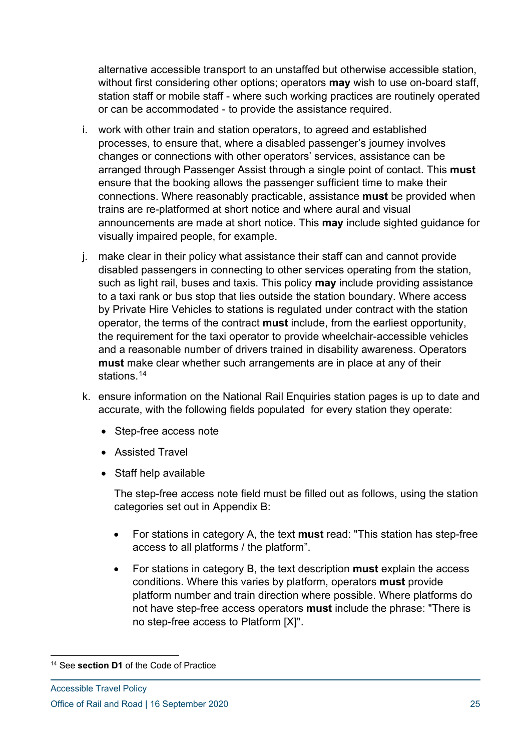alternative accessible transport to an unstaffed but otherwise accessible station, without first considering other options; operators **may** wish to use on-board staff, station staff or mobile staff - where such working practices are routinely operated or can be accommodated - to provide the assistance required.

i. work with other train and station operators, to agreed and established processes, to ensure that, where a disabled passenger's journey involves changes or connections with other operators' services, assistance can be arranged through Passenger Assist through a single point of contact. This **must** ensure that the booking allows the passenger sufficient time to make their connections. Where reasonably practicable, assistance **must** be provided when trains are re-platformed at short notice and where aural and visual announcements are made at short notice. This **may** include sighted guidance for visually impaired people, for example.

j. make clear in their policy what assistance their staff can and cannot provide disabled passengers in connecting to other services operating from the station, such as light rail, buses and taxis. This policy **may** include providing assistance to a taxi rank or bus stop that lies outside the station boundary. Where access by Private Hire Vehicles to stations is regulated under contract with the station operator, the terms of the contract **must** include, from the earliest opportunity, the requirement for the taxi operator to provide wheelchair-accessible vehicles and a reasonable number of drivers trained in disability awareness. Operators **must** make clear whether such arrangements are in place at any of their stations.[14]

k. ensure information on the National Rail Enquiries station pages is up to date and accurate, with the following fields populated for every station they operate:

   - Step-free access note
   - Assisted Travel
   - Staff help available

   The step-free access note field must be filled out as follows, using the station categories set out in Appendix B:

   - For stations in category A, the text **must** read: "This station has step-free access to all platforms / the platform".
   - For stations in category B, the text description **must** explain the access conditions. Where this varies by platform, operators **must** provide platform number and train direction where possible. Where platforms do not have step-free access operators **must** include the phrase: "There is no step-free access to Platform [X]".

[14] See **section D1** of the Code of Practice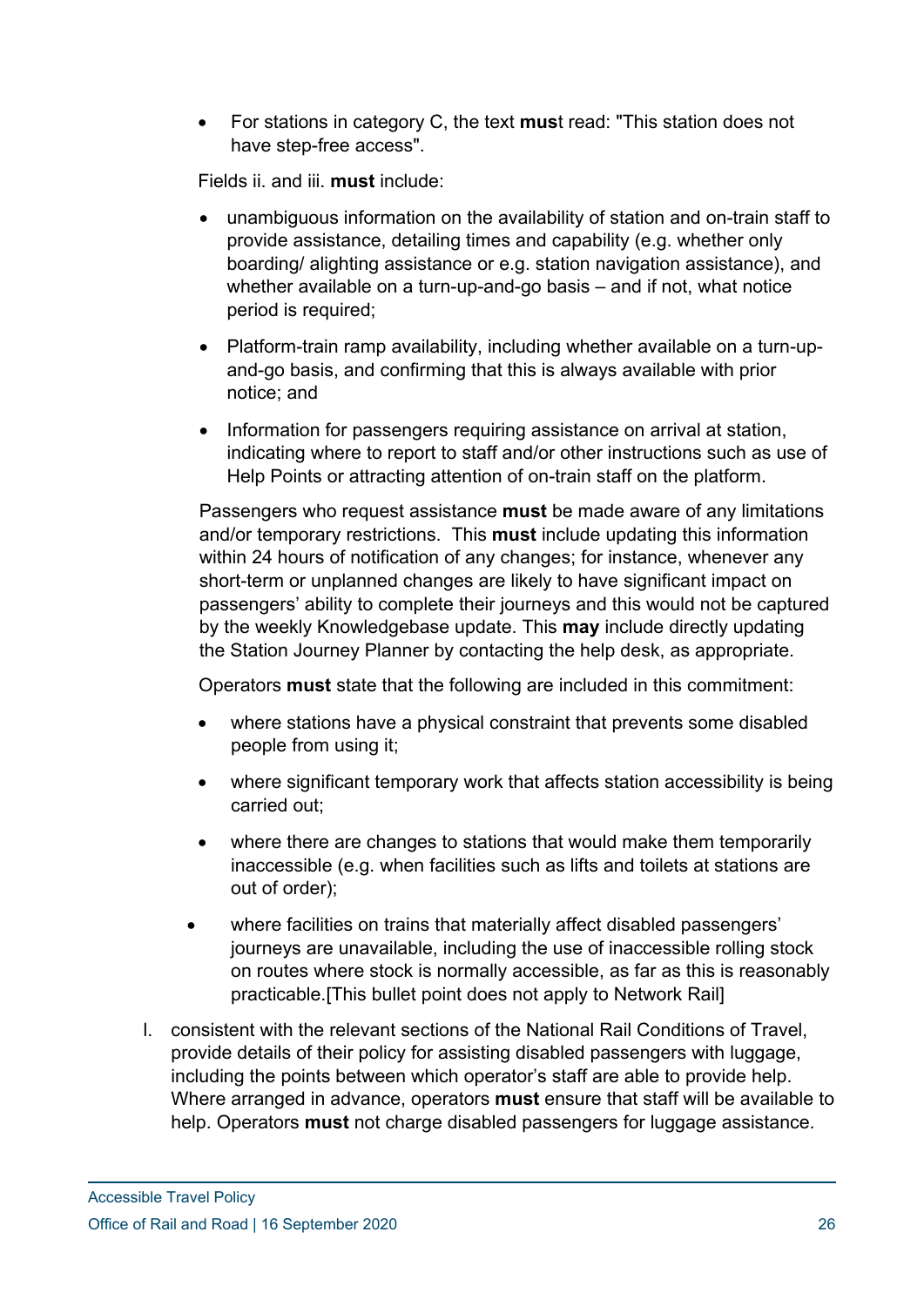- For stations in category C, the text **mus**t read: "This station does not have step-free access".

Fields ii. and iii. **must** include:

- unambiguous information on the availability of station and on-train staff to provide assistance, detailing times and capability (e.g. whether only boarding/ alighting assistance or e.g. station navigation assistance), and whether available on a turn-up-and-go basis – and if not, what notice period is required;
- Platform-train ramp availability, including whether available on a turn-up-and-go basis, and confirming that this is always available with prior notice; and
- Information for passengers requiring assistance on arrival at station, indicating where to report to staff and/or other instructions such as use of Help Points or attracting attention of on-train staff on the platform.

Passengers who request assistance **must** be made aware of any limitations and/or temporary restrictions. This **must** include updating this information within 24 hours of notification of any changes; for instance, whenever any short-term or unplanned changes are likely to have significant impact on passengers' ability to complete their journeys and this would not be captured by the weekly Knowledgebase update. This **may** include directly updating the Station Journey Planner by contacting the help desk, as appropriate.

Operators **must** state that the following are included in this commitment:

- where stations have a physical constraint that prevents some disabled people from using it;
- where significant temporary work that affects station accessibility is being carried out;
- where there are changes to stations that would make them temporarily inaccessible (e.g. when facilities such as lifts and toilets at stations are out of order);
- where facilities on trains that materially affect disabled passengers' journeys are unavailable, including the use of inaccessible rolling stock on routes where stock is normally accessible, as far as this is reasonably practicable.[This bullet point does not apply to Network Rail]

l. consistent with the relevant sections of the National Rail Conditions of Travel, provide details of their policy for assisting disabled passengers with luggage, including the points between which operator's staff are able to provide help. Where arranged in advance, operators **must** ensure that staff will be available to help. Operators **must** not charge disabled passengers for luggage assistance.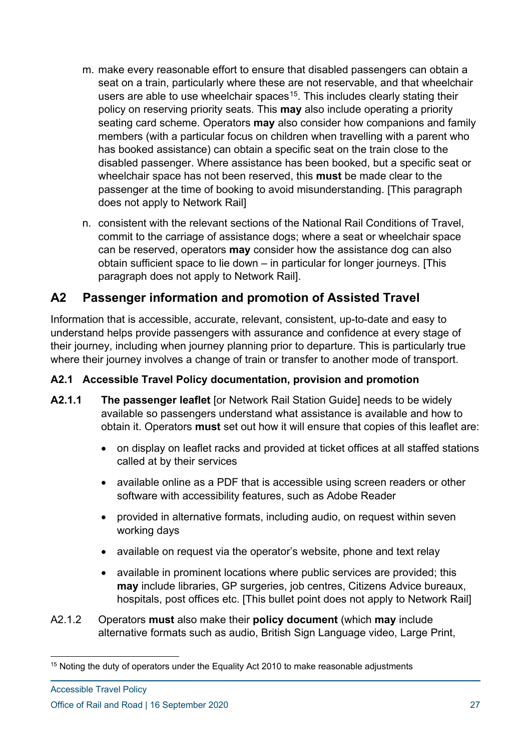m. make every reasonable effort to ensure that disabled passengers can obtain a seat on a train, particularly where these are not reservable, and that wheelchair users are able to use wheelchair spaces[15]. This includes clearly stating their policy on reserving priority seats. This **may** also include operating a priority seating card scheme. Operators **may** also consider how companions and family members (with a particular focus on children when travelling with a parent who has booked assistance) can obtain a specific seat on the train close to the disabled passenger. Where assistance has been booked, but a specific seat or wheelchair space has not been reserved, this **must** be made clear to the passenger at the time of booking to avoid misunderstanding. [This paragraph does not apply to Network Rail]

n. consistent with the relevant sections of the National Rail Conditions of Travel, commit to the carriage of assistance dogs; where a seat or wheelchair space can be reserved, operators **may** consider how the assistance dog can also obtain sufficient space to lie down – in particular for longer journeys. [This paragraph does not apply to Network Rail].

## A2 Passenger information and promotion of Assisted Travel

Information that is accessible, accurate, relevant, consistent, up-to-date and easy to understand helps provide passengers with assurance and confidence at every stage of their journey, including when journey planning prior to departure. This is particularly true where their journey involves a change of train or transfer to another mode of transport.

### A2.1 Accessible Travel Policy documentation, provision and promotion

**A2.1.1** **The passenger leaflet** [or Network Rail Station Guide] needs to be widely available so passengers understand what assistance is available and how to obtain it. Operators **must** set out how it will ensure that copies of this leaflet are:

- on display on leaflet racks and provided at ticket offices at all staffed stations called at by their services
- available online as a PDF that is accessible using screen readers or other software with accessibility features, such as Adobe Reader
- provided in alternative formats, including audio, on request within seven working days
- available on request via the operator's website, phone and text relay
- available in prominent locations where public services are provided; this **may** include libraries, GP surgeries, job centres, Citizens Advice bureaux, hospitals, post offices etc. [This bullet point does not apply to Network Rail]

A2.1.2 Operators **must** also make their **policy document** (which **may** include alternative formats such as audio, British Sign Language video, Large Print,

[15] Noting the duty of operators under the Equality Act 2010 to make reasonable adjustments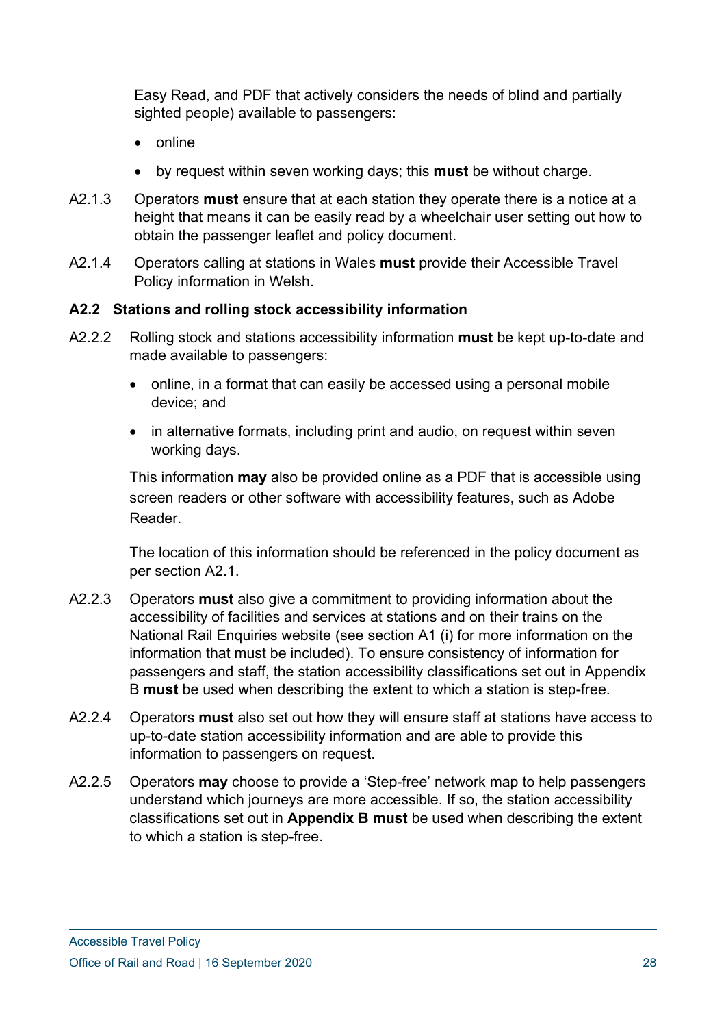Easy Read, and PDF that actively considers the needs of blind and partially sighted people) available to passengers:

- online
- by request within seven working days; this **must** be without charge.

A2.1.3 Operators **must** ensure that at each station they operate there is a notice at a height that means it can be easily read by a wheelchair user setting out how to obtain the passenger leaflet and policy document.

A2.1.4 Operators calling at stations in Wales **must** provide their Accessible Travel Policy information in Welsh.

### A2.2 Stations and rolling stock accessibility information

A2.2.2 Rolling stock and stations accessibility information **must** be kept up-to-date and made available to passengers:

- online, in a format that can easily be accessed using a personal mobile device; and
- in alternative formats, including print and audio, on request within seven working days.

This information **may** also be provided online as a PDF that is accessible using screen readers or other software with accessibility features, such as Adobe Reader.

The location of this information should be referenced in the policy document as per section A2.1.

A2.2.3 Operators **must** also give a commitment to providing information about the accessibility of facilities and services at stations and on their trains on the National Rail Enquiries website (see section A1 (i) for more information on the information that must be included). To ensure consistency of information for passengers and staff, the station accessibility classifications set out in Appendix B **must** be used when describing the extent to which a station is step-free.

A2.2.4 Operators **must** also set out how they will ensure staff at stations have access to up-to-date station accessibility information and are able to provide this information to passengers on request.

A2.2.5 Operators **may** choose to provide a 'Step-free' network map to help passengers understand which journeys are more accessible. If so, the station accessibility classifications set out in **Appendix B must** be used when describing the extent to which a station is step-free.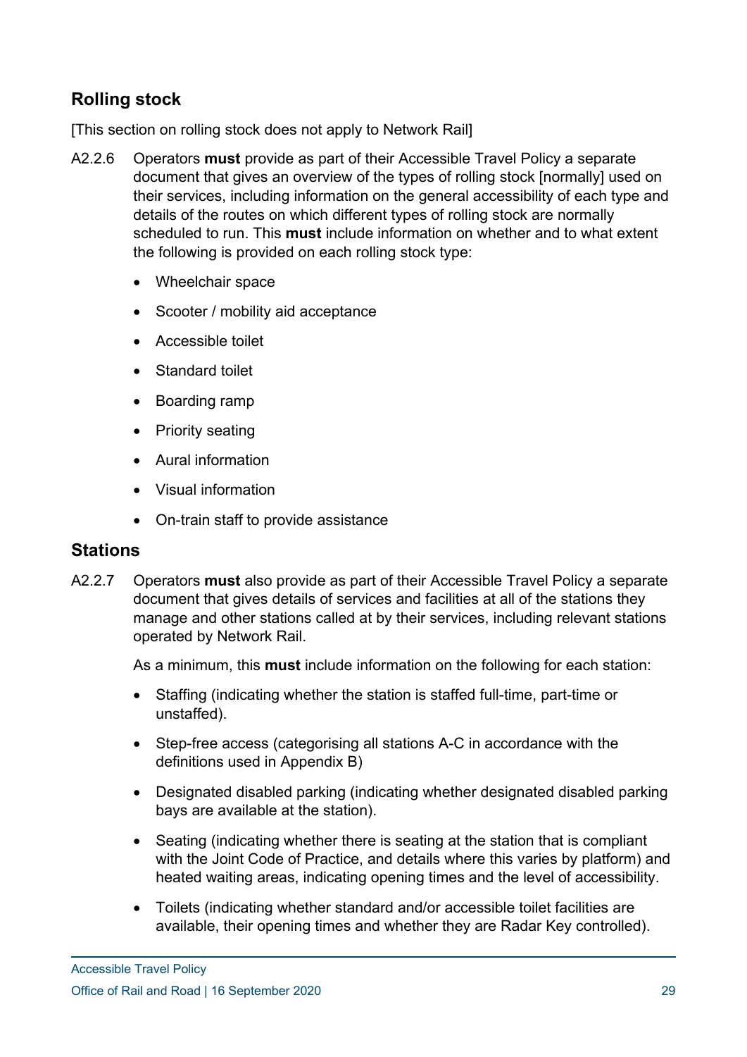## Rolling stock

[This section on rolling stock does not apply to Network Rail]

A2.2.6 Operators **must** provide as part of their Accessible Travel Policy a separate document that gives an overview of the types of rolling stock [normally] used on their services, including information on the general accessibility of each type and details of the routes on which different types of rolling stock are normally scheduled to run. This **must** include information on whether and to what extent the following is provided on each rolling stock type:

- Wheelchair space
- Scooter / mobility aid acceptance
- Accessible toilet
- Standard toilet
- Boarding ramp
- Priority seating
- Aural information
- Visual information
- On-train staff to provide assistance

## Stations

A2.2.7 Operators **must** also provide as part of their Accessible Travel Policy a separate document that gives details of services and facilities at all of the stations they manage and other stations called at by their services, including relevant stations operated by Network Rail.

As a minimum, this **must** include information on the following for each station:

- Staffing (indicating whether the station is staffed full-time, part-time or unstaffed).
- Step-free access (categorising all stations A-C in accordance with the definitions used in Appendix B)
- Designated disabled parking (indicating whether designated disabled parking bays are available at the station).
- Seating (indicating whether there is seating at the station that is compliant with the Joint Code of Practice, and details where this varies by platform) and heated waiting areas, indicating opening times and the level of accessibility.
- Toilets (indicating whether standard and/or accessible toilet facilities are available, their opening times and whether they are Radar Key controlled).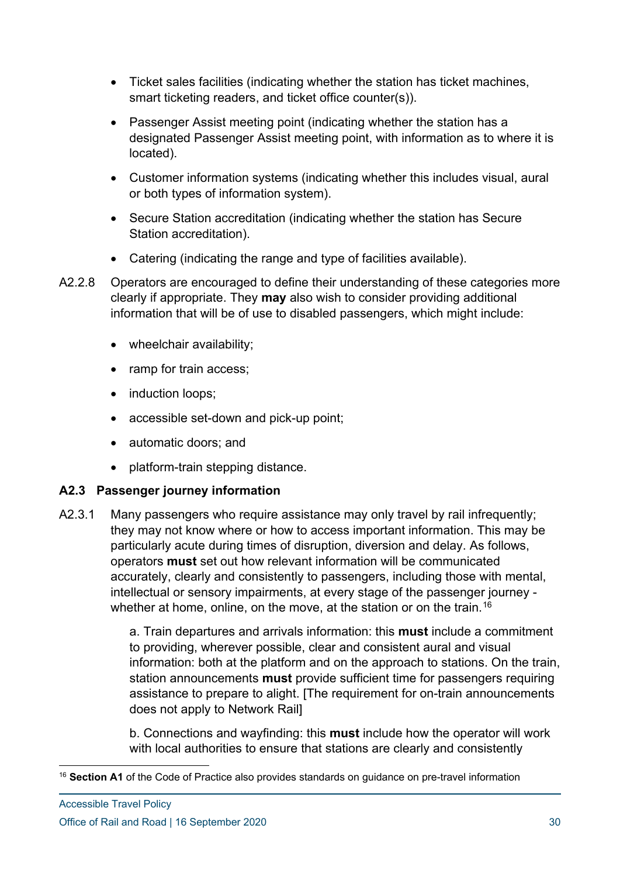- Ticket sales facilities (indicating whether the station has ticket machines, smart ticketing readers, and ticket office counter(s)).
- Passenger Assist meeting point (indicating whether the station has a designated Passenger Assist meeting point, with information as to where it is located).
- Customer information systems (indicating whether this includes visual, aural or both types of information system).
- Secure Station accreditation (indicating whether the station has Secure Station accreditation).
- Catering (indicating the range and type of facilities available).

A2.2.8 Operators are encouraged to define their understanding of these categories more clearly if appropriate. They **may** also wish to consider providing additional information that will be of use to disabled passengers, which might include:

- wheelchair availability;
- ramp for train access;
- induction loops;
- accessible set-down and pick-up point;
- automatic doors; and
- platform-train stepping distance.

### A2.3 Passenger journey information

A2.3.1 Many passengers who require assistance may only travel by rail infrequently; they may not know where or how to access important information. This may be particularly acute during times of disruption, diversion and delay. As follows, operators **must** set out how relevant information will be communicated accurately, clearly and consistently to passengers, including those with mental, intellectual or sensory impairments, at every stage of the passenger journey - whether at home, online, on the move, at the station or on the train.[16]

a. Train departures and arrivals information: this **must** include a commitment to providing, wherever possible, clear and consistent aural and visual information: both at the platform and on the approach to stations. On the train, station announcements **must** provide sufficient time for passengers requiring assistance to prepare to alight. [The requirement for on-train announcements does not apply to Network Rail]

b. Connections and wayfinding: this **must** include how the operator will work with local authorities to ensure that stations are clearly and consistently

[16] **Section A1** of the Code of Practice also provides standards on guidance on pre-travel information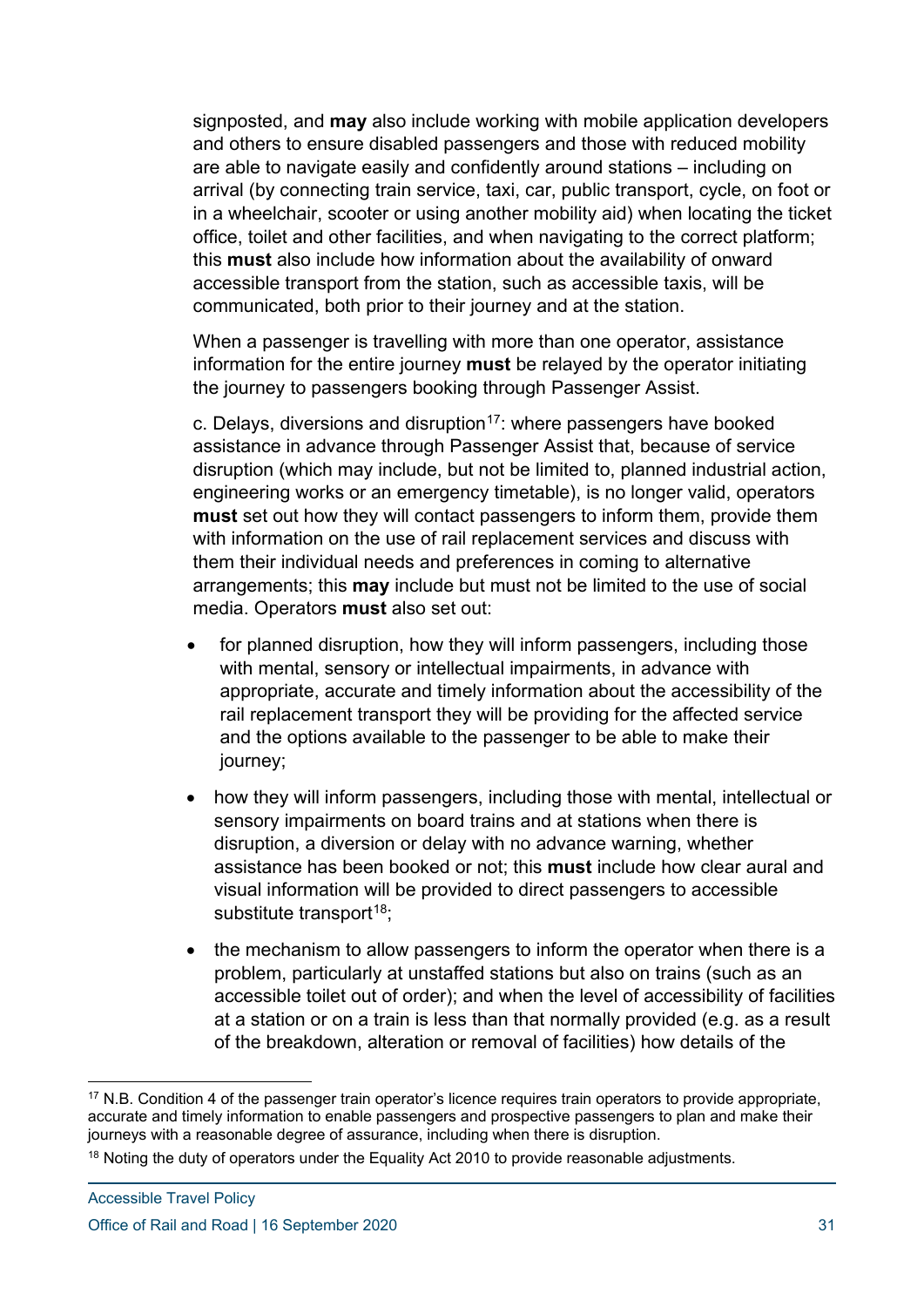signposted, and **may** also include working with mobile application developers and others to ensure disabled passengers and those with reduced mobility are able to navigate easily and confidently around stations – including on arrival (by connecting train service, taxi, car, public transport, cycle, on foot or in a wheelchair, scooter or using another mobility aid) when locating the ticket office, toilet and other facilities, and when navigating to the correct platform; this **must** also include how information about the availability of onward accessible transport from the station, such as accessible taxis, will be communicated, both prior to their journey and at the station.

When a passenger is travelling with more than one operator, assistance information for the entire journey **must** be relayed by the operator initiating the journey to passengers booking through Passenger Assist.

c. Delays, diversions and disruption[17]: where passengers have booked assistance in advance through Passenger Assist that, because of service disruption (which may include, but not be limited to, planned industrial action, engineering works or an emergency timetable), is no longer valid, operators **must** set out how they will contact passengers to inform them, provide them with information on the use of rail replacement services and discuss with them their individual needs and preferences in coming to alternative arrangements; this **may** include but must not be limited to the use of social media. Operators **must** also set out:

- for planned disruption, how they will inform passengers, including those with mental, sensory or intellectual impairments, in advance with appropriate, accurate and timely information about the accessibility of the rail replacement transport they will be providing for the affected service and the options available to the passenger to be able to make their journey;
- how they will inform passengers, including those with mental, intellectual or sensory impairments on board trains and at stations when there is disruption, a diversion or delay with no advance warning, whether assistance has been booked or not; this **must** include how clear aural and visual information will be provided to direct passengers to accessible substitute transport[18];
- the mechanism to allow passengers to inform the operator when there is a problem, particularly at unstaffed stations but also on trains (such as an accessible toilet out of order); and when the level of accessibility of facilities at a station or on a train is less than that normally provided (e.g. as a result of the breakdown, alteration or removal of facilities) how details of the

[17] N.B. Condition 4 of the passenger train operator's licence requires train operators to provide appropriate, accurate and timely information to enable passengers and prospective passengers to plan and make their journeys with a reasonable degree of assurance, including when there is disruption.

[18] Noting the duty of operators under the Equality Act 2010 to provide reasonable adjustments.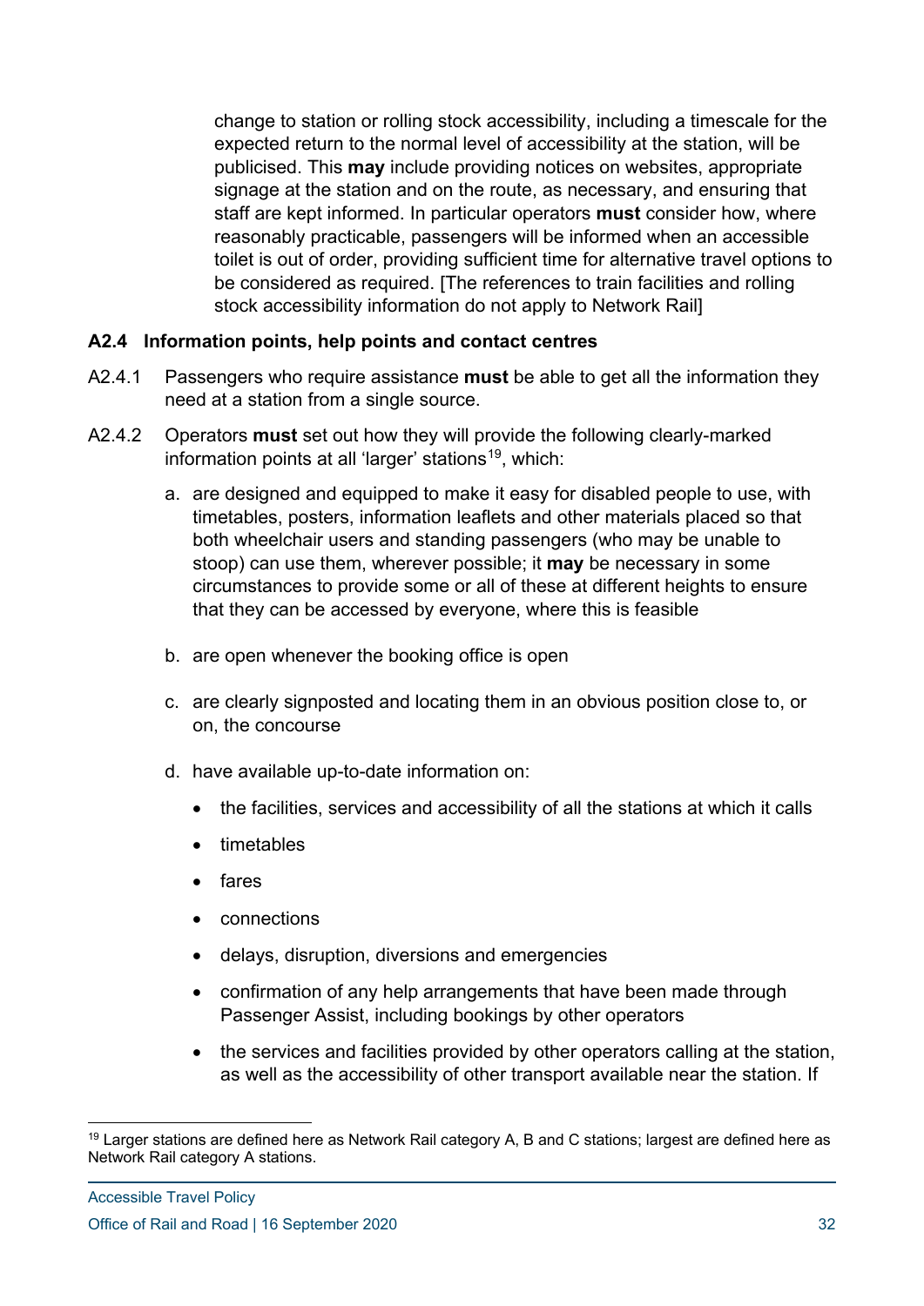change to station or rolling stock accessibility, including a timescale for the expected return to the normal level of accessibility at the station, will be publicised. This **may** include providing notices on websites, appropriate signage at the station and on the route, as necessary, and ensuring that staff are kept informed. In particular operators **must** consider how, where reasonably practicable, passengers will be informed when an accessible toilet is out of order, providing sufficient time for alternative travel options to be considered as required. [The references to train facilities and rolling stock accessibility information do not apply to Network Rail]

### A2.4 Information points, help points and contact centres

A2.4.1 Passengers who require assistance **must** be able to get all the information they need at a station from a single source.

A2.4.2 Operators **must** set out how they will provide the following clearly-marked information points at all 'larger' stations[19], which:

a. are designed and equipped to make it easy for disabled people to use, with timetables, posters, information leaflets and other materials placed so that both wheelchair users and standing passengers (who may be unable to stoop) can use them, wherever possible; it **may** be necessary in some circumstances to provide some or all of these at different heights to ensure that they can be accessed by everyone, where this is feasible

b. are open whenever the booking office is open

c. are clearly signposted and locating them in an obvious position close to, or on, the concourse

d. have available up-to-date information on:

- the facilities, services and accessibility of all the stations at which it calls
- timetables
- fares
- connections
- delays, disruption, diversions and emergencies
- confirmation of any help arrangements that have been made through Passenger Assist, including bookings by other operators
- the services and facilities provided by other operators calling at the station, as well as the accessibility of other transport available near the station. If

[19] Larger stations are defined here as Network Rail category A, B and C stations; largest are defined here as Network Rail category A stations.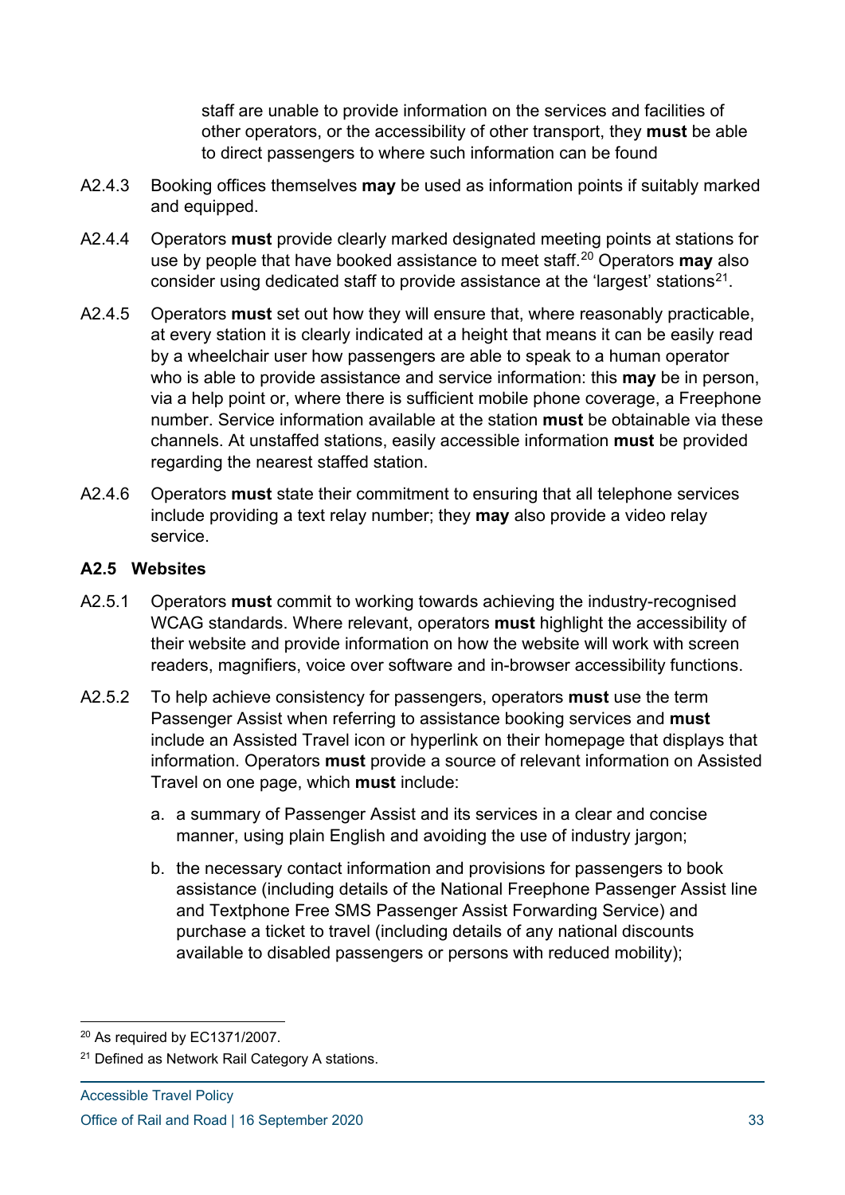staff are unable to provide information on the services and facilities of other operators, or the accessibility of other transport, they **must** be able to direct passengers to where such information can be found

A2.4.3 Booking offices themselves **may** be used as information points if suitably marked and equipped.

A2.4.4 Operators **must** provide clearly marked designated meeting points at stations for use by people that have booked assistance to meet staff.[20] Operators **may** also consider using dedicated staff to provide assistance at the 'largest' stations[21].

A2.4.5 Operators **must** set out how they will ensure that, where reasonably practicable, at every station it is clearly indicated at a height that means it can be easily read by a wheelchair user how passengers are able to speak to a human operator who is able to provide assistance and service information: this **may** be in person, via a help point or, where there is sufficient mobile phone coverage, a Freephone number. Service information available at the station **must** be obtainable via these channels. At unstaffed stations, easily accessible information **must** be provided regarding the nearest staffed station.

A2.4.6 Operators **must** state their commitment to ensuring that all telephone services include providing a text relay number; they **may** also provide a video relay service.

### A2.5 Websites

A2.5.1 Operators **must** commit to working towards achieving the industry-recognised WCAG standards. Where relevant, operators **must** highlight the accessibility of their website and provide information on how the website will work with screen readers, magnifiers, voice over software and in-browser accessibility functions.

A2.5.2 To help achieve consistency for passengers, operators **must** use the term Passenger Assist when referring to assistance booking services and **must** include an Assisted Travel icon or hyperlink on their homepage that displays that information. Operators **must** provide a source of relevant information on Assisted Travel on one page, which **must** include:

a. a summary of Passenger Assist and its services in a clear and concise manner, using plain English and avoiding the use of industry jargon;

b. the necessary contact information and provisions for passengers to book assistance (including details of the National Freephone Passenger Assist line and Textphone Free SMS Passenger Assist Forwarding Service) and purchase a ticket to travel (including details of any national discounts available to disabled passengers or persons with reduced mobility);

---

[20] As required by EC1371/2007.

[21] Defined as Network Rail Category A stations.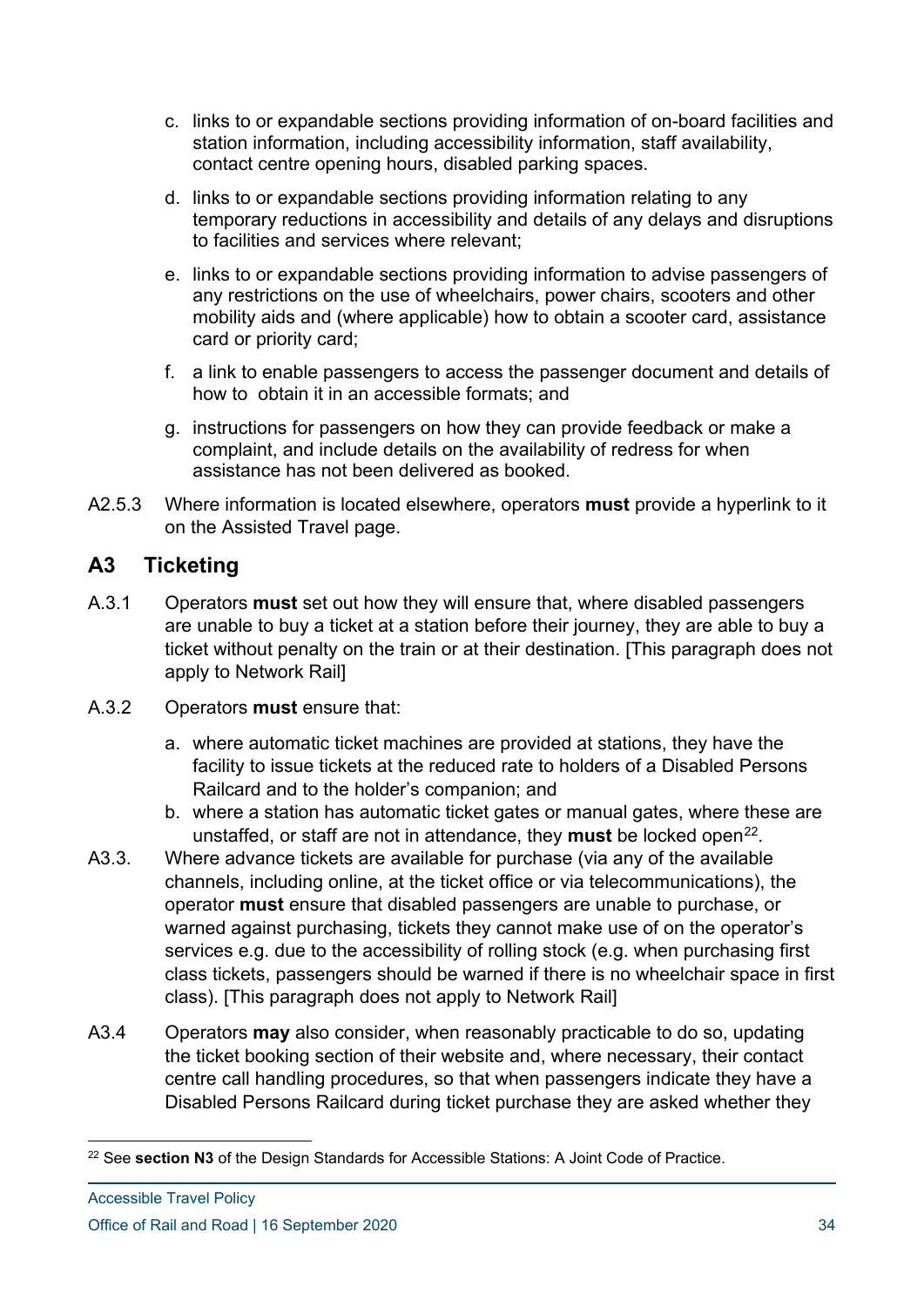c. links to or expandable sections providing information of on-board facilities and station information, including accessibility information, staff availability, contact centre opening hours, disabled parking spaces.

d. links to or expandable sections providing information relating to any temporary reductions in accessibility and details of any delays and disruptions to facilities and services where relevant;

e. links to or expandable sections providing information to advise passengers of any restrictions on the use of wheelchairs, power chairs, scooters and other mobility aids and (where applicable) how to obtain a scooter card, assistance card or priority card;

f. a link to enable passengers to access the passenger document and details of how to obtain it in an accessible formats; and

g. instructions for passengers on how they can provide feedback or make a complaint, and include details on the availability of redress for when assistance has not been delivered as booked.

A2.5.3 Where information is located elsewhere, operators **must** provide a hyperlink to it on the Assisted Travel page.

## A3 Ticketing

A.3.1 Operators **must** set out how they will ensure that, where disabled passengers are unable to buy a ticket at a station before their journey, they are able to buy a ticket without penalty on the train or at their destination. [This paragraph does not apply to Network Rail]

A.3.2 Operators **must** ensure that:

a. where automatic ticket machines are provided at stations, they have the facility to issue tickets at the reduced rate to holders of a Disabled Persons Railcard and to the holder's companion; and
b. where a station has automatic ticket gates or manual gates, where these are unstaffed, or staff are not in attendance, they **must** be locked open[22].

A3.3. Where advance tickets are available for purchase (via any of the available channels, including online, at the ticket office or via telecommunications), the operator **must** ensure that disabled passengers are unable to purchase, or warned against purchasing, tickets they cannot make use of on the operator's services e.g. due to the accessibility of rolling stock (e.g. when purchasing first class tickets, passengers should be warned if there is no wheelchair space in first class). [This paragraph does not apply to Network Rail]

A3.4 Operators **may** also consider, when reasonably practicable to do so, updating the ticket booking section of their website and, where necessary, their contact centre call handling procedures, so that when passengers indicate they have a Disabled Persons Railcard during ticket purchase they are asked whether they

[22] See **section N3** of the Design Standards for Accessible Stations: A Joint Code of Practice.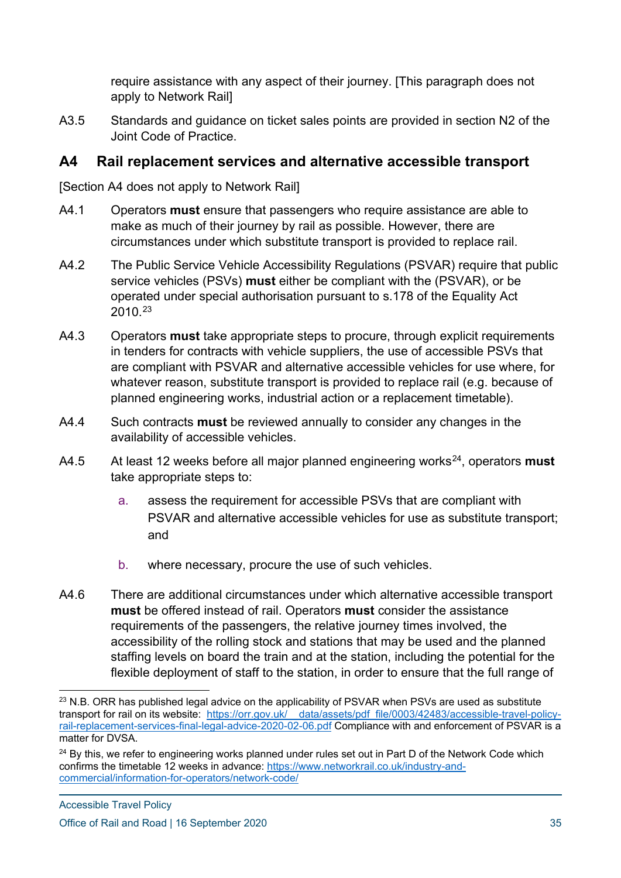require assistance with any aspect of their journey. [This paragraph does not apply to Network Rail]

A3.5 Standards and guidance on ticket sales points are provided in section N2 of the Joint Code of Practice.

## A4 Rail replacement services and alternative accessible transport

[Section A4 does not apply to Network Rail]

A4.1 Operators **must** ensure that passengers who require assistance are able to make as much of their journey by rail as possible. However, there are circumstances under which substitute transport is provided to replace rail.

A4.2 The Public Service Vehicle Accessibility Regulations (PSVAR) require that public service vehicles (PSVs) **must** either be compliant with the (PSVAR), or be operated under special authorisation pursuant to s.178 of the Equality Act 2010.[23]

A4.3 Operators **must** take appropriate steps to procure, through explicit requirements in tenders for contracts with vehicle suppliers, the use of accessible PSVs that are compliant with PSVAR and alternative accessible vehicles for use where, for whatever reason, substitute transport is provided to replace rail (e.g. because of planned engineering works, industrial action or a replacement timetable).

A4.4 Such contracts **must** be reviewed annually to consider any changes in the availability of accessible vehicles.

A4.5 At least 12 weeks before all major planned engineering works[24], operators **must** take appropriate steps to:

a. assess the requirement for accessible PSVs that are compliant with PSVAR and alternative accessible vehicles for use as substitute transport; and

b. where necessary, procure the use of such vehicles.

A4.6 There are additional circumstances under which alternative accessible transport **must** be offered instead of rail. Operators **must** consider the assistance requirements of the passengers, the relative journey times involved, the accessibility of the rolling stock and stations that may be used and the planned staffing levels on board the train and at the station, including the potential for the flexible deployment of staff to the station, in order to ensure that the full range of

---

[23] N.B. ORR has published legal advice on the applicability of PSVAR when PSVs are used as substitute transport for rail on its website: https://orr.gov.uk/__data/assets/pdf_file/0003/42483/accessible-travel-policy-rail-replacement-services-final-legal-advice-2020-02-06.pdf Compliance with and enforcement of PSVAR is a matter for DVSA.

[24] By this, we refer to engineering works planned under rules set out in Part D of the Network Code which confirms the timetable 12 weeks in advance: https://www.networkrail.co.uk/industry-and-commercial/information-for-operators/network-code/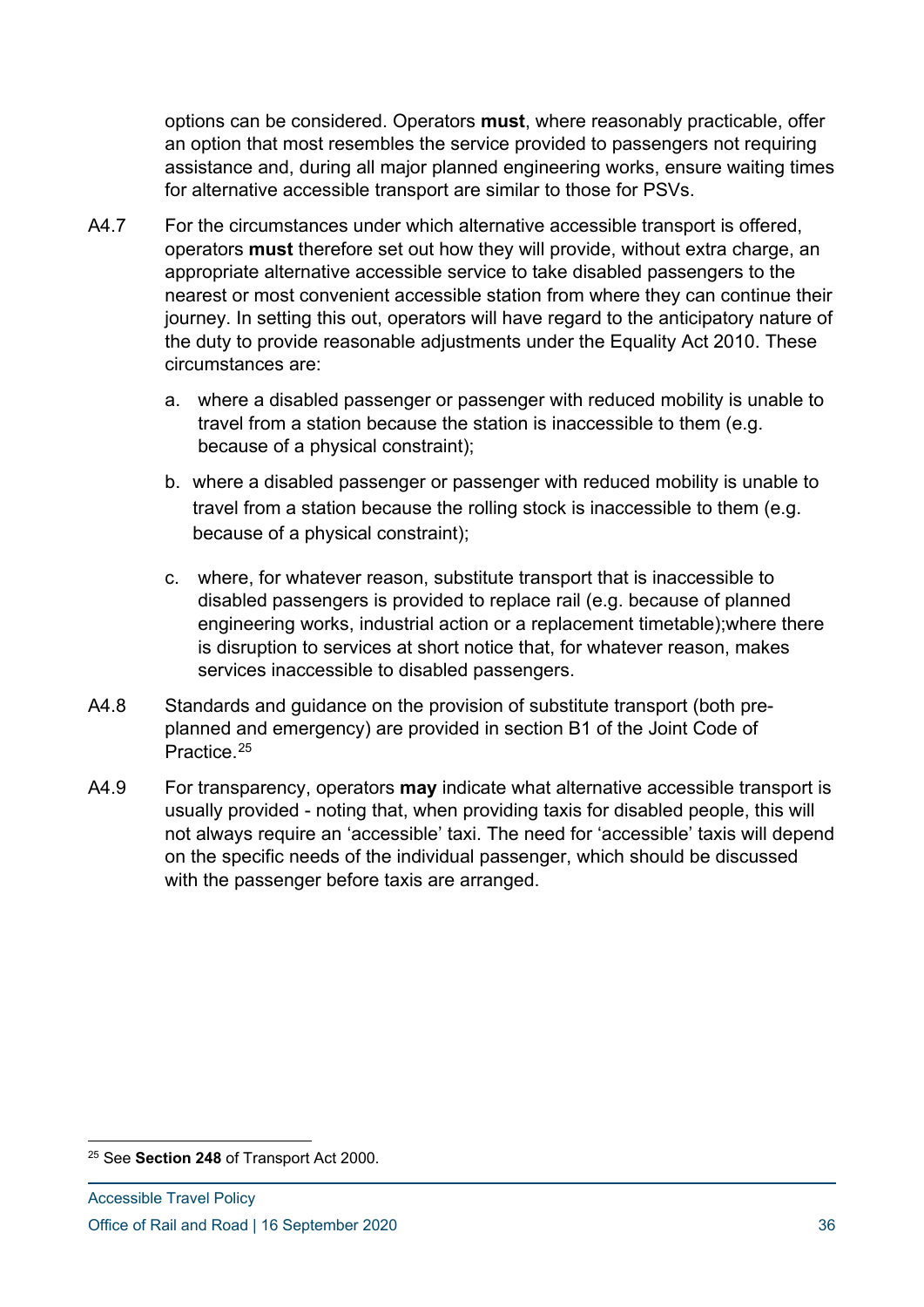options can be considered. Operators **must**, where reasonably practicable, offer an option that most resembles the service provided to passengers not requiring assistance and, during all major planned engineering works, ensure waiting times for alternative accessible transport are similar to those for PSVs.

A4.7 For the circumstances under which alternative accessible transport is offered, operators **must** therefore set out how they will provide, without extra charge, an appropriate alternative accessible service to take disabled passengers to the nearest or most convenient accessible station from where they can continue their journey. In setting this out, operators will have regard to the anticipatory nature of the duty to provide reasonable adjustments under the Equality Act 2010. These circumstances are:

a. where a disabled passenger or passenger with reduced mobility is unable to travel from a station because the station is inaccessible to them (e.g. because of a physical constraint);

b. where a disabled passenger or passenger with reduced mobility is unable to travel from a station because the rolling stock is inaccessible to them (e.g. because of a physical constraint);

c. where, for whatever reason, substitute transport that is inaccessible to disabled passengers is provided to replace rail (e.g. because of planned engineering works, industrial action or a replacement timetable);where there is disruption to services at short notice that, for whatever reason, makes services inaccessible to disabled passengers.

A4.8 Standards and guidance on the provision of substitute transport (both pre-planned and emergency) are provided in section B1 of the Joint Code of Practice.[25]

A4.9 For transparency, operators **may** indicate what alternative accessible transport is usually provided - noting that, when providing taxis for disabled people, this will not always require an 'accessible' taxi. The need for 'accessible' taxis will depend on the specific needs of the individual passenger, which should be discussed with the passenger before taxis are arranged.

[25] See **Section 248** of Transport Act 2000.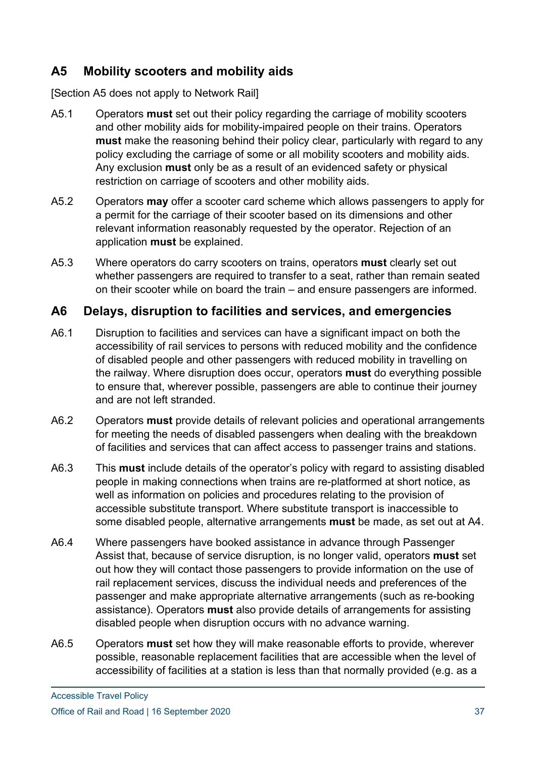## A5 Mobility scooters and mobility aids

[Section A5 does not apply to Network Rail]

A5.1 Operators **must** set out their policy regarding the carriage of mobility scooters and other mobility aids for mobility-impaired people on their trains. Operators **must** make the reasoning behind their policy clear, particularly with regard to any policy excluding the carriage of some or all mobility scooters and mobility aids. Any exclusion **must** only be as a result of an evidenced safety or physical restriction on carriage of scooters and other mobility aids.

A5.2 Operators **may** offer a scooter card scheme which allows passengers to apply for a permit for the carriage of their scooter based on its dimensions and other relevant information reasonably requested by the operator. Rejection of an application **must** be explained.

A5.3 Where operators do carry scooters on trains, operators **must** clearly set out whether passengers are required to transfer to a seat, rather than remain seated on their scooter while on board the train – and ensure passengers are informed.

## A6 Delays, disruption to facilities and services, and emergencies

A6.1 Disruption to facilities and services can have a significant impact on both the accessibility of rail services to persons with reduced mobility and the confidence of disabled people and other passengers with reduced mobility in travelling on the railway. Where disruption does occur, operators **must** do everything possible to ensure that, wherever possible, passengers are able to continue their journey and are not left stranded.

A6.2 Operators **must** provide details of relevant policies and operational arrangements for meeting the needs of disabled passengers when dealing with the breakdown of facilities and services that can affect access to passenger trains and stations.

A6.3 This **must** include details of the operator's policy with regard to assisting disabled people in making connections when trains are re-platformed at short notice, as well as information on policies and procedures relating to the provision of accessible substitute transport. Where substitute transport is inaccessible to some disabled people, alternative arrangements **must** be made, as set out at A4.

A6.4 Where passengers have booked assistance in advance through Passenger Assist that, because of service disruption, is no longer valid, operators **must** set out how they will contact those passengers to provide information on the use of rail replacement services, discuss the individual needs and preferences of the passenger and make appropriate alternative arrangements (such as re-booking assistance). Operators **must** also provide details of arrangements for assisting disabled people when disruption occurs with no advance warning.

A6.5 Operators **must** set how they will make reasonable efforts to provide, wherever possible, reasonable replacement facilities that are accessible when the level of accessibility of facilities at a station is less than that normally provided (e.g. as a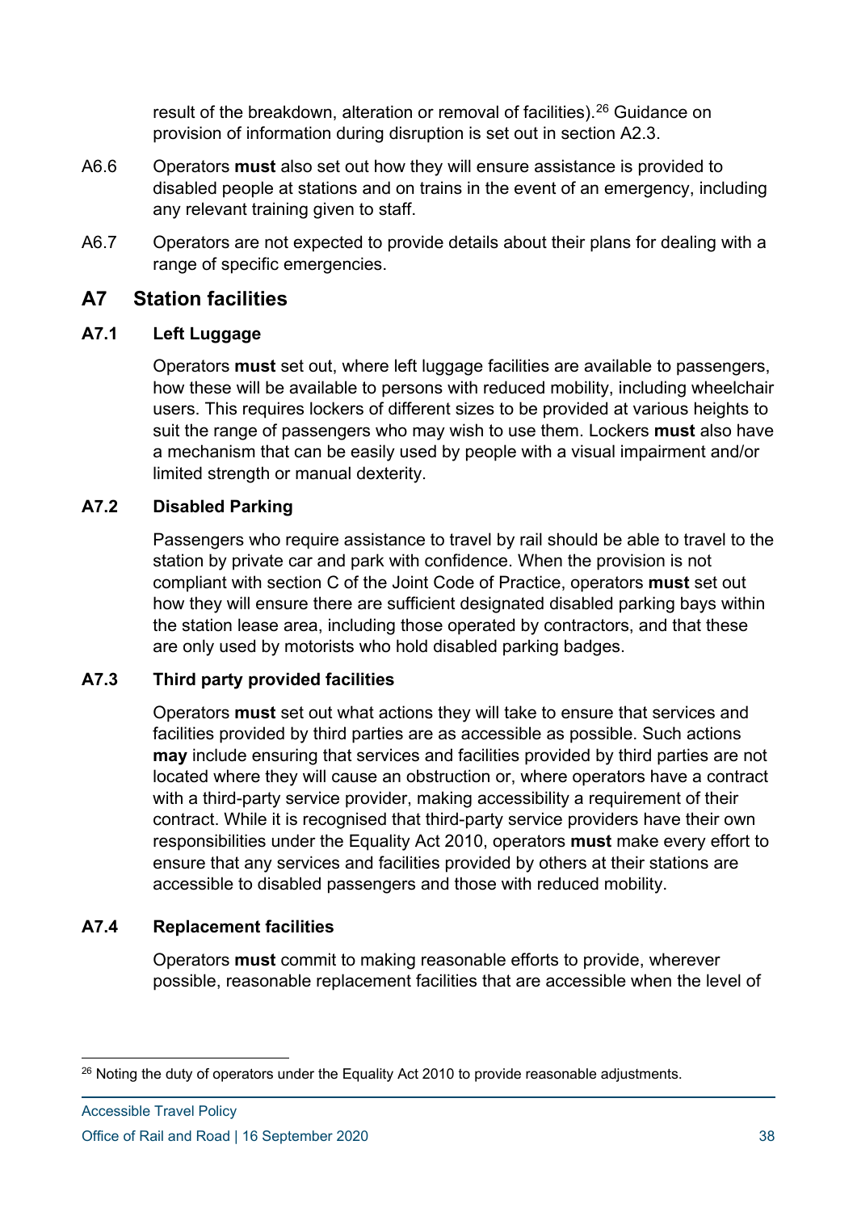result of the breakdown, alteration or removal of facilities).[26] Guidance on provision of information during disruption is set out in section A2.3.

A6.6 Operators **must** also set out how they will ensure assistance is provided to disabled people at stations and on trains in the event of an emergency, including any relevant training given to staff.

A6.7 Operators are not expected to provide details about their plans for dealing with a range of specific emergencies.

## A7 Station facilities

### A7.1 Left Luggage

Operators **must** set out, where left luggage facilities are available to passengers, how these will be available to persons with reduced mobility, including wheelchair users. This requires lockers of different sizes to be provided at various heights to suit the range of passengers who may wish to use them. Lockers **must** also have a mechanism that can be easily used by people with a visual impairment and/or limited strength or manual dexterity.

### A7.2 Disabled Parking

Passengers who require assistance to travel by rail should be able to travel to the station by private car and park with confidence. When the provision is not compliant with section C of the Joint Code of Practice, operators **must** set out how they will ensure there are sufficient designated disabled parking bays within the station lease area, including those operated by contractors, and that these are only used by motorists who hold disabled parking badges.

### A7.3 Third party provided facilities

Operators **must** set out what actions they will take to ensure that services and facilities provided by third parties are as accessible as possible. Such actions **may** include ensuring that services and facilities provided by third parties are not located where they will cause an obstruction or, where operators have a contract with a third-party service provider, making accessibility a requirement of their contract. While it is recognised that third-party service providers have their own responsibilities under the Equality Act 2010, operators **must** make every effort to ensure that any services and facilities provided by others at their stations are accessible to disabled passengers and those with reduced mobility.

### A7.4 Replacement facilities

Operators **must** commit to making reasonable efforts to provide, wherever possible, reasonable replacement facilities that are accessible when the level of

[26] Noting the duty of operators under the Equality Act 2010 to provide reasonable adjustments.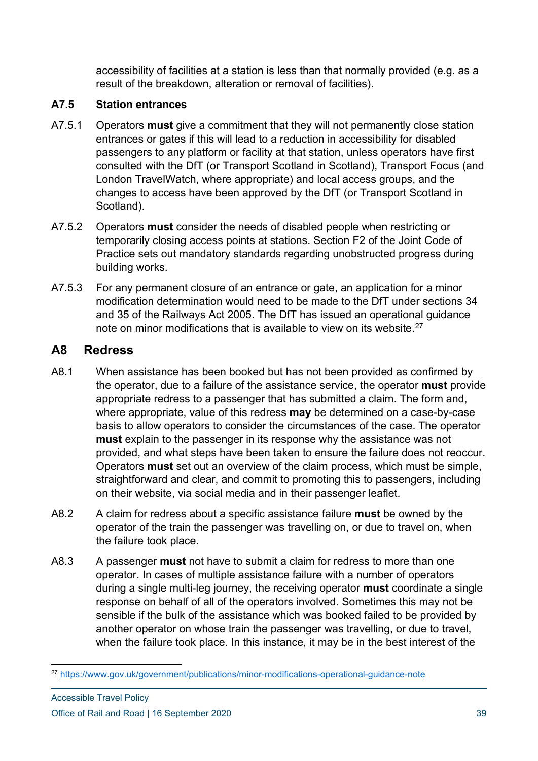accessibility of facilities at a station is less than that normally provided (e.g. as a result of the breakdown, alteration or removal of facilities).

### A7.5 Station entrances

A7.5.1 Operators **must** give a commitment that they will not permanently close station entrances or gates if this will lead to a reduction in accessibility for disabled passengers to any platform or facility at that station, unless operators have first consulted with the DfT (or Transport Scotland in Scotland), Transport Focus (and London TravelWatch, where appropriate) and local access groups, and the changes to access have been approved by the DfT (or Transport Scotland in Scotland).

A7.5.2 Operators **must** consider the needs of disabled people when restricting or temporarily closing access points at stations. Section F2 of the Joint Code of Practice sets out mandatory standards regarding unobstructed progress during building works.

A7.5.3 For any permanent closure of an entrance or gate, an application for a minor modification determination would need to be made to the DfT under sections 34 and 35 of the Railways Act 2005. The DfT has issued an operational guidance note on minor modifications that is available to view on its website.[27]

## A8 Redress

A8.1 When assistance has been booked but has not been provided as confirmed by the operator, due to a failure of the assistance service, the operator **must** provide appropriate redress to a passenger that has submitted a claim. The form and, where appropriate, value of this redress **may** be determined on a case-by-case basis to allow operators to consider the circumstances of the case. The operator **must** explain to the passenger in its response why the assistance was not provided, and what steps have been taken to ensure the failure does not reoccur. Operators **must** set out an overview of the claim process, which must be simple, straightforward and clear, and commit to promoting this to passengers, including on their website, via social media and in their passenger leaflet.

A8.2 A claim for redress about a specific assistance failure **must** be owned by the operator of the train the passenger was travelling on, or due to travel on, when the failure took place.

A8.3 A passenger **must** not have to submit a claim for redress to more than one operator. In cases of multiple assistance failure with a number of operators during a single multi-leg journey, the receiving operator **must** coordinate a single response on behalf of all of the operators involved. Sometimes this may not be sensible if the bulk of the assistance which was booked failed to be provided by another operator on whose train the passenger was travelling, or due to travel, when the failure took place. In this instance, it may be in the best interest of the

[27] https://www.gov.uk/government/publications/minor-modifications-operational-guidance-note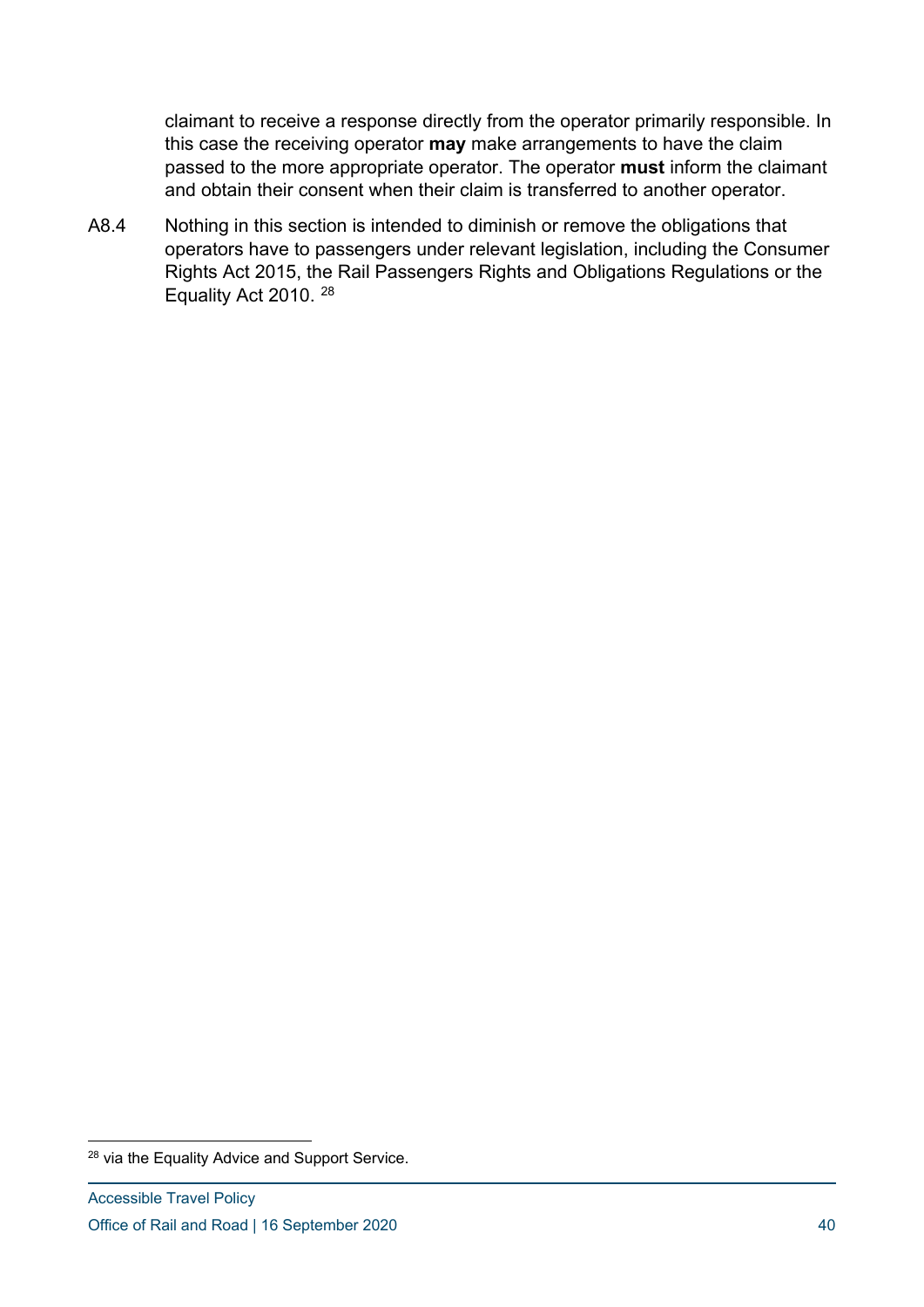claimant to receive a response directly from the operator primarily responsible. In this case the receiving operator **may** make arrangements to have the claim passed to the more appropriate operator. The operator **must** inform the claimant and obtain their consent when their claim is transferred to another operator.

A8.4 Nothing in this section is intended to diminish or remove the obligations that operators have to passengers under relevant legislation, including the Consumer Rights Act 2015, the Rail Passengers Rights and Obligations Regulations or the Equality Act 2010. [28]

[28] via the Equality Advice and Support Service.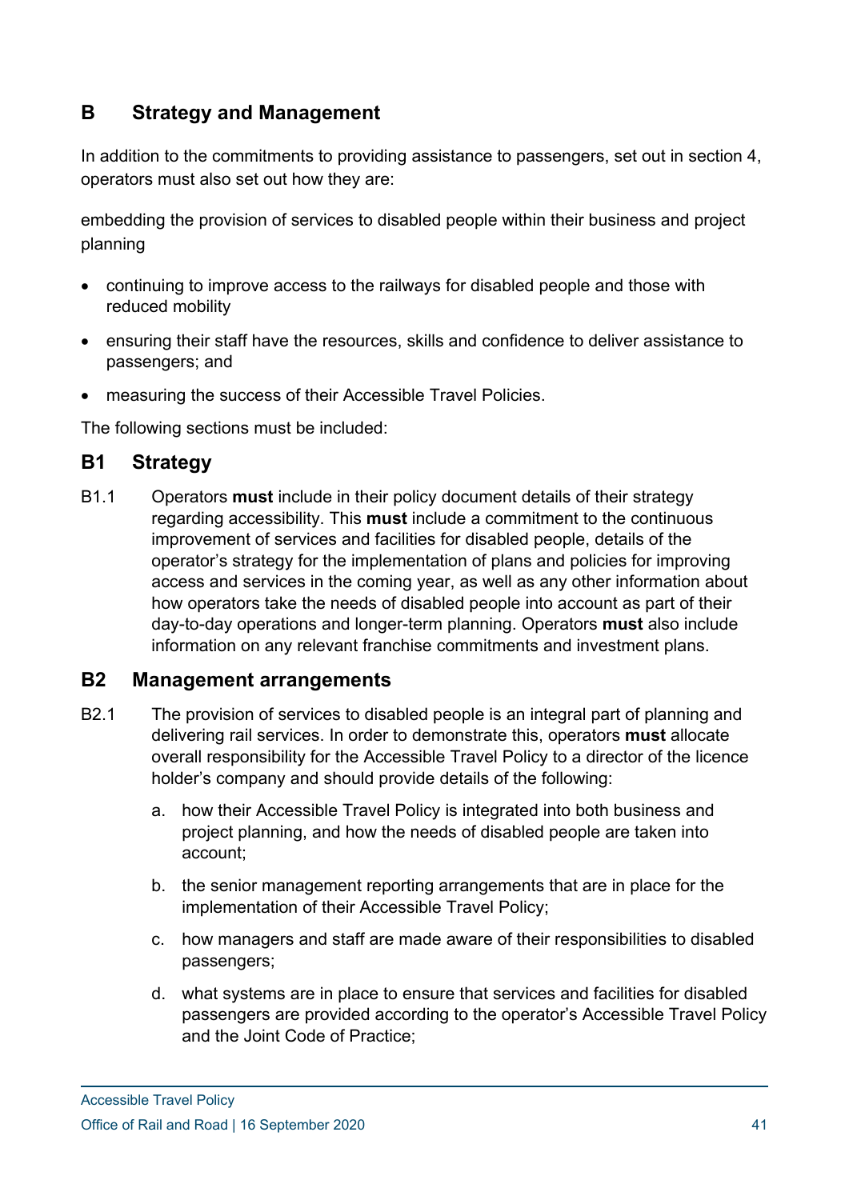## B Strategy and Management

In addition to the commitments to providing assistance to passengers, set out in section 4, operators must also set out how they are:

embedding the provision of services to disabled people within their business and project planning

- continuing to improve access to the railways for disabled people and those with reduced mobility
- ensuring their staff have the resources, skills and confidence to deliver assistance to passengers; and
- measuring the success of their Accessible Travel Policies.

The following sections must be included:

### B1 Strategy

B1.1 Operators **must** include in their policy document details of their strategy regarding accessibility. This **must** include a commitment to the continuous improvement of services and facilities for disabled people, details of the operator's strategy for the implementation of plans and policies for improving access and services in the coming year, as well as any other information about how operators take the needs of disabled people into account as part of their day-to-day operations and longer-term planning. Operators **must** also include information on any relevant franchise commitments and investment plans.

### B2 Management arrangements

B2.1 The provision of services to disabled people is an integral part of planning and delivering rail services. In order to demonstrate this, operators **must** allocate overall responsibility for the Accessible Travel Policy to a director of the licence holder's company and should provide details of the following:

a. how their Accessible Travel Policy is integrated into both business and project planning, and how the needs of disabled people are taken into account;

b. the senior management reporting arrangements that are in place for the implementation of their Accessible Travel Policy;

c. how managers and staff are made aware of their responsibilities to disabled passengers;

d. what systems are in place to ensure that services and facilities for disabled passengers are provided according to the operator's Accessible Travel Policy and the Joint Code of Practice;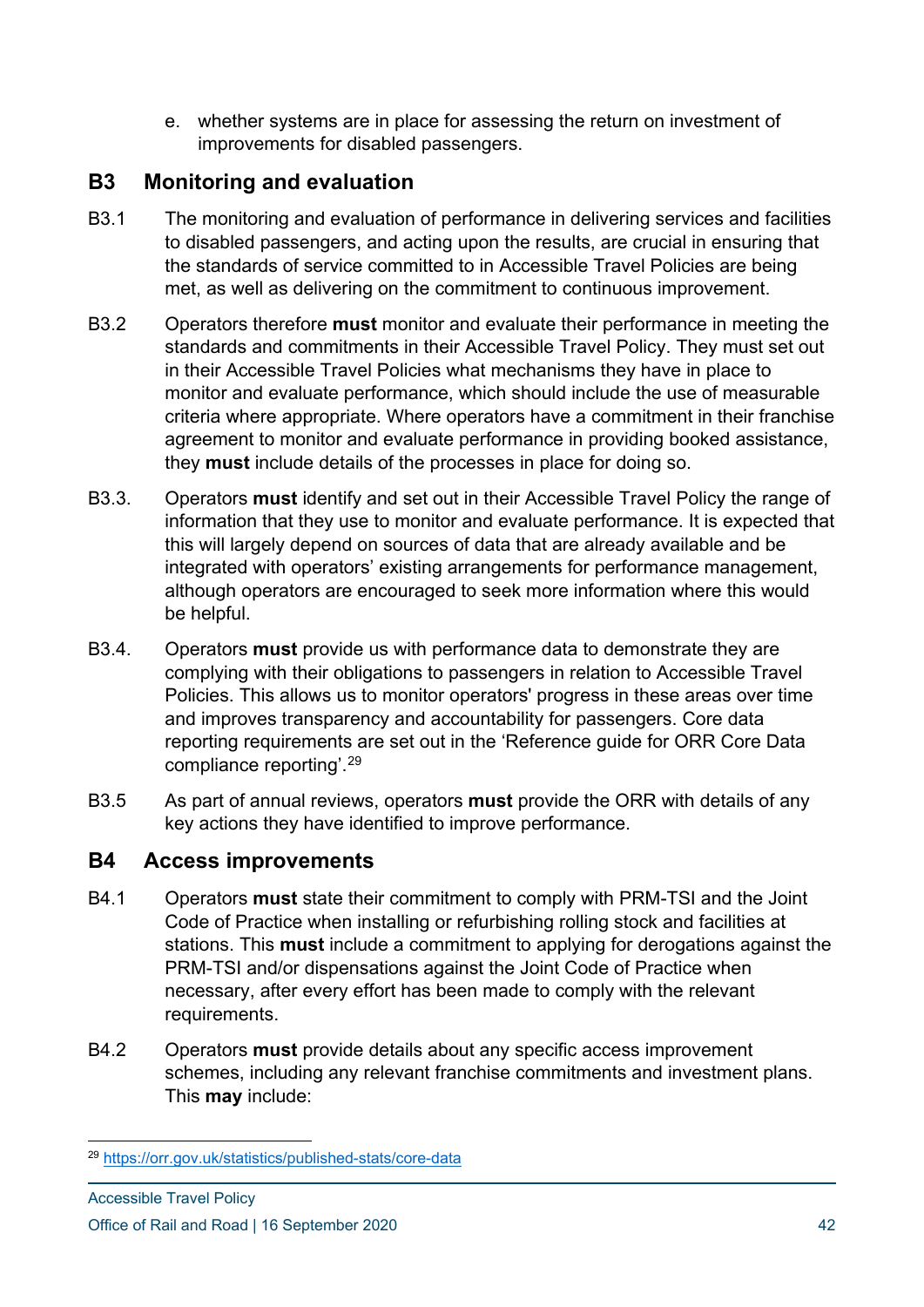e. whether systems are in place for assessing the return on investment of improvements for disabled passengers.

## B3 Monitoring and evaluation

B3.1 The monitoring and evaluation of performance in delivering services and facilities to disabled passengers, and acting upon the results, are crucial in ensuring that the standards of service committed to in Accessible Travel Policies are being met, as well as delivering on the commitment to continuous improvement.

B3.2 Operators therefore **must** monitor and evaluate their performance in meeting the standards and commitments in their Accessible Travel Policy. They must set out in their Accessible Travel Policies what mechanisms they have in place to monitor and evaluate performance, which should include the use of measurable criteria where appropriate. Where operators have a commitment in their franchise agreement to monitor and evaluate performance in providing booked assistance, they **must** include details of the processes in place for doing so.

B3.3. Operators **must** identify and set out in their Accessible Travel Policy the range of information that they use to monitor and evaluate performance. It is expected that this will largely depend on sources of data that are already available and be integrated with operators' existing arrangements for performance management, although operators are encouraged to seek more information where this would be helpful.

B3.4. Operators **must** provide us with performance data to demonstrate they are complying with their obligations to passengers in relation to Accessible Travel Policies. This allows us to monitor operators' progress in these areas over time and improves transparency and accountability for passengers. Core data reporting requirements are set out in the 'Reference guide for ORR Core Data compliance reporting'.[29]

B3.5 As part of annual reviews, operators **must** provide the ORR with details of any key actions they have identified to improve performance.

## B4 Access improvements

B4.1 Operators **must** state their commitment to comply with PRM-TSI and the Joint Code of Practice when installing or refurbishing rolling stock and facilities at stations. This **must** include a commitment to applying for derogations against the PRM-TSI and/or dispensations against the Joint Code of Practice when necessary, after every effort has been made to comply with the relevant requirements.

B4.2 Operators **must** provide details about any specific access improvement schemes, including any relevant franchise commitments and investment plans. This **may** include:

[29] https://orr.gov.uk/statistics/published-stats/core-data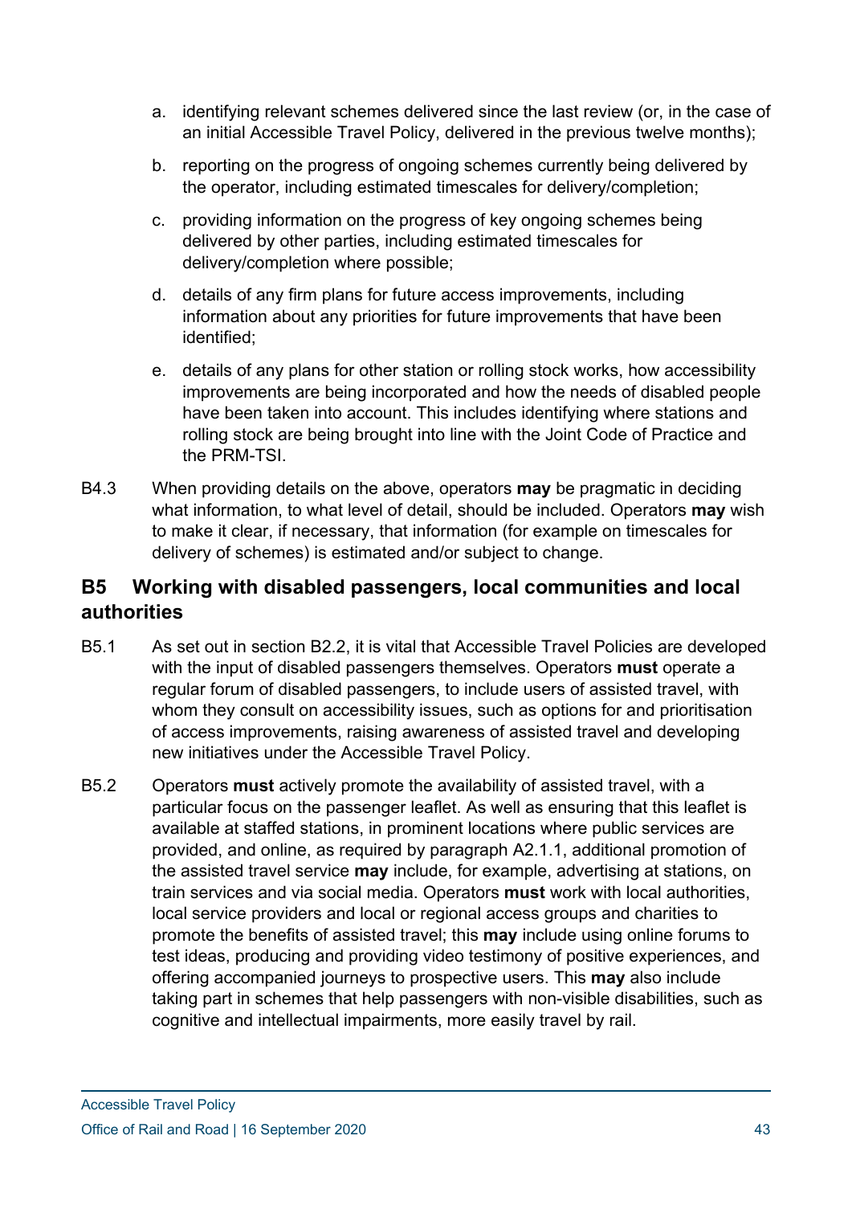a. identifying relevant schemes delivered since the last review (or, in the case of an initial Accessible Travel Policy, delivered in the previous twelve months);

b. reporting on the progress of ongoing schemes currently being delivered by the operator, including estimated timescales for delivery/completion;

c. providing information on the progress of key ongoing schemes being delivered by other parties, including estimated timescales for delivery/completion where possible;

d. details of any firm plans for future access improvements, including information about any priorities for future improvements that have been identified;

e. details of any plans for other station or rolling stock works, how accessibility improvements are being incorporated and how the needs of disabled people have been taken into account. This includes identifying where stations and rolling stock are being brought into line with the Joint Code of Practice and the PRM-TSI.

B4.3 When providing details on the above, operators **may** be pragmatic in deciding what information, to what level of detail, should be included. Operators **may** wish to make it clear, if necessary, that information (for example on timescales for delivery of schemes) is estimated and/or subject to change.

## B5 Working with disabled passengers, local communities and local authorities

B5.1 As set out in section B2.2, it is vital that Accessible Travel Policies are developed with the input of disabled passengers themselves. Operators **must** operate a regular forum of disabled passengers, to include users of assisted travel, with whom they consult on accessibility issues, such as options for and prioritisation of access improvements, raising awareness of assisted travel and developing new initiatives under the Accessible Travel Policy.

B5.2 Operators **must** actively promote the availability of assisted travel, with a particular focus on the passenger leaflet. As well as ensuring that this leaflet is available at staffed stations, in prominent locations where public services are provided, and online, as required by paragraph A2.1.1, additional promotion of the assisted travel service **may** include, for example, advertising at stations, on train services and via social media. Operators **must** work with local authorities, local service providers and local or regional access groups and charities to promote the benefits of assisted travel; this **may** include using online forums to test ideas, producing and providing video testimony of positive experiences, and offering accompanied journeys to prospective users. This **may** also include taking part in schemes that help passengers with non-visible disabilities, such as cognitive and intellectual impairments, more easily travel by rail.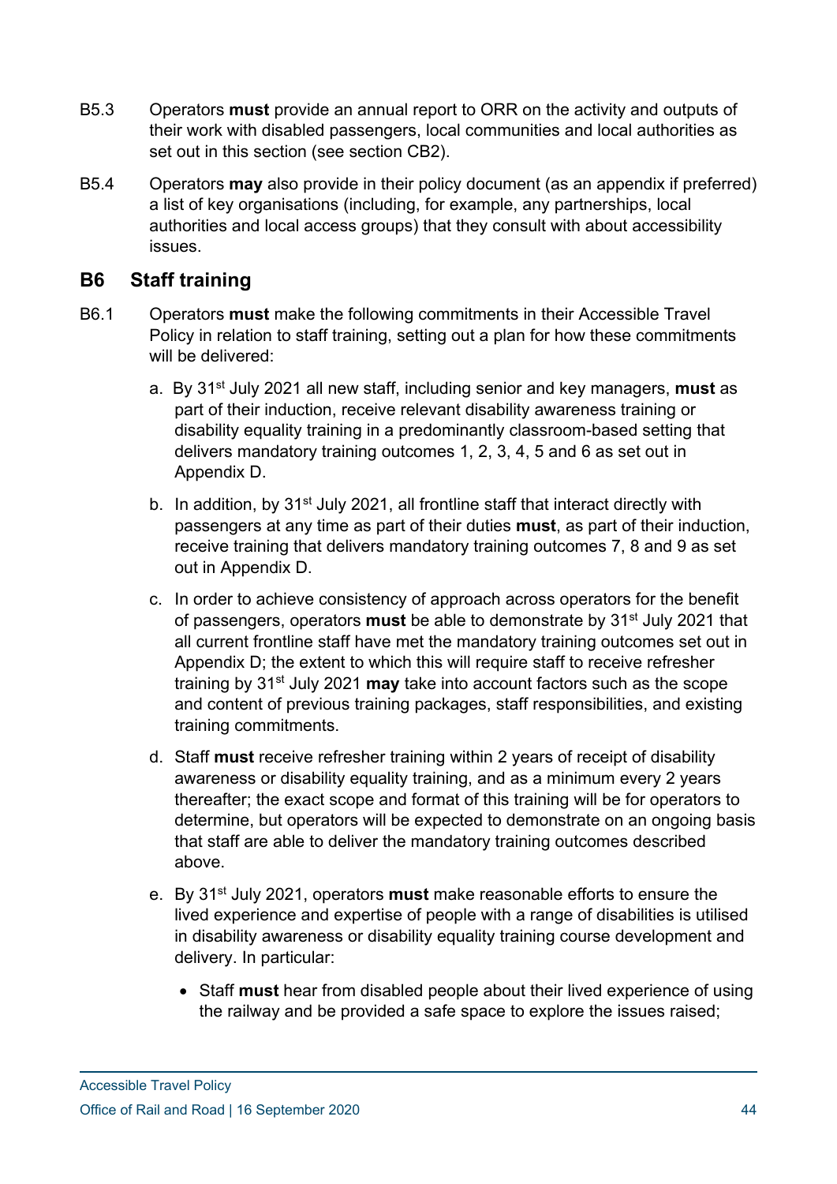B5.3 Operators **must** provide an annual report to ORR on the activity and outputs of their work with disabled passengers, local communities and local authorities as set out in this section (see section CB2).

B5.4 Operators **may** also provide in their policy document (as an appendix if preferred) a list of key organisations (including, for example, any partnerships, local authorities and local access groups) that they consult with about accessibility issues.

## B6 Staff training

B6.1 Operators **must** make the following commitments in their Accessible Travel Policy in relation to staff training, setting out a plan for how these commitments will be delivered:

a. By 31st July 2021 all new staff, including senior and key managers, **must** as part of their induction, receive relevant disability awareness training or disability equality training in a predominantly classroom-based setting that delivers mandatory training outcomes 1, 2, 3, 4, 5 and 6 as set out in Appendix D.

b. In addition, by 31st July 2021, all frontline staff that interact directly with passengers at any time as part of their duties **must**, as part of their induction, receive training that delivers mandatory training outcomes 7, 8 and 9 as set out in Appendix D.

c. In order to achieve consistency of approach across operators for the benefit of passengers, operators **must** be able to demonstrate by 31st July 2021 that all current frontline staff have met the mandatory training outcomes set out in Appendix D; the extent to which this will require staff to receive refresher training by 31st July 2021 **may** take into account factors such as the scope and content of previous training packages, staff responsibilities, and existing training commitments.

d. Staff **must** receive refresher training within 2 years of receipt of disability awareness or disability equality training, and as a minimum every 2 years thereafter; the exact scope and format of this training will be for operators to determine, but operators will be expected to demonstrate on an ongoing basis that staff are able to deliver the mandatory training outcomes described above.

e. By 31st July 2021, operators **must** make reasonable efforts to ensure the lived experience and expertise of people with a range of disabilities is utilised in disability awareness or disability equality training course development and delivery. In particular:

- Staff **must** hear from disabled people about their lived experience of using the railway and be provided a safe space to explore the issues raised;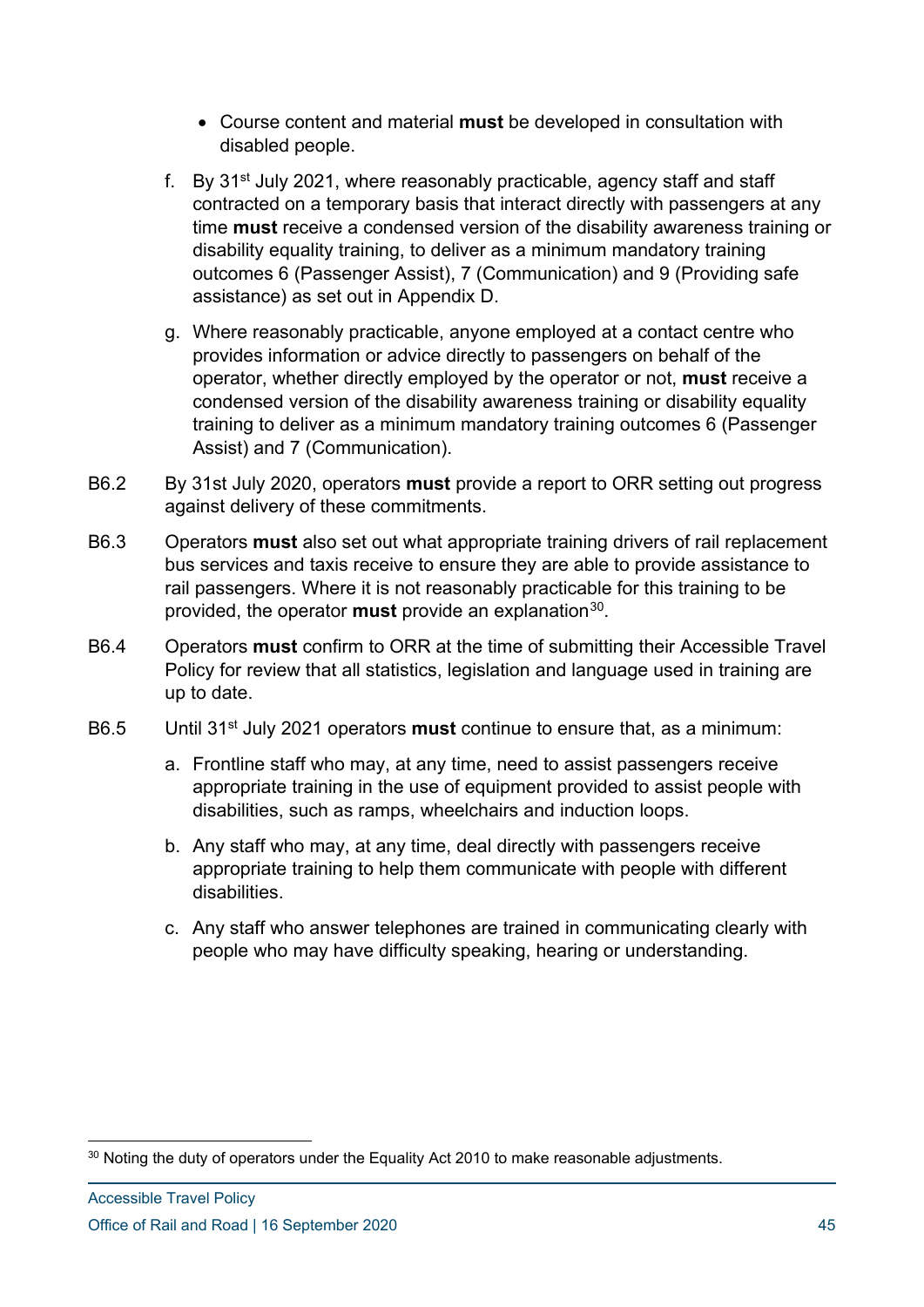- Course content and material **must** be developed in consultation with disabled people.

f. By 31st July 2021, where reasonably practicable, agency staff and staff contracted on a temporary basis that interact directly with passengers at any time **must** receive a condensed version of the disability awareness training or disability equality training, to deliver as a minimum mandatory training outcomes 6 (Passenger Assist), 7 (Communication) and 9 (Providing safe assistance) as set out in Appendix D.

g. Where reasonably practicable, anyone employed at a contact centre who provides information or advice directly to passengers on behalf of the operator, whether directly employed by the operator or not, **must** receive a condensed version of the disability awareness training or disability equality training to deliver as a minimum mandatory training outcomes 6 (Passenger Assist) and 7 (Communication).

B6.2 By 31st July 2020, operators **must** provide a report to ORR setting out progress against delivery of these commitments.

B6.3 Operators **must** also set out what appropriate training drivers of rail replacement bus services and taxis receive to ensure they are able to provide assistance to rail passengers. Where it is not reasonably practicable for this training to be provided, the operator **must** provide an explanation[30].

B6.4 Operators **must** confirm to ORR at the time of submitting their Accessible Travel Policy for review that all statistics, legislation and language used in training are up to date.

B6.5 Until 31st July 2021 operators **must** continue to ensure that, as a minimum:

a. Frontline staff who may, at any time, need to assist passengers receive appropriate training in the use of equipment provided to assist people with disabilities, such as ramps, wheelchairs and induction loops.

b. Any staff who may, at any time, deal directly with passengers receive appropriate training to help them communicate with people with different disabilities.

c. Any staff who answer telephones are trained in communicating clearly with people who may have difficulty speaking, hearing or understanding.

[30] Noting the duty of operators under the Equality Act 2010 to make reasonable adjustments.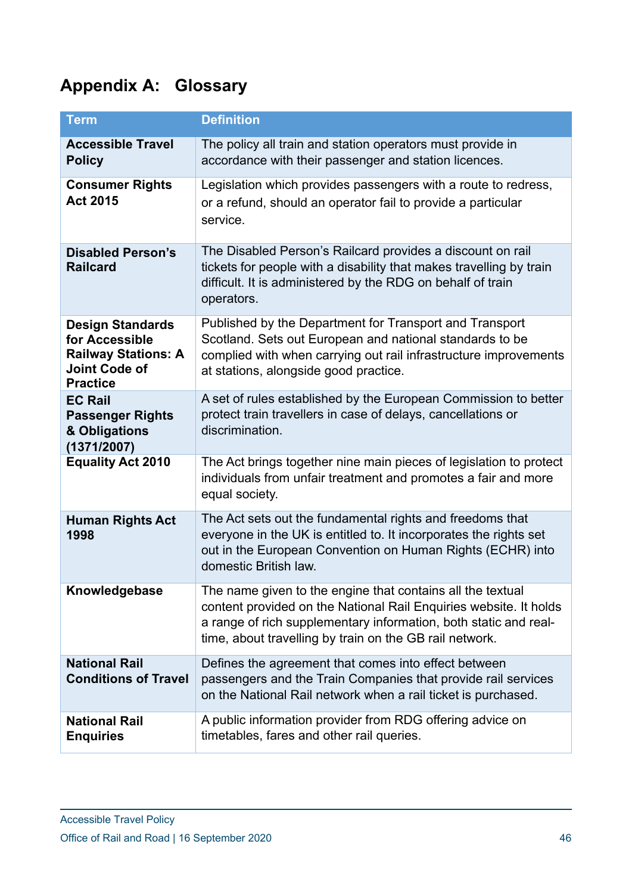# Appendix A: Glossary

| Term | Definition |
|---|---|
| **Accessible Travel Policy** | The policy all train and station operators must provide in accordance with their passenger and station licences. |
| **Consumer Rights Act 2015** | Legislation which provides passengers with a route to redress, or a refund, should an operator fail to provide a particular service. |
| **Disabled Person's Railcard** | The Disabled Person's Railcard provides a discount on rail tickets for people with a disability that makes travelling by train difficult. It is administered by the RDG on behalf of train operators. |
| **Design Standards for Accessible Railway Stations: A Joint Code of Practice** | Published by the Department for Transport and Transport Scotland. Sets out European and national standards to be complied with when carrying out rail infrastructure improvements at stations, alongside good practice. |
| **EC Rail Passenger Rights & Obligations (1371/2007)** | A set of rules established by the European Commission to better protect train travellers in case of delays, cancellations or discrimination. |
| **Equality Act 2010** | The Act brings together nine main pieces of legislation to protect individuals from unfair treatment and promotes a fair and more equal society. |
| **Human Rights Act 1998** | The Act sets out the fundamental rights and freedoms that everyone in the UK is entitled to. It incorporates the rights set out in the European Convention on Human Rights (ECHR) into domestic British law. |
| **Knowledgebase** | The name given to the engine that contains all the textual content provided on the National Rail Enquiries website. It holds a range of rich supplementary information, both static and real-time, about travelling by train on the GB rail network. |
| **National Rail Conditions of Travel** | Defines the agreement that comes into effect between passengers and the Train Companies that provide rail services on the National Rail network when a rail ticket is purchased. |
| **National Rail Enquiries** | A public information provider from RDG offering advice on timetables, fares and other rail queries. |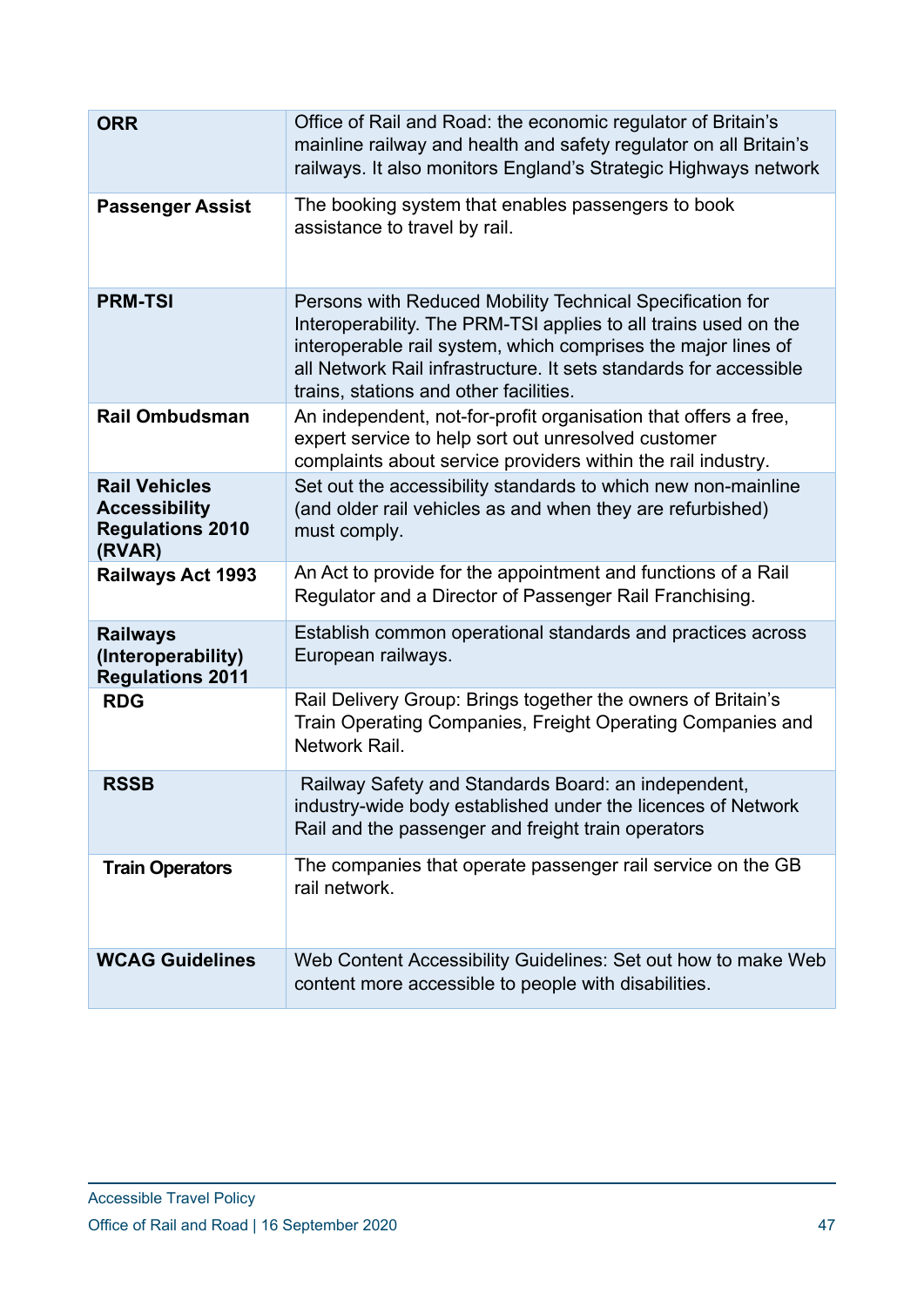| | |
|---|---|
| **ORR** | Office of Rail and Road: the economic regulator of Britain's mainline railway and health and safety regulator on all Britain's railways. It also monitors England's Strategic Highways network |
| **Passenger Assist** | The booking system that enables passengers to book assistance to travel by rail. |
| **PRM-TSI** | Persons with Reduced Mobility Technical Specification for Interoperability. The PRM-TSI applies to all trains used on the interoperable rail system, which comprises the major lines of all Network Rail infrastructure. It sets standards for accessible trains, stations and other facilities. |
| **Rail Ombudsman** | An independent, not-for-profit organisation that offers a free, expert service to help sort out unresolved customer complaints about service providers within the rail industry. |
| **Rail Vehicles Accessibility Regulations 2010 (RVAR)** | Set out the accessibility standards to which new non-mainline (and older rail vehicles as and when they are refurbished) must comply. |
| **Railways Act 1993** | An Act to provide for the appointment and functions of a Rail Regulator and a Director of Passenger Rail Franchising. |
| **Railways (Interoperability) Regulations 2011** | Establish common operational standards and practices across European railways. |
| **RDG** | Rail Delivery Group: Brings together the owners of Britain's Train Operating Companies, Freight Operating Companies and Network Rail. |
| **RSSB** | Railway Safety and Standards Board: an independent, industry-wide body established under the licences of Network Rail and the passenger and freight train operators |
| **Train Operators** | The companies that operate passenger rail service on the GB rail network. |
| **WCAG Guidelines** | Web Content Accessibility Guidelines: Set out how to make Web content more accessible to people with disabilities. |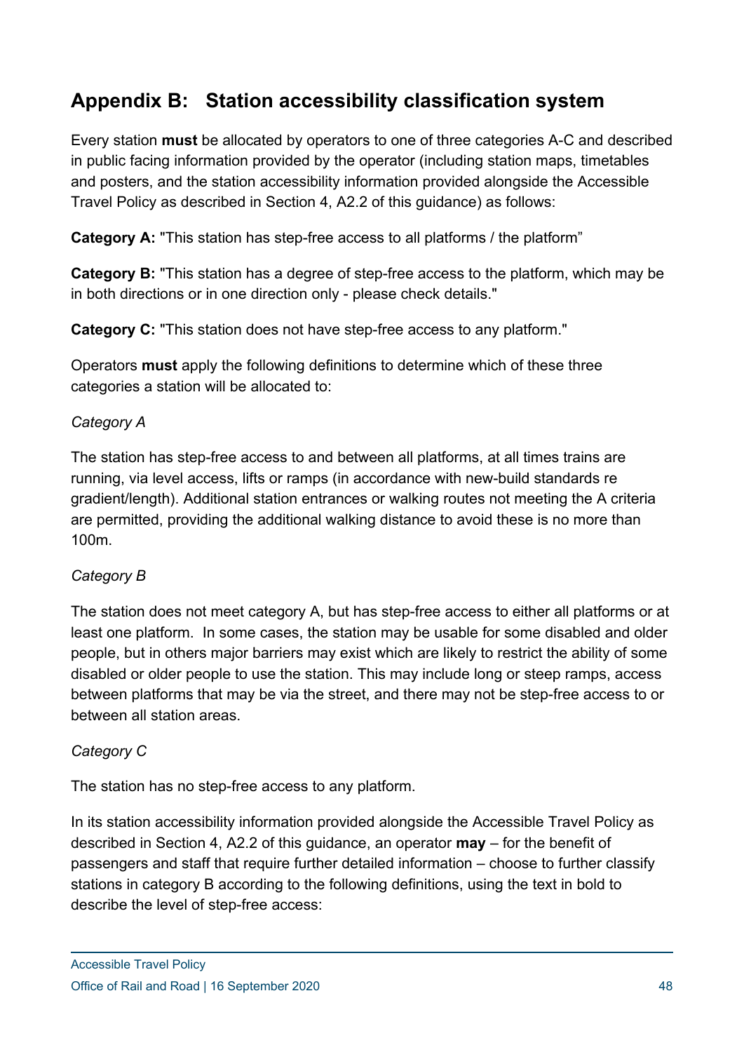## Appendix B: Station accessibility classification system

Every station **must** be allocated by operators to one of three categories A-C and described in public facing information provided by the operator (including station maps, timetables and posters, and the station accessibility information provided alongside the Accessible Travel Policy as described in Section 4, A2.2 of this guidance) as follows:

**Category A:** "This station has step-free access to all platforms / the platform"

**Category B:** "This station has a degree of step-free access to the platform, which may be in both directions or in one direction only - please check details."

**Category C:** "This station does not have step-free access to any platform."

Operators **must** apply the following definitions to determine which of these three categories a station will be allocated to:

*Category A*

The station has step-free access to and between all platforms, at all times trains are running, via level access, lifts or ramps (in accordance with new-build standards re gradient/length). Additional station entrances or walking routes not meeting the A criteria are permitted, providing the additional walking distance to avoid these is no more than 100m.

*Category B*

The station does not meet category A, but has step-free access to either all platforms or at least one platform. In some cases, the station may be usable for some disabled and older people, but in others major barriers may exist which are likely to restrict the ability of some disabled or older people to use the station. This may include long or steep ramps, access between platforms that may be via the street, and there may not be step-free access to or between all station areas.

*Category C*

The station has no step-free access to any platform.

In its station accessibility information provided alongside the Accessible Travel Policy as described in Section 4, A2.2 of this guidance, an operator **may** – for the benefit of passengers and staff that require further detailed information – choose to further classify stations in category B according to the following definitions, using the text in bold to describe the level of step-free access: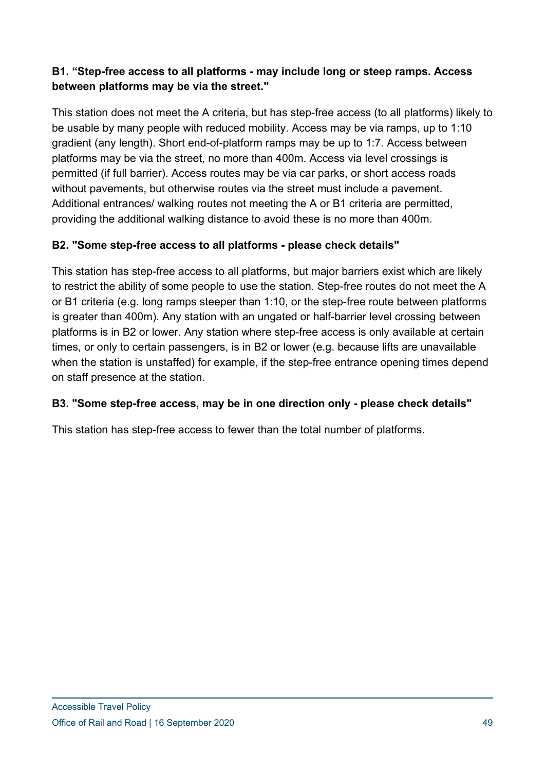**B1. “Step-free access to all platforms - may include long or steep ramps. Access between platforms may be via the street."**

This station does not meet the A criteria, but has step-free access (to all platforms) likely to be usable by many people with reduced mobility. Access may be via ramps, up to 1:10 gradient (any length). Short end-of-platform ramps may be up to 1:7. Access between platforms may be via the street, no more than 400m. Access via level crossings is permitted (if full barrier). Access routes may be via car parks, or short access roads without pavements, but otherwise routes via the street must include a pavement. Additional entrances/ walking routes not meeting the A or B1 criteria are permitted, providing the additional walking distance to avoid these is no more than 400m.

**B2. "Some step-free access to all platforms - please check details"**

This station has step-free access to all platforms, but major barriers exist which are likely to restrict the ability of some people to use the station. Step-free routes do not meet the A or B1 criteria (e.g. long ramps steeper than 1:10, or the step-free route between platforms is greater than 400m). Any station with an ungated or half-barrier level crossing between platforms is in B2 or lower. Any station where step-free access is only available at certain times, or only to certain passengers, is in B2 or lower (e.g. because lifts are unavailable when the station is unstaffed) for example, if the step-free entrance opening times depend on staff presence at the station.

**B3. "Some step-free access, may be in one direction only - please check details"**

This station has step-free access to fewer than the total number of platforms.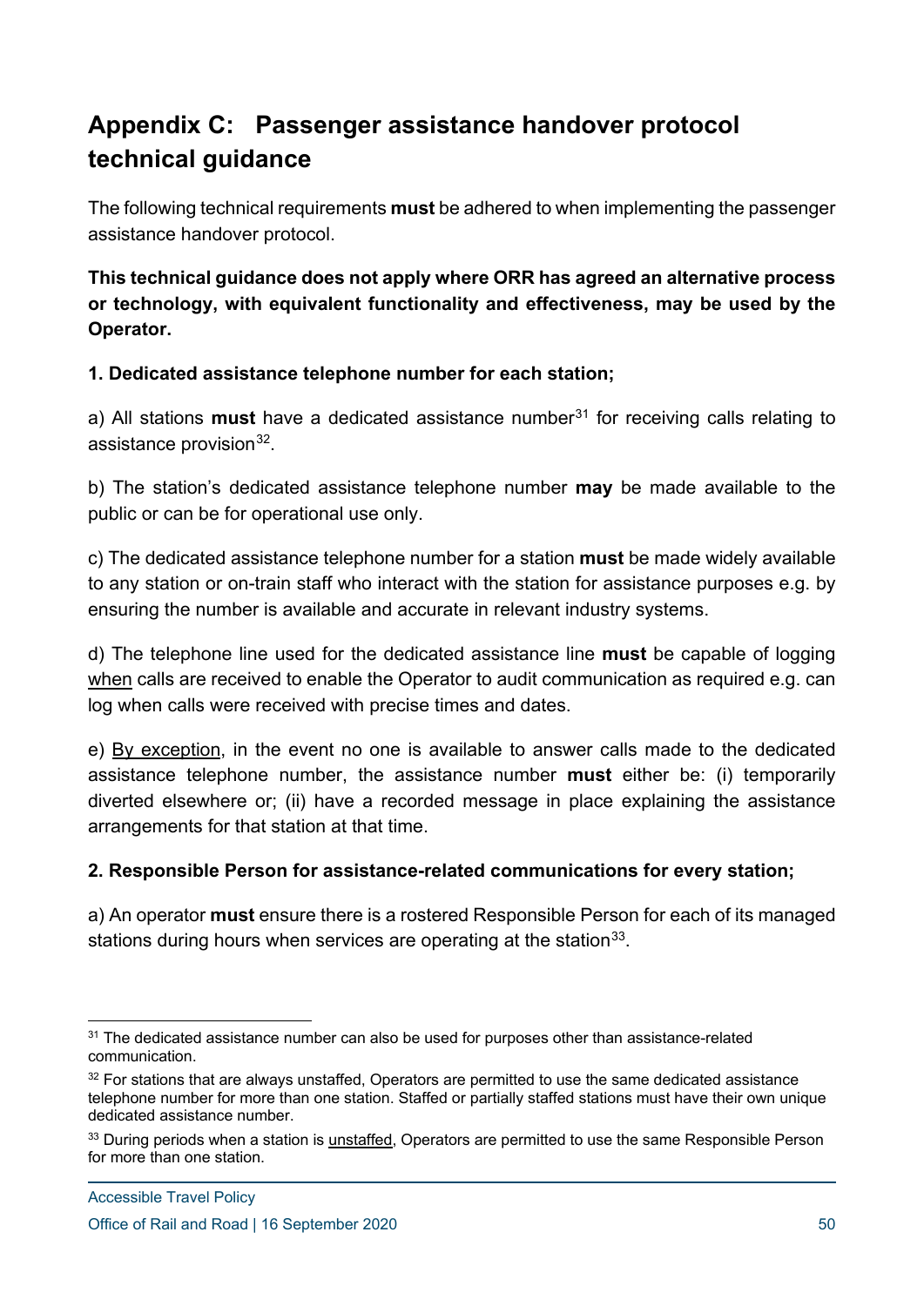# Appendix C: Passenger assistance handover protocol technical guidance

The following technical requirements **must** be adhered to when implementing the passenger assistance handover protocol.

**This technical guidance does not apply where ORR has agreed an alternative process or technology, with equivalent functionality and effectiveness, may be used by the Operator.**

**1. Dedicated assistance telephone number for each station;**

a) All stations **must** have a dedicated assistance number[31] for receiving calls relating to assistance provision[32].

b) The station's dedicated assistance telephone number **may** be made available to the public or can be for operational use only.

c) The dedicated assistance telephone number for a station **must** be made widely available to any station or on-train staff who interact with the station for assistance purposes e.g. by ensuring the number is available and accurate in relevant industry systems.

d) The telephone line used for the dedicated assistance line **must** be capable of logging <u>when</u> calls are received to enable the Operator to audit communication as required e.g. can log when calls were received with precise times and dates.

e) <u>By exception</u>, in the event no one is available to answer calls made to the dedicated assistance telephone number, the assistance number **must** either be: (i) temporarily diverted elsewhere or; (ii) have a recorded message in place explaining the assistance arrangements for that station at that time.

**2. Responsible Person for assistance-related communications for every station;**

a) An operator **must** ensure there is a rostered Responsible Person for each of its managed stations during hours when services are operating at the station[33].

---

[31] The dedicated assistance number can also be used for purposes other than assistance-related communication.

[32] For stations that are always unstaffed, Operators are permitted to use the same dedicated assistance telephone number for more than one station. Staffed or partially staffed stations must have their own unique dedicated assistance number.

[33] During periods when a station is <u>unstaffed</u>, Operators are permitted to use the same Responsible Person for more than one station.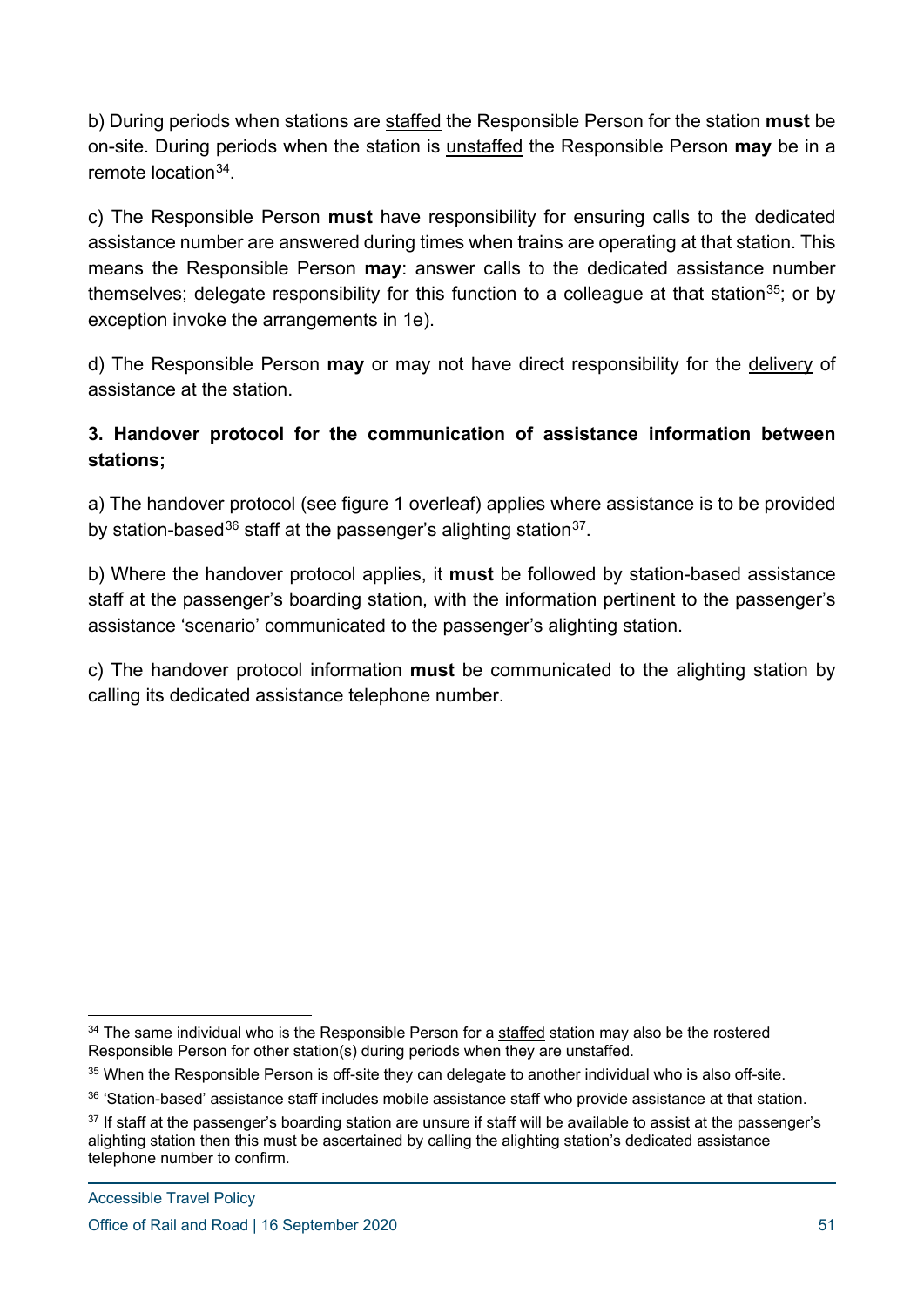b) During periods when stations are staffed the Responsible Person for the station **must** be on-site. During periods when the station is unstaffed the Responsible Person **may** be in a remote location[34].

c) The Responsible Person **must** have responsibility for ensuring calls to the dedicated assistance number are answered during times when trains are operating at that station. This means the Responsible Person **may**: answer calls to the dedicated assistance number themselves; delegate responsibility for this function to a colleague at that station[35]; or by exception invoke the arrangements in 1e).

d) The Responsible Person **may** or may not have direct responsibility for the delivery of assistance at the station.

**3. Handover protocol for the communication of assistance information between stations;**

a) The handover protocol (see figure 1 overleaf) applies where assistance is to be provided by station-based[36] staff at the passenger's alighting station[37].

b) Where the handover protocol applies, it **must** be followed by station-based assistance staff at the passenger's boarding station, with the information pertinent to the passenger's assistance 'scenario' communicated to the passenger's alighting station.

c) The handover protocol information **must** be communicated to the alighting station by calling its dedicated assistance telephone number.

---

[34] The same individual who is the Responsible Person for a staffed station may also be the rostered Responsible Person for other station(s) during periods when they are unstaffed.

[35] When the Responsible Person is off-site they can delegate to another individual who is also off-site.

[36] 'Station-based' assistance staff includes mobile assistance staff who provide assistance at that station.

[37] If staff at the passenger's boarding station are unsure if staff will be available to assist at the passenger's alighting station then this must be ascertained by calling the alighting station's dedicated assistance telephone number to confirm.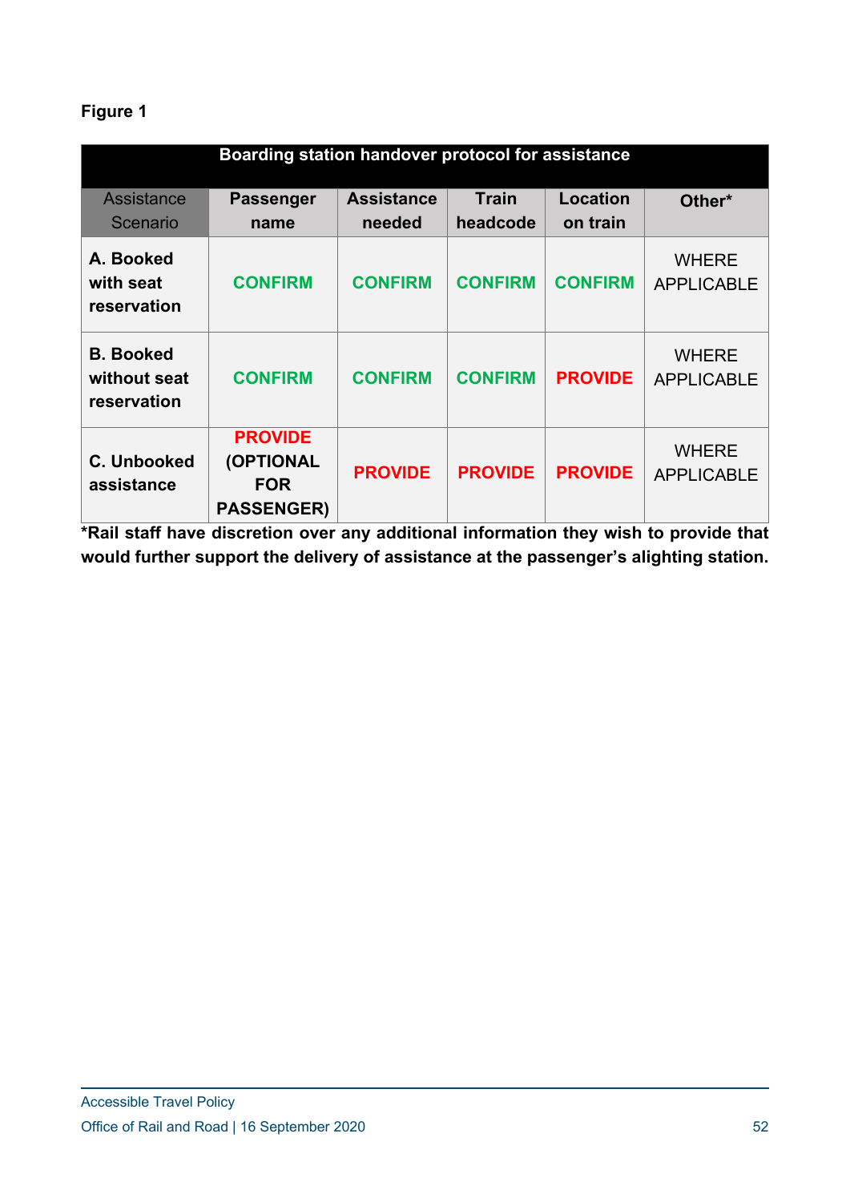**Figure 1**

| Boarding station handover protocol for assistance | | | | | |
|---|---|---|---|---|---|
| Assistance Scenario | **Passenger name** | **Assistance needed** | **Train headcode** | **Location on train** | **Other*** |
| **A. Booked with seat reservation** | **CONFIRM** | **CONFIRM** | **CONFIRM** | **CONFIRM** | WHERE APPLICABLE |
| **B. Booked without seat reservation** | **CONFIRM** | **CONFIRM** | **CONFIRM** | **PROVIDE** | WHERE APPLICABLE |
| **C. Unbooked assistance** | **PROVIDE (OPTIONAL FOR PASSENGER)** | **PROVIDE** | **PROVIDE** | **PROVIDE** | WHERE APPLICABLE |

***Rail staff have discretion over any additional information they wish to provide that would further support the delivery of assistance at the passenger's alighting station.**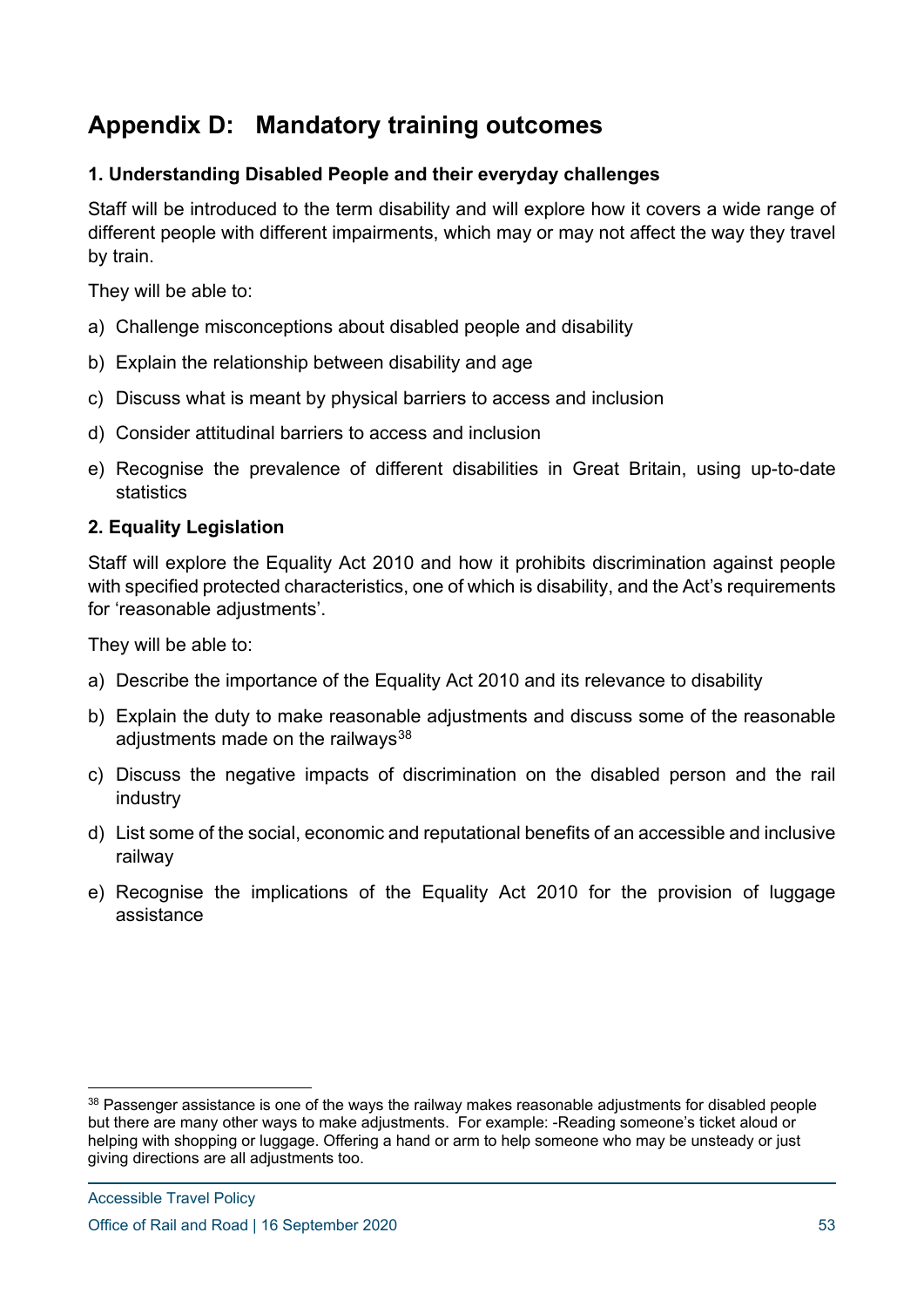# Appendix D: Mandatory training outcomes

**1. Understanding Disabled People and their everyday challenges**

Staff will be introduced to the term disability and will explore how it covers a wide range of different people with different impairments, which may or may not affect the way they travel by train.

They will be able to:

a) Challenge misconceptions about disabled people and disability

b) Explain the relationship between disability and age

c) Discuss what is meant by physical barriers to access and inclusion

d) Consider attitudinal barriers to access and inclusion

e) Recognise the prevalence of different disabilities in Great Britain, using up-to-date statistics

**2. Equality Legislation**

Staff will explore the Equality Act 2010 and how it prohibits discrimination against people with specified protected characteristics, one of which is disability, and the Act's requirements for 'reasonable adjustments'.

They will be able to:

a) Describe the importance of the Equality Act 2010 and its relevance to disability

b) Explain the duty to make reasonable adjustments and discuss some of the reasonable adjustments made on the railways[38]

c) Discuss the negative impacts of discrimination on the disabled person and the rail industry

d) List some of the social, economic and reputational benefits of an accessible and inclusive railway

e) Recognise the implications of the Equality Act 2010 for the provision of luggage assistance

---

[38] Passenger assistance is one of the ways the railway makes reasonable adjustments for disabled people but there are many other ways to make adjustments. For example: -Reading someone's ticket aloud or helping with shopping or luggage. Offering a hand or arm to help someone who may be unsteady or just giving directions are all adjustments too.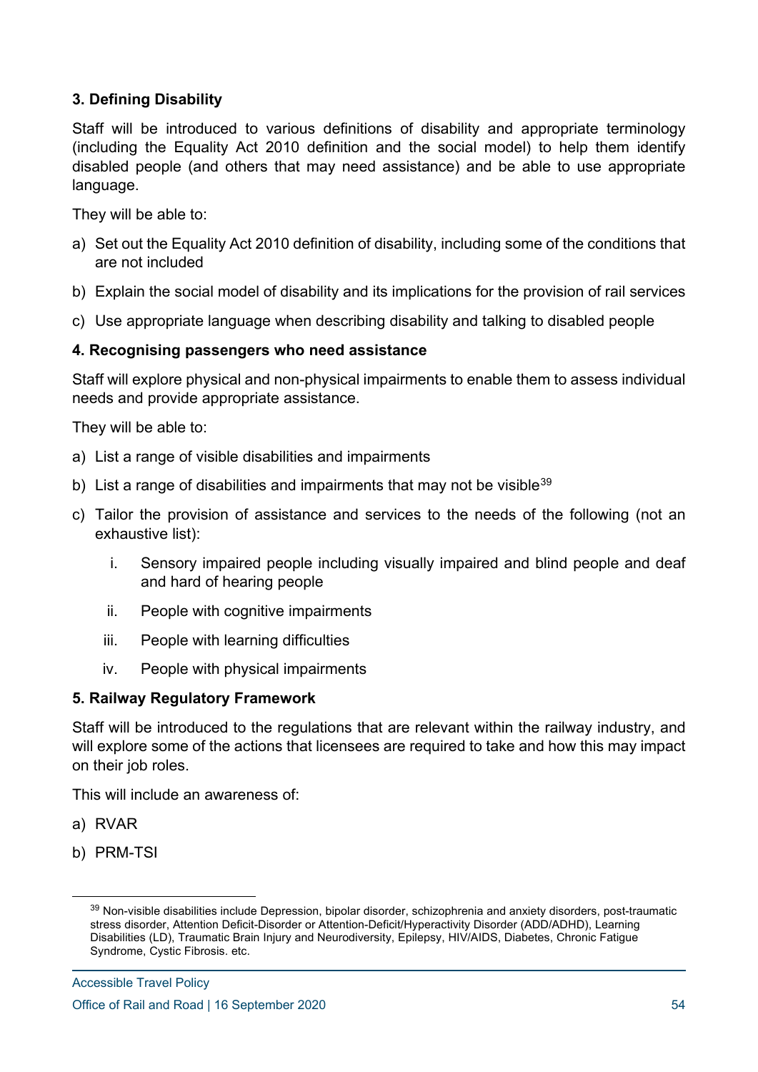**3. Defining Disability**

Staff will be introduced to various definitions of disability and appropriate terminology (including the Equality Act 2010 definition and the social model) to help them identify disabled people (and others that may need assistance) and be able to use appropriate language.

They will be able to:

a) Set out the Equality Act 2010 definition of disability, including some of the conditions that are not included

b) Explain the social model of disability and its implications for the provision of rail services

c) Use appropriate language when describing disability and talking to disabled people

**4. Recognising passengers who need assistance**

Staff will explore physical and non-physical impairments to enable them to assess individual needs and provide appropriate assistance.

They will be able to:

a) List a range of visible disabilities and impairments

b) List a range of disabilities and impairments that may not be visible[39]

c) Tailor the provision of assistance and services to the needs of the following (not an exhaustive list):

   i. Sensory impaired people including visually impaired and blind people and deaf and hard of hearing people

   ii. People with cognitive impairments

   iii. People with learning difficulties

   iv. People with physical impairments

**5. Railway Regulatory Framework**

Staff will be introduced to the regulations that are relevant within the railway industry, and will explore some of the actions that licensees are required to take and how this may impact on their job roles.

This will include an awareness of:

a) RVAR

b) PRM-TSI

---

[39] Non-visible disabilities include Depression, bipolar disorder, schizophrenia and anxiety disorders, post-traumatic stress disorder, Attention Deficit-Disorder or Attention-Deficit/Hyperactivity Disorder (ADD/ADHD), Learning Disabilities (LD), Traumatic Brain Injury and Neurodiversity, Epilepsy, HIV/AIDS, Diabetes, Chronic Fatigue Syndrome, Cystic Fibrosis. etc.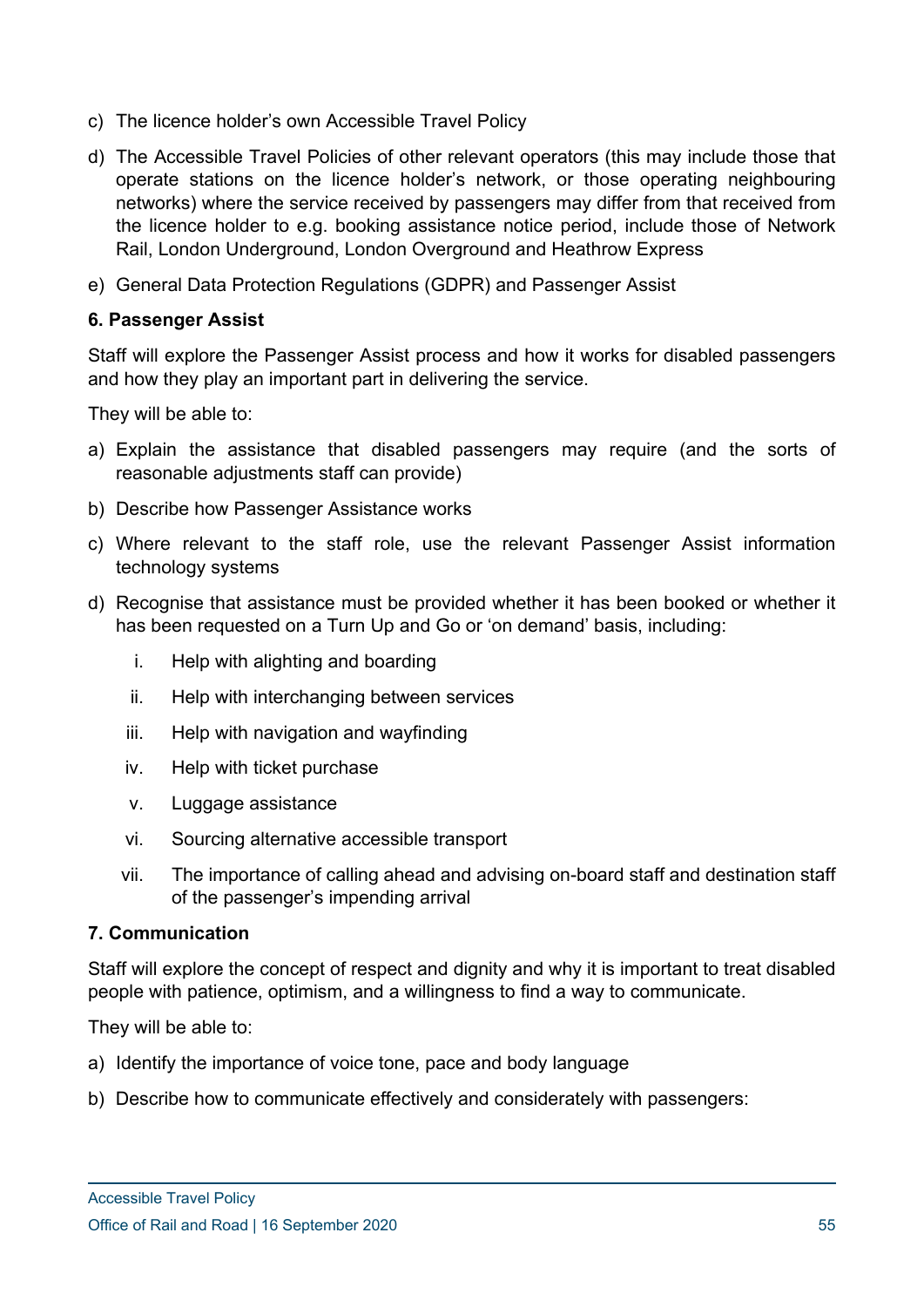c) The licence holder's own Accessible Travel Policy

d) The Accessible Travel Policies of other relevant operators (this may include those that operate stations on the licence holder's network, or those operating neighbouring networks) where the service received by passengers may differ from that received from the licence holder to e.g. booking assistance notice period, include those of Network Rail, London Underground, London Overground and Heathrow Express

e) General Data Protection Regulations (GDPR) and Passenger Assist

**6. Passenger Assist**

Staff will explore the Passenger Assist process and how it works for disabled passengers and how they play an important part in delivering the service.

They will be able to:

a) Explain the assistance that disabled passengers may require (and the sorts of reasonable adjustments staff can provide)

b) Describe how Passenger Assistance works

c) Where relevant to the staff role, use the relevant Passenger Assist information technology systems

d) Recognise that assistance must be provided whether it has been booked or whether it has been requested on a Turn Up and Go or 'on demand' basis, including:

   i. Help with alighting and boarding

   ii. Help with interchanging between services

   iii. Help with navigation and wayfinding

   iv. Help with ticket purchase

   v. Luggage assistance

   vi. Sourcing alternative accessible transport

   vii. The importance of calling ahead and advising on-board staff and destination staff of the passenger's impending arrival

**7. Communication**

Staff will explore the concept of respect and dignity and why it is important to treat disabled people with patience, optimism, and a willingness to find a way to communicate.

They will be able to:

a) Identify the importance of voice tone, pace and body language

b) Describe how to communicate effectively and considerately with passengers: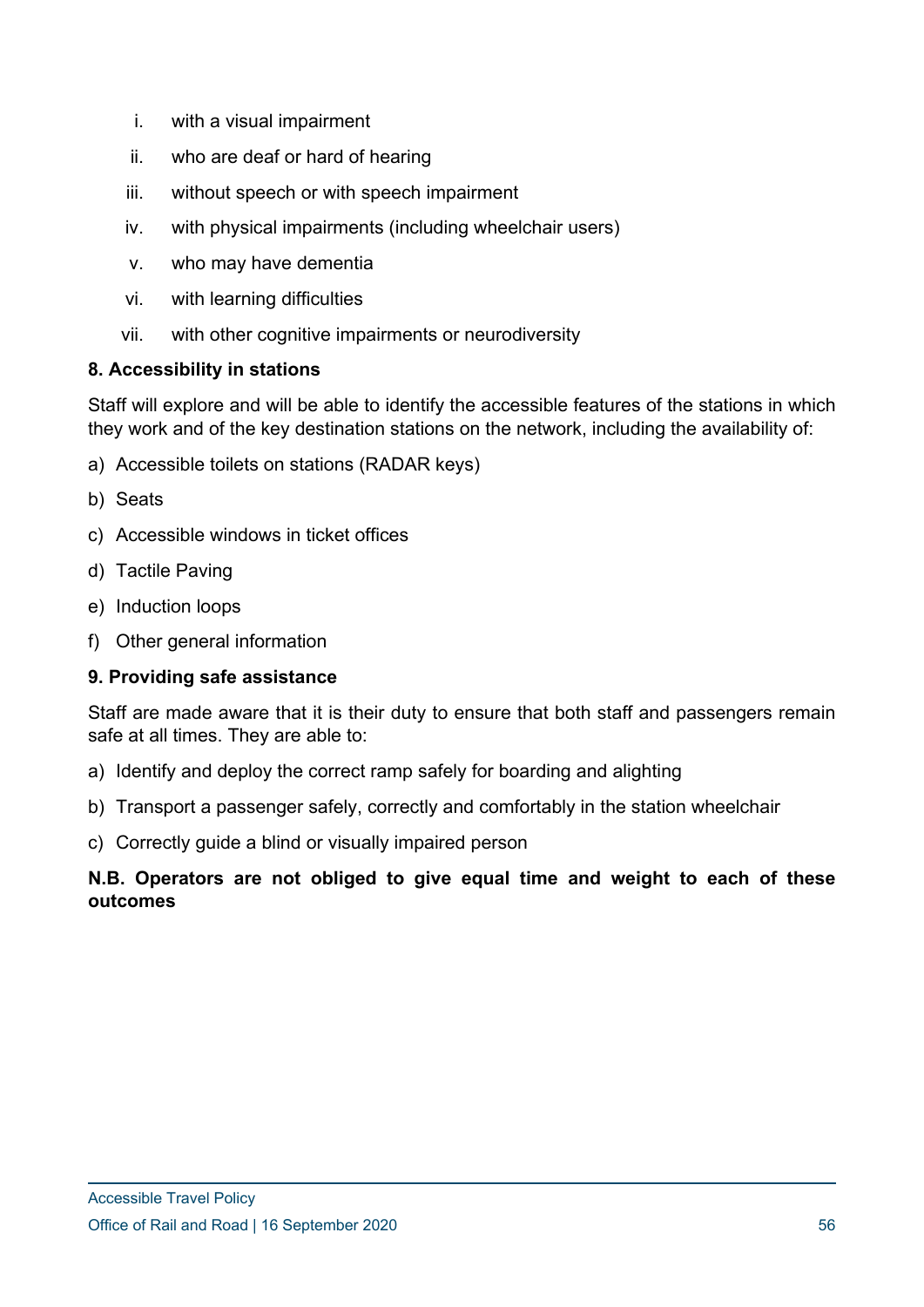i. with a visual impairment
ii. who are deaf or hard of hearing
iii. without speech or with speech impairment
iv. with physical impairments (including wheelchair users)
v. who may have dementia
vi. with learning difficulties
vii. with other cognitive impairments or neurodiversity

**8. Accessibility in stations**

Staff will explore and will be able to identify the accessible features of the stations in which they work and of the key destination stations on the network, including the availability of:

a) Accessible toilets on stations (RADAR keys)
b) Seats
c) Accessible windows in ticket offices
d) Tactile Paving
e) Induction loops
f) Other general information

**9. Providing safe assistance**

Staff are made aware that it is their duty to ensure that both staff and passengers remain safe at all times. They are able to:

a) Identify and deploy the correct ramp safely for boarding and alighting
b) Transport a passenger safely, correctly and comfortably in the station wheelchair
c) Correctly guide a blind or visually impaired person

**N.B. Operators are not obliged to give equal time and weight to each of these outcomes**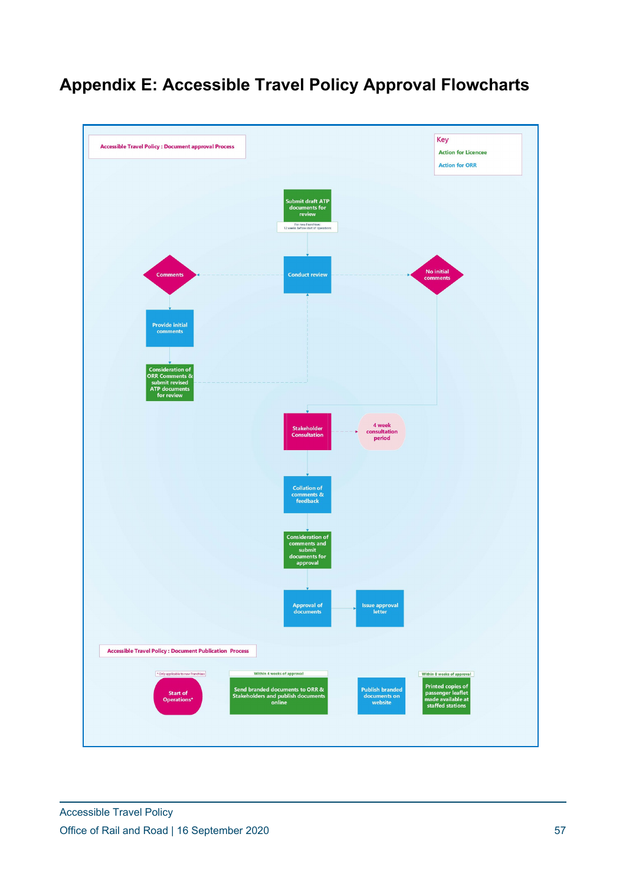# Appendix E: Accessible Travel Policy Approval Flowcharts

**Accessible Travel Policy : Document approval Process**

Key
- Action for Licencee
- Action for ORR

- Submit draft ATP documents for review (For new Franchises: 12 weeks before start of operations)
- Conduct review
  - Comments
    - Provide initial comments
    - Consideration of ORR Comments & submit revised ATP documents for review
  - No initial comments
- Stakeholder Consultation — 4 week consultation period
- Collation of comments & feedback
- Consideration of comments and submit documents for approval
- Approval of documents
- Issue approval letter

**Accessible Travel Policy : Document Publication Process**

- Start of Operations* (* Only applicable to new Franchises)
- Send branded documents to ORR & Stakeholders and publish documents online (Within 4 weeks of approval)
- Publish branded documents on website
- Printed copies of passenger leaflet made available at staffed stations (Within 8 weeks of approval)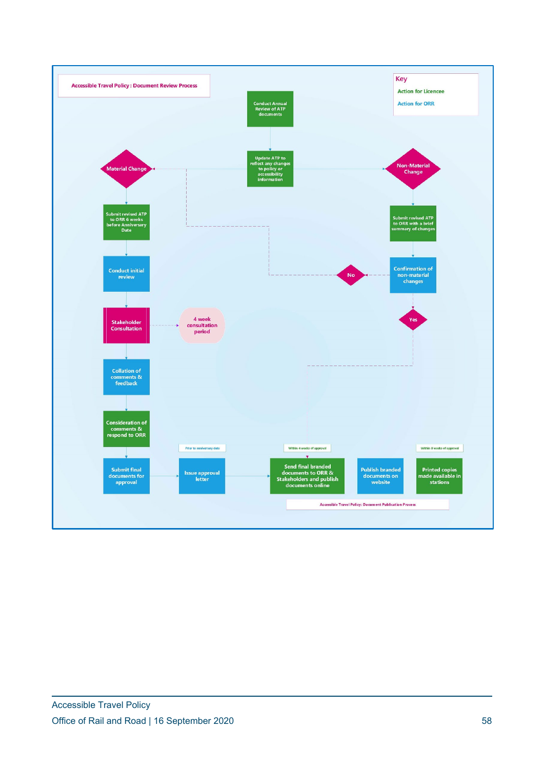**Accessible Travel Policy : Document Review Process**

Key

- Action for Licencee
- Action for ORR

Conduct Annual Review of ATP documents

Update ATP to reflect any changes to policy or accessibility information

Material Change

Non-Material Change

Submit revised ATP to ORR 6 weeks before Anniversary Date

Submit revised ATP to ORR with a brief summary of changes

Conduct initial review

Confirmation of non-material changes

No

Yes

Stakeholder Consultation

4 week consultation period

Collation of comments & feedback

Consideration of comments & respond to ORR

Prior to anniversary date

Within 4 weeks of approval

Within 8 weeks of approval

Submit final documents for approval

Issue approval letter

Send final branded documents to ORR & Stakeholders and publish documents online

Publish branded documents on website

Printed copies made available in stations

Accessible Travel Policy: Document Publication Process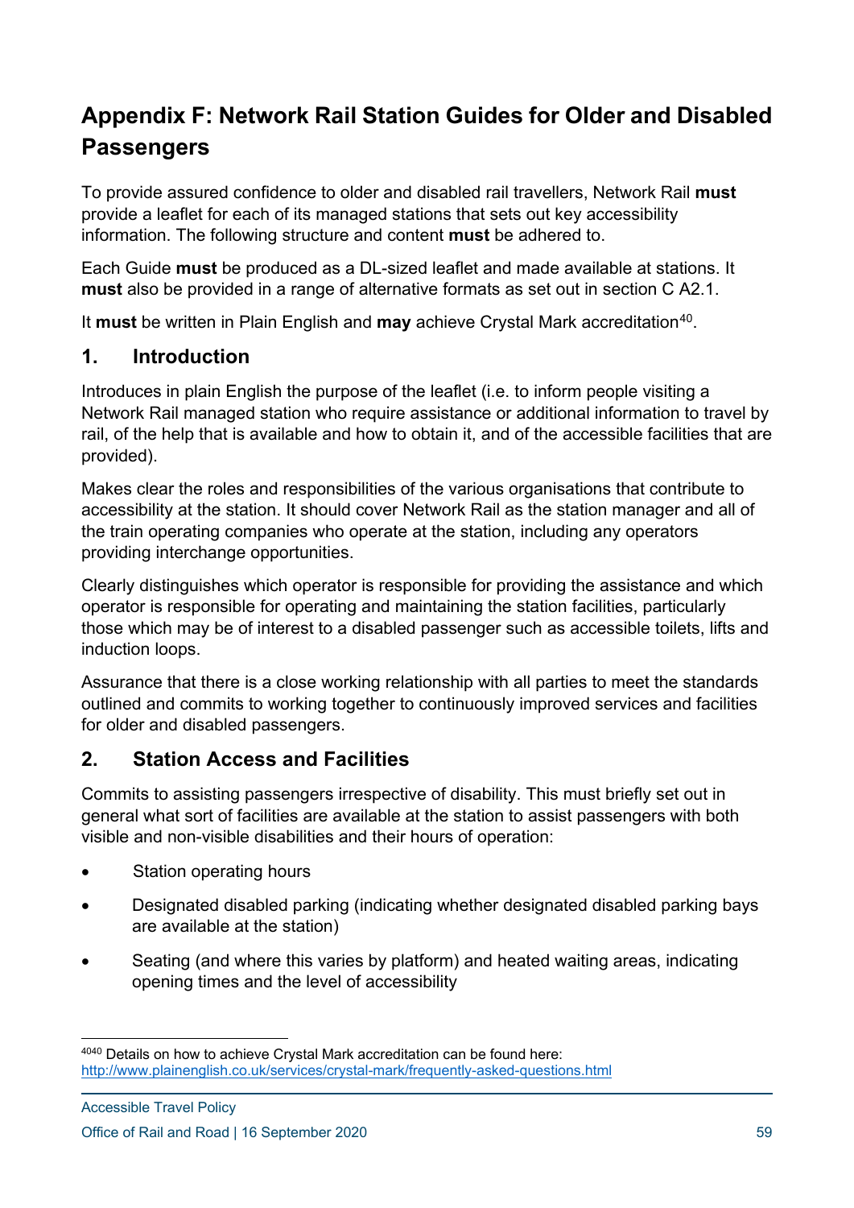# Appendix F: Network Rail Station Guides for Older and Disabled Passengers

To provide assured confidence to older and disabled rail travellers, Network Rail **must** provide a leaflet for each of its managed stations that sets out key accessibility information. The following structure and content **must** be adhered to.

Each Guide **must** be produced as a DL-sized leaflet and made available at stations. It **must** also be provided in a range of alternative formats as set out in section C A2.1.

It **must** be written in Plain English and **may** achieve Crystal Mark accreditation[40].

## 1. Introduction

Introduces in plain English the purpose of the leaflet (i.e. to inform people visiting a Network Rail managed station who require assistance or additional information to travel by rail, of the help that is available and how to obtain it, and of the accessible facilities that are provided).

Makes clear the roles and responsibilities of the various organisations that contribute to accessibility at the station. It should cover Network Rail as the station manager and all of the train operating companies who operate at the station, including any operators providing interchange opportunities.

Clearly distinguishes which operator is responsible for providing the assistance and which operator is responsible for operating and maintaining the station facilities, particularly those which may be of interest to a disabled passenger such as accessible toilets, lifts and induction loops.

Assurance that there is a close working relationship with all parties to meet the standards outlined and commits to working together to continuously improved services and facilities for older and disabled passengers.

## 2. Station Access and Facilities

Commits to assisting passengers irrespective of disability. This must briefly set out in general what sort of facilities are available at the station to assist passengers with both visible and non-visible disabilities and their hours of operation:

- Station operating hours
- Designated disabled parking (indicating whether designated disabled parking bays are available at the station)
- Seating (and where this varies by platform) and heated waiting areas, indicating opening times and the level of accessibility

[40] Details on how to achieve Crystal Mark accreditation can be found here: http://www.plainenglish.co.uk/services/crystal-mark/frequently-asked-questions.html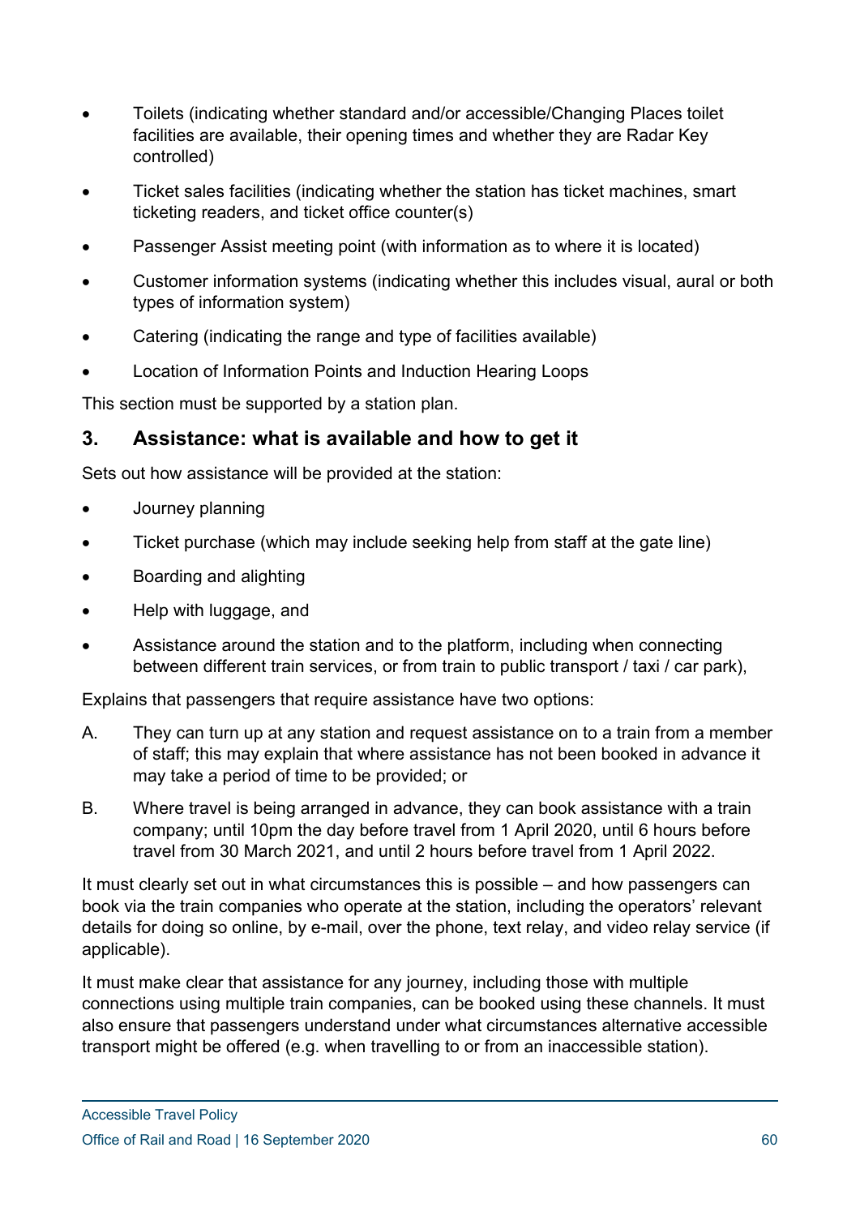- Toilets (indicating whether standard and/or accessible/Changing Places toilet facilities are available, their opening times and whether they are Radar Key controlled)
- Ticket sales facilities (indicating whether the station has ticket machines, smart ticketing readers, and ticket office counter(s)
- Passenger Assist meeting point (with information as to where it is located)
- Customer information systems (indicating whether this includes visual, aural or both types of information system)
- Catering (indicating the range and type of facilities available)
- Location of Information Points and Induction Hearing Loops

This section must be supported by a station plan.

## 3. Assistance: what is available and how to get it

Sets out how assistance will be provided at the station:

- Journey planning
- Ticket purchase (which may include seeking help from staff at the gate line)
- Boarding and alighting
- Help with luggage, and
- Assistance around the station and to the platform, including when connecting between different train services, or from train to public transport / taxi / car park),

Explains that passengers that require assistance have two options:

A. They can turn up at any station and request assistance on to a train from a member of staff; this may explain that where assistance has not been booked in advance it may take a period of time to be provided; or

B. Where travel is being arranged in advance, they can book assistance with a train company; until 10pm the day before travel from 1 April 2020, until 6 hours before travel from 30 March 2021, and until 2 hours before travel from 1 April 2022.

It must clearly set out in what circumstances this is possible – and how passengers can book via the train companies who operate at the station, including the operators' relevant details for doing so online, by e-mail, over the phone, text relay, and video relay service (if applicable).

It must make clear that assistance for any journey, including those with multiple connections using multiple train companies, can be booked using these channels. It must also ensure that passengers understand under what circumstances alternative accessible transport might be offered (e.g. when travelling to or from an inaccessible station).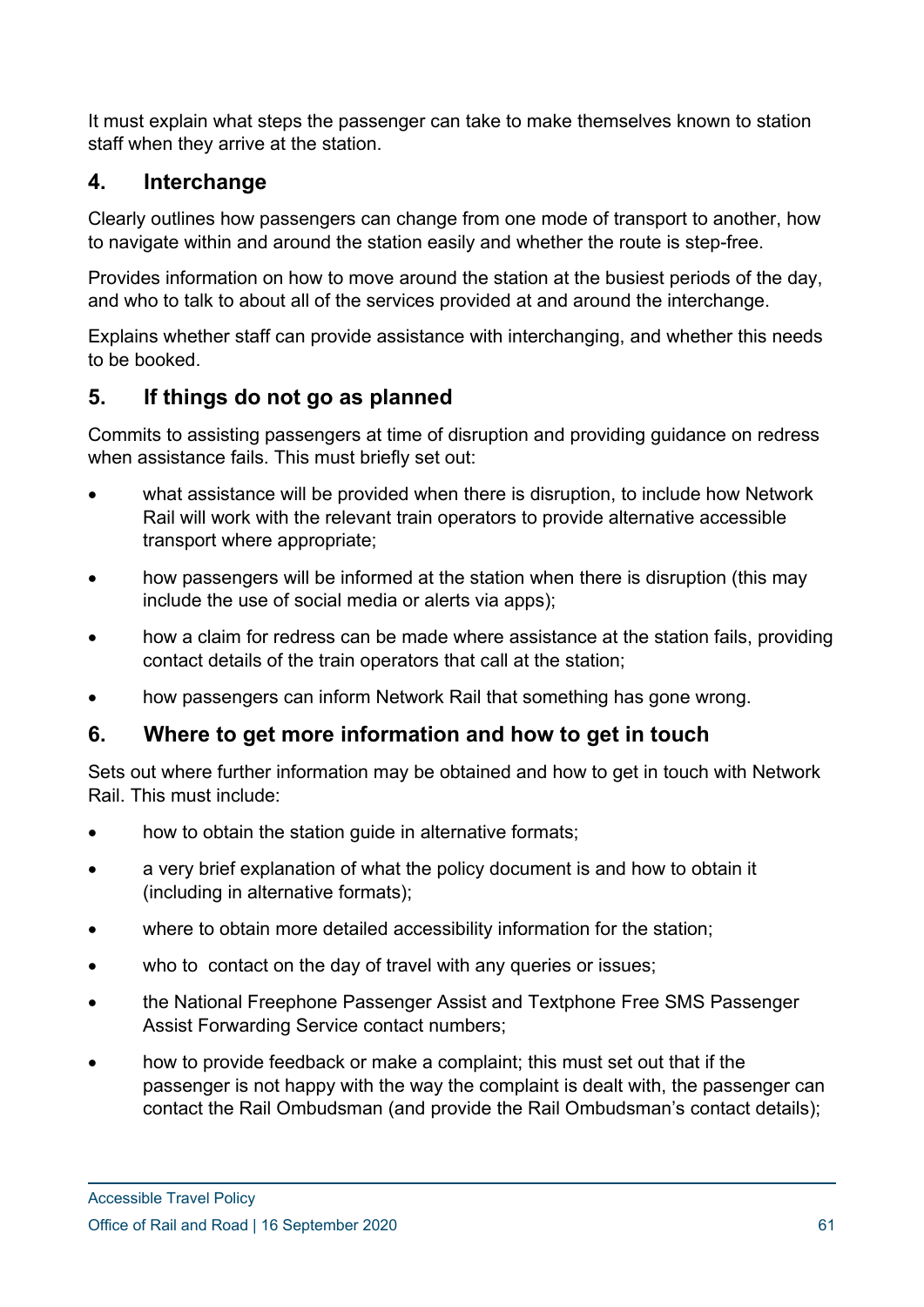It must explain what steps the passenger can take to make themselves known to station staff when they arrive at the station.

## 4. Interchange

Clearly outlines how passengers can change from one mode of transport to another, how to navigate within and around the station easily and whether the route is step-free.

Provides information on how to move around the station at the busiest periods of the day, and who to talk to about all of the services provided at and around the interchange.

Explains whether staff can provide assistance with interchanging, and whether this needs to be booked.

## 5. If things do not go as planned

Commits to assisting passengers at time of disruption and providing guidance on redress when assistance fails. This must briefly set out:

- what assistance will be provided when there is disruption, to include how Network Rail will work with the relevant train operators to provide alternative accessible transport where appropriate;
- how passengers will be informed at the station when there is disruption (this may include the use of social media or alerts via apps);
- how a claim for redress can be made where assistance at the station fails, providing contact details of the train operators that call at the station;
- how passengers can inform Network Rail that something has gone wrong.

## 6. Where to get more information and how to get in touch

Sets out where further information may be obtained and how to get in touch with Network Rail. This must include:

- how to obtain the station guide in alternative formats;
- a very brief explanation of what the policy document is and how to obtain it (including in alternative formats);
- where to obtain more detailed accessibility information for the station;
- who to contact on the day of travel with any queries or issues;
- the National Freephone Passenger Assist and Textphone Free SMS Passenger Assist Forwarding Service contact numbers;
- how to provide feedback or make a complaint; this must set out that if the passenger is not happy with the way the complaint is dealt with, the passenger can contact the Rail Ombudsman (and provide the Rail Ombudsman's contact details);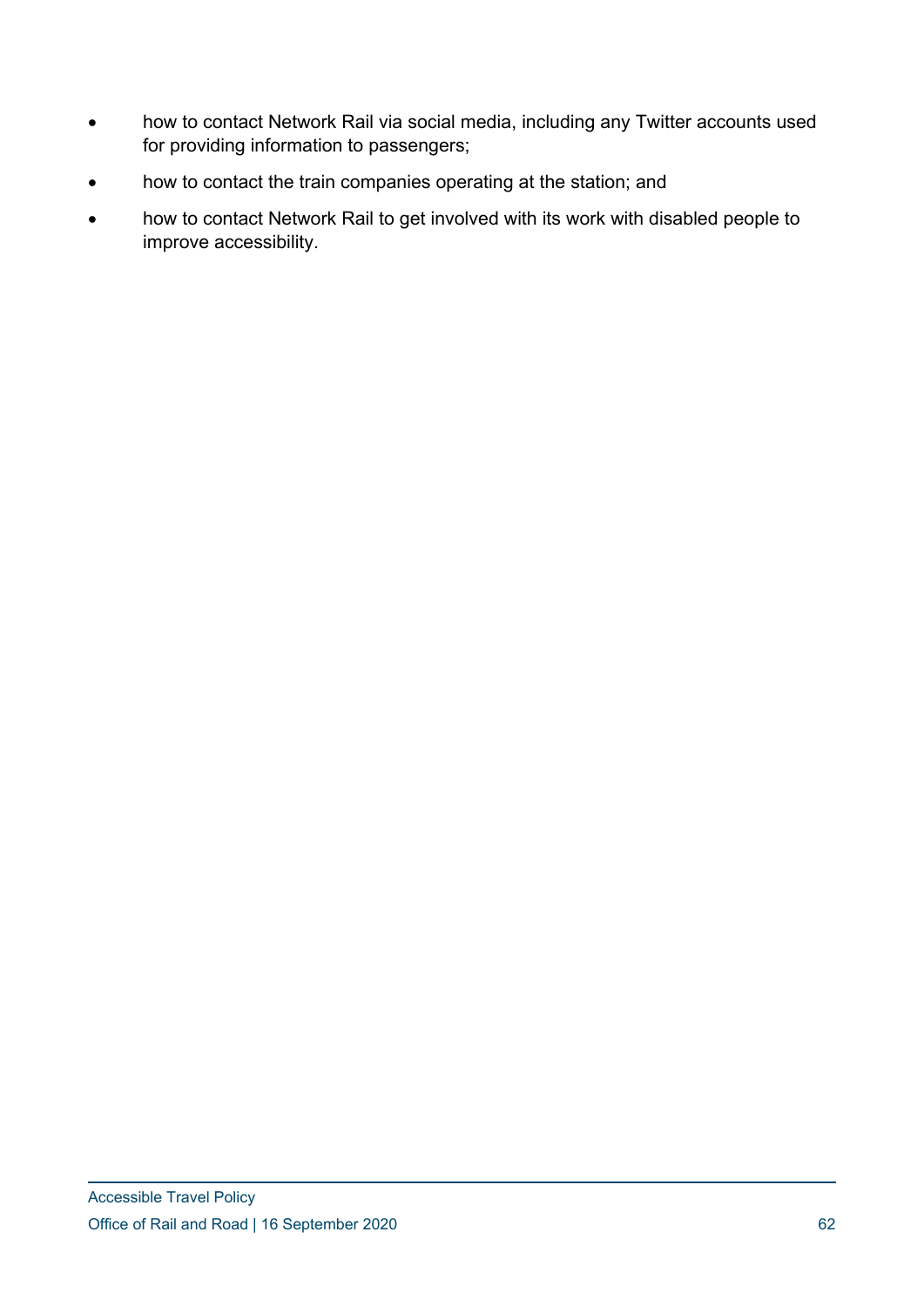- how to contact Network Rail via social media, including any Twitter accounts used for providing information to passengers;
- how to contact the train companies operating at the station; and
- how to contact Network Rail to get involved with its work with disabled people to improve accessibility.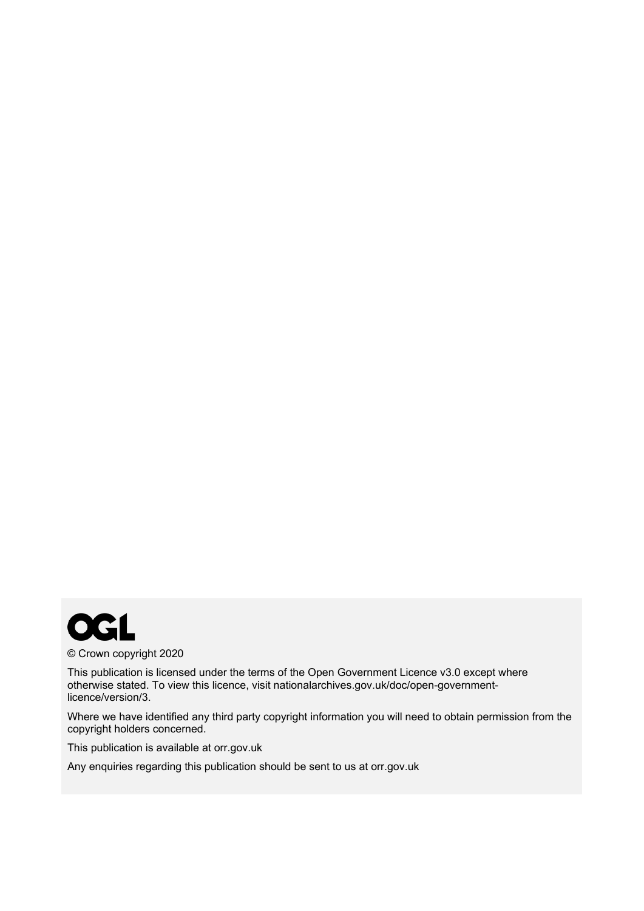OGL

© Crown copyright 2020

This publication is licensed under the terms of the Open Government Licence v3.0 except where otherwise stated. To view this licence, visit nationalarchives.gov.uk/doc/open-government-licence/version/3.

Where we have identified any third party copyright information you will need to obtain permission from the copyright holders concerned.

This publication is available at orr.gov.uk

Any enquiries regarding this publication should be sent to us at orr.gov.uk